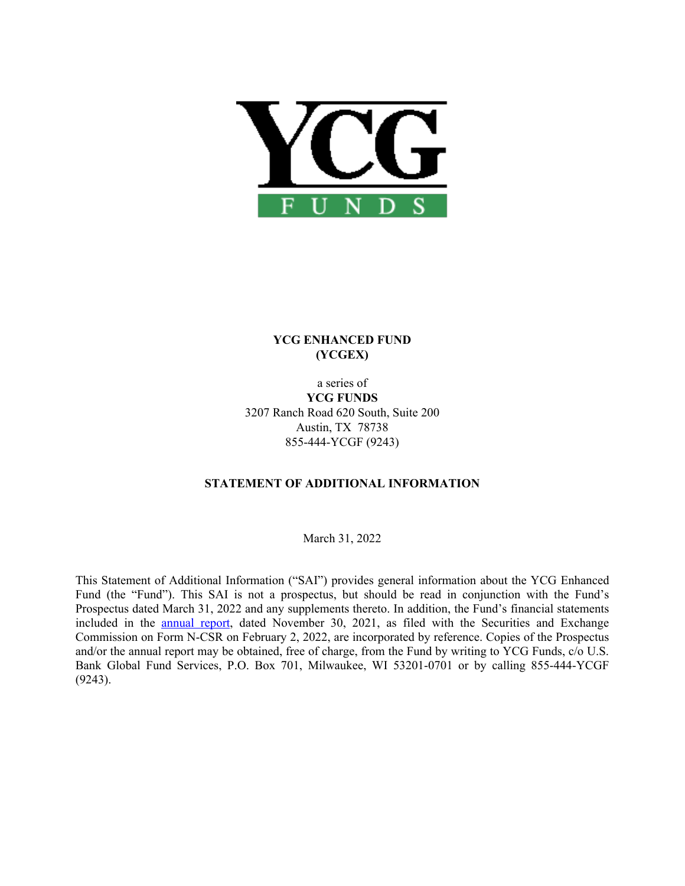YCG FUNDS

**YCG ENHANCED FUND**
**(YCGEX)**

a series of
**YCG FUNDS**
3207 Ranch Road 620 South, Suite 200
Austin, TX 78738
855-444-YCGF (9243)

**STATEMENT OF ADDITIONAL INFORMATION**

March 31, 2022

This Statement of Additional Information ("SAI") provides general information about the YCG Enhanced Fund (the "Fund"). This SAI is not a prospectus, but should be read in conjunction with the Fund's Prospectus dated March 31, 2022 and any supplements thereto. In addition, the Fund's financial statements included in the annual report, dated November 30, 2021, as filed with the Securities and Exchange Commission on Form N-CSR on February 2, 2022, are incorporated by reference. Copies of the Prospectus and/or the annual report may be obtained, free of charge, from the Fund by writing to YCG Funds, c/o U.S. Bank Global Fund Services, P.O. Box 701, Milwaukee, WI 53201-0701 or by calling 855-444-YCGF (9243).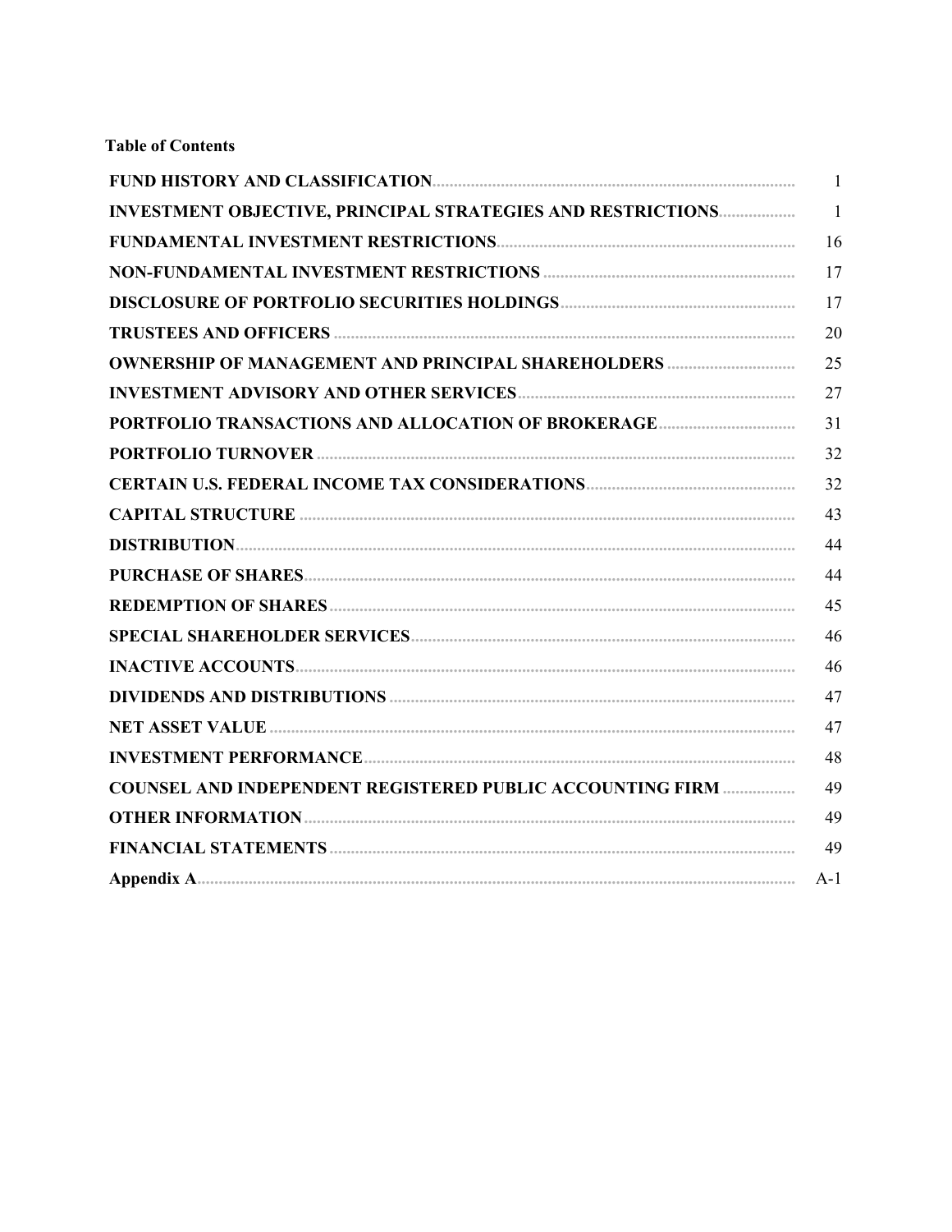**Table of Contents**

| | |
|---|---|
| **FUND HISTORY AND CLASSIFICATION** | 1 |
| **INVESTMENT OBJECTIVE, PRINCIPAL STRATEGIES AND RESTRICTIONS** | 1 |
| **FUNDAMENTAL INVESTMENT RESTRICTIONS** | 16 |
| **NON-FUNDAMENTAL INVESTMENT RESTRICTIONS** | 17 |
| **DISCLOSURE OF PORTFOLIO SECURITIES HOLDINGS** | 17 |
| **TRUSTEES AND OFFICERS** | 20 |
| **OWNERSHIP OF MANAGEMENT AND PRINCIPAL SHAREHOLDERS** | 25 |
| **INVESTMENT ADVISORY AND OTHER SERVICES** | 27 |
| **PORTFOLIO TRANSACTIONS AND ALLOCATION OF BROKERAGE** | 31 |
| **PORTFOLIO TURNOVER** | 32 |
| **CERTAIN U.S. FEDERAL INCOME TAX CONSIDERATIONS** | 32 |
| **CAPITAL STRUCTURE** | 43 |
| **DISTRIBUTION** | 44 |
| **PURCHASE OF SHARES** | 44 |
| **REDEMPTION OF SHARES** | 45 |
| **SPECIAL SHAREHOLDER SERVICES** | 46 |
| **INACTIVE ACCOUNTS** | 46 |
| **DIVIDENDS AND DISTRIBUTIONS** | 47 |
| **NET ASSET VALUE** | 47 |
| **INVESTMENT PERFORMANCE** | 48 |
| **COUNSEL AND INDEPENDENT REGISTERED PUBLIC ACCOUNTING FIRM** | 49 |
| **OTHER INFORMATION** | 49 |
| **FINANCIAL STATEMENTS** | 49 |
| **Appendix A** | A-1 |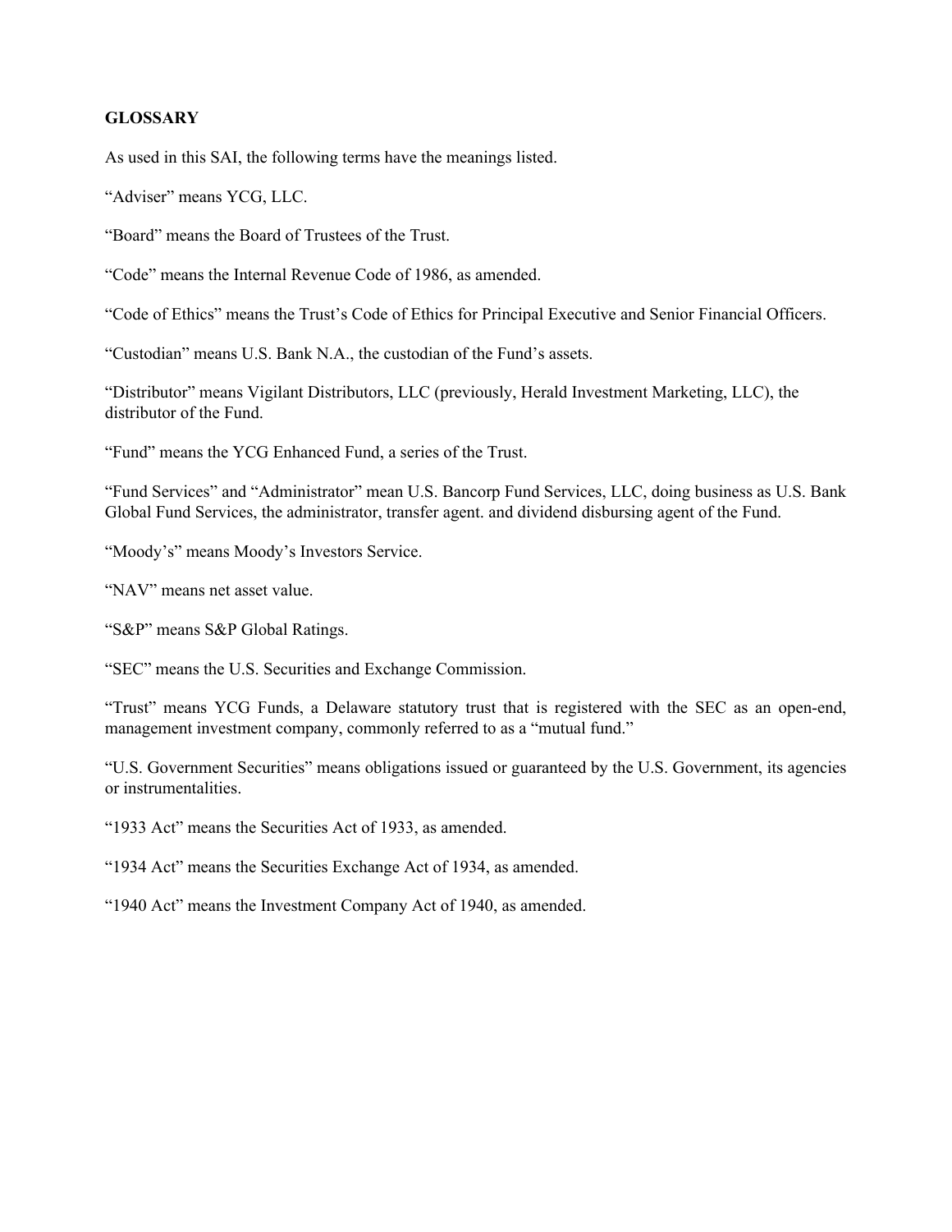## GLOSSARY

As used in this SAI, the following terms have the meanings listed.

"Adviser" means YCG, LLC.

"Board" means the Board of Trustees of the Trust.

"Code" means the Internal Revenue Code of 1986, as amended.

"Code of Ethics" means the Trust's Code of Ethics for Principal Executive and Senior Financial Officers.

"Custodian" means U.S. Bank N.A., the custodian of the Fund's assets.

"Distributor" means Vigilant Distributors, LLC (previously, Herald Investment Marketing, LLC), the distributor of the Fund.

"Fund" means the YCG Enhanced Fund, a series of the Trust.

"Fund Services" and "Administrator" mean U.S. Bancorp Fund Services, LLC, doing business as U.S. Bank Global Fund Services, the administrator, transfer agent. and dividend disbursing agent of the Fund.

"Moody's" means Moody's Investors Service.

"NAV" means net asset value.

"S&P" means S&P Global Ratings.

"SEC" means the U.S. Securities and Exchange Commission.

"Trust" means YCG Funds, a Delaware statutory trust that is registered with the SEC as an open-end, management investment company, commonly referred to as a "mutual fund."

"U.S. Government Securities" means obligations issued or guaranteed by the U.S. Government, its agencies or instrumentalities.

"1933 Act" means the Securities Act of 1933, as amended.

"1934 Act" means the Securities Exchange Act of 1934, as amended.

"1940 Act" means the Investment Company Act of 1940, as amended.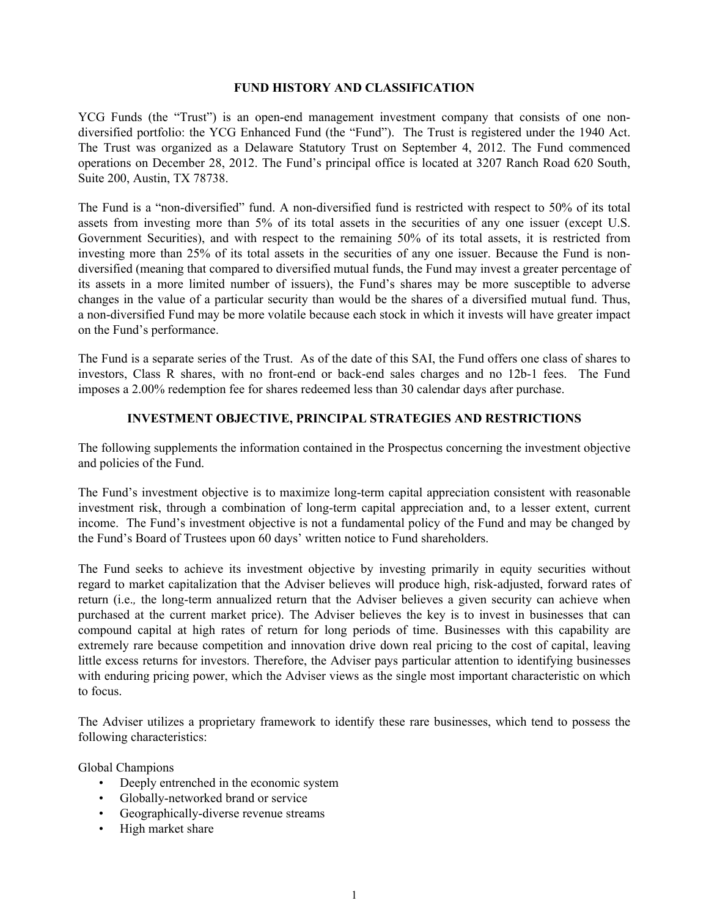## FUND HISTORY AND CLASSIFICATION

YCG Funds (the "Trust") is an open-end management investment company that consists of one non-diversified portfolio: the YCG Enhanced Fund (the "Fund"). The Trust is registered under the 1940 Act. The Trust was organized as a Delaware Statutory Trust on September 4, 2012. The Fund commenced operations on December 28, 2012. The Fund's principal office is located at 3207 Ranch Road 620 South, Suite 200, Austin, TX 78738.

The Fund is a "non-diversified" fund. A non-diversified fund is restricted with respect to 50% of its total assets from investing more than 5% of its total assets in the securities of any one issuer (except U.S. Government Securities), and with respect to the remaining 50% of its total assets, it is restricted from investing more than 25% of its total assets in the securities of any one issuer. Because the Fund is non-diversified (meaning that compared to diversified mutual funds, the Fund may invest a greater percentage of its assets in a more limited number of issuers), the Fund's shares may be more susceptible to adverse changes in the value of a particular security than would be the shares of a diversified mutual fund. Thus, a non-diversified Fund may be more volatile because each stock in which it invests will have greater impact on the Fund's performance.

The Fund is a separate series of the Trust. As of the date of this SAI, the Fund offers one class of shares to investors, Class R shares, with no front-end or back-end sales charges and no 12b-1 fees. The Fund imposes a 2.00% redemption fee for shares redeemed less than 30 calendar days after purchase.

## INVESTMENT OBJECTIVE, PRINCIPAL STRATEGIES AND RESTRICTIONS

The following supplements the information contained in the Prospectus concerning the investment objective and policies of the Fund.

The Fund's investment objective is to maximize long-term capital appreciation consistent with reasonable investment risk, through a combination of long-term capital appreciation and, to a lesser extent, current income. The Fund's investment objective is not a fundamental policy of the Fund and may be changed by the Fund's Board of Trustees upon 60 days' written notice to Fund shareholders.

The Fund seeks to achieve its investment objective by investing primarily in equity securities without regard to market capitalization that the Adviser believes will produce high, risk-adjusted, forward rates of return (i.e., the long-term annualized return that the Adviser believes a given security can achieve when purchased at the current market price). The Adviser believes the key is to invest in businesses that can compound capital at high rates of return for long periods of time. Businesses with this capability are extremely rare because competition and innovation drive down real pricing to the cost of capital, leaving little excess returns for investors. Therefore, the Adviser pays particular attention to identifying businesses with enduring pricing power, which the Adviser views as the single most important characteristic on which to focus.

The Adviser utilizes a proprietary framework to identify these rare businesses, which tend to possess the following characteristics:

Global Champions

- Deeply entrenched in the economic system
- Globally-networked brand or service
- Geographically-diverse revenue streams
- High market share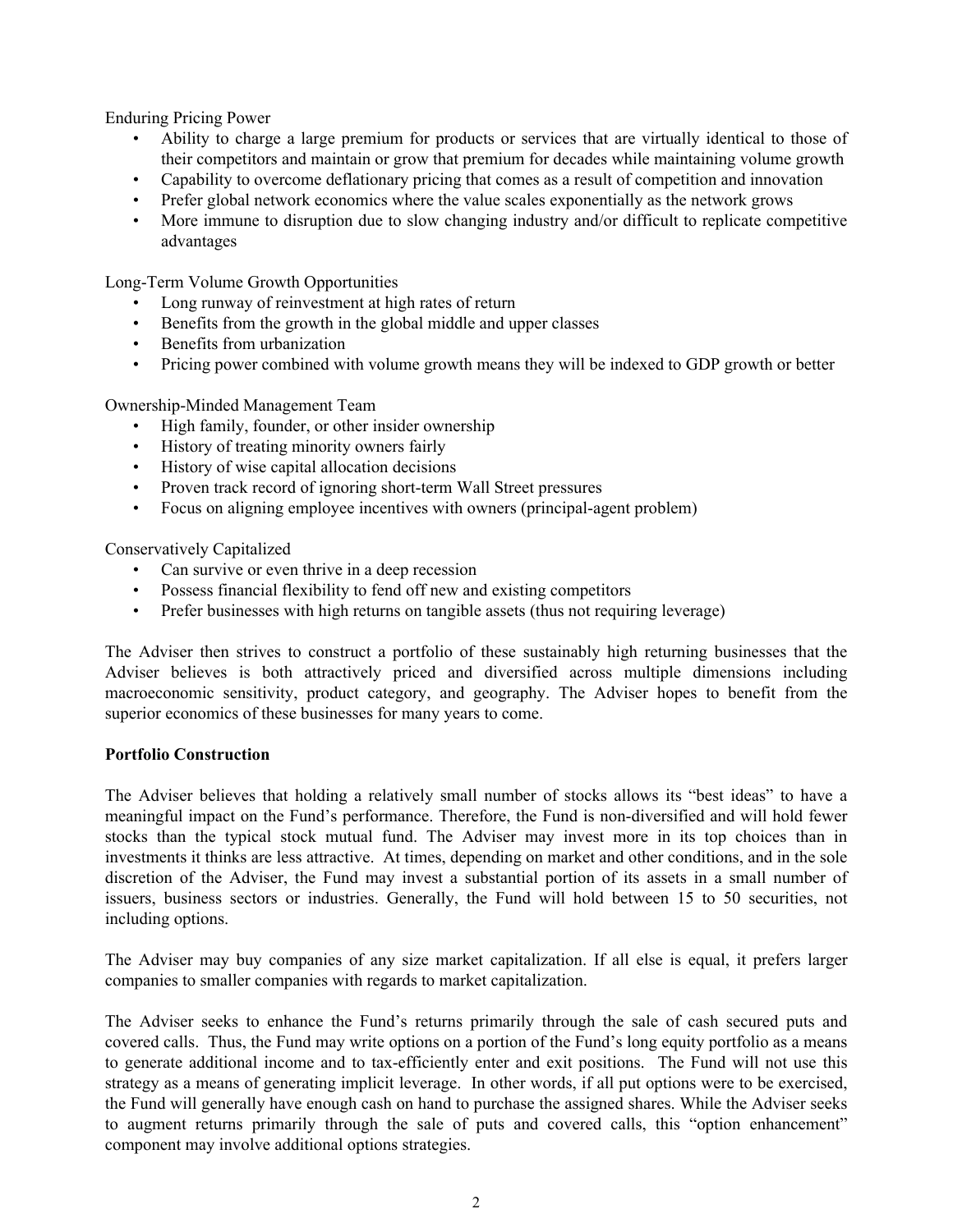Enduring Pricing Power

- Ability to charge a large premium for products or services that are virtually identical to those of their competitors and maintain or grow that premium for decades while maintaining volume growth
- Capability to overcome deflationary pricing that comes as a result of competition and innovation
- Prefer global network economics where the value scales exponentially as the network grows
- More immune to disruption due to slow changing industry and/or difficult to replicate competitive advantages

Long-Term Volume Growth Opportunities

- Long runway of reinvestment at high rates of return
- Benefits from the growth in the global middle and upper classes
- Benefits from urbanization
- Pricing power combined with volume growth means they will be indexed to GDP growth or better

Ownership-Minded Management Team

- High family, founder, or other insider ownership
- History of treating minority owners fairly
- History of wise capital allocation decisions
- Proven track record of ignoring short-term Wall Street pressures
- Focus on aligning employee incentives with owners (principal-agent problem)

Conservatively Capitalized

- Can survive or even thrive in a deep recession
- Possess financial flexibility to fend off new and existing competitors
- Prefer businesses with high returns on tangible assets (thus not requiring leverage)

The Adviser then strives to construct a portfolio of these sustainably high returning businesses that the Adviser believes is both attractively priced and diversified across multiple dimensions including macroeconomic sensitivity, product category, and geography. The Adviser hopes to benefit from the superior economics of these businesses for many years to come.

**Portfolio Construction**

The Adviser believes that holding a relatively small number of stocks allows its "best ideas" to have a meaningful impact on the Fund's performance. Therefore, the Fund is non-diversified and will hold fewer stocks than the typical stock mutual fund. The Adviser may invest more in its top choices than in investments it thinks are less attractive. At times, depending on market and other conditions, and in the sole discretion of the Adviser, the Fund may invest a substantial portion of its assets in a small number of issuers, business sectors or industries. Generally, the Fund will hold between 15 to 50 securities, not including options.

The Adviser may buy companies of any size market capitalization. If all else is equal, it prefers larger companies to smaller companies with regards to market capitalization.

The Adviser seeks to enhance the Fund's returns primarily through the sale of cash secured puts and covered calls. Thus, the Fund may write options on a portion of the Fund's long equity portfolio as a means to generate additional income and to tax-efficiently enter and exit positions. The Fund will not use this strategy as a means of generating implicit leverage. In other words, if all put options were to be exercised, the Fund will generally have enough cash on hand to purchase the assigned shares. While the Adviser seeks to augment returns primarily through the sale of puts and covered calls, this "option enhancement" component may involve additional options strategies.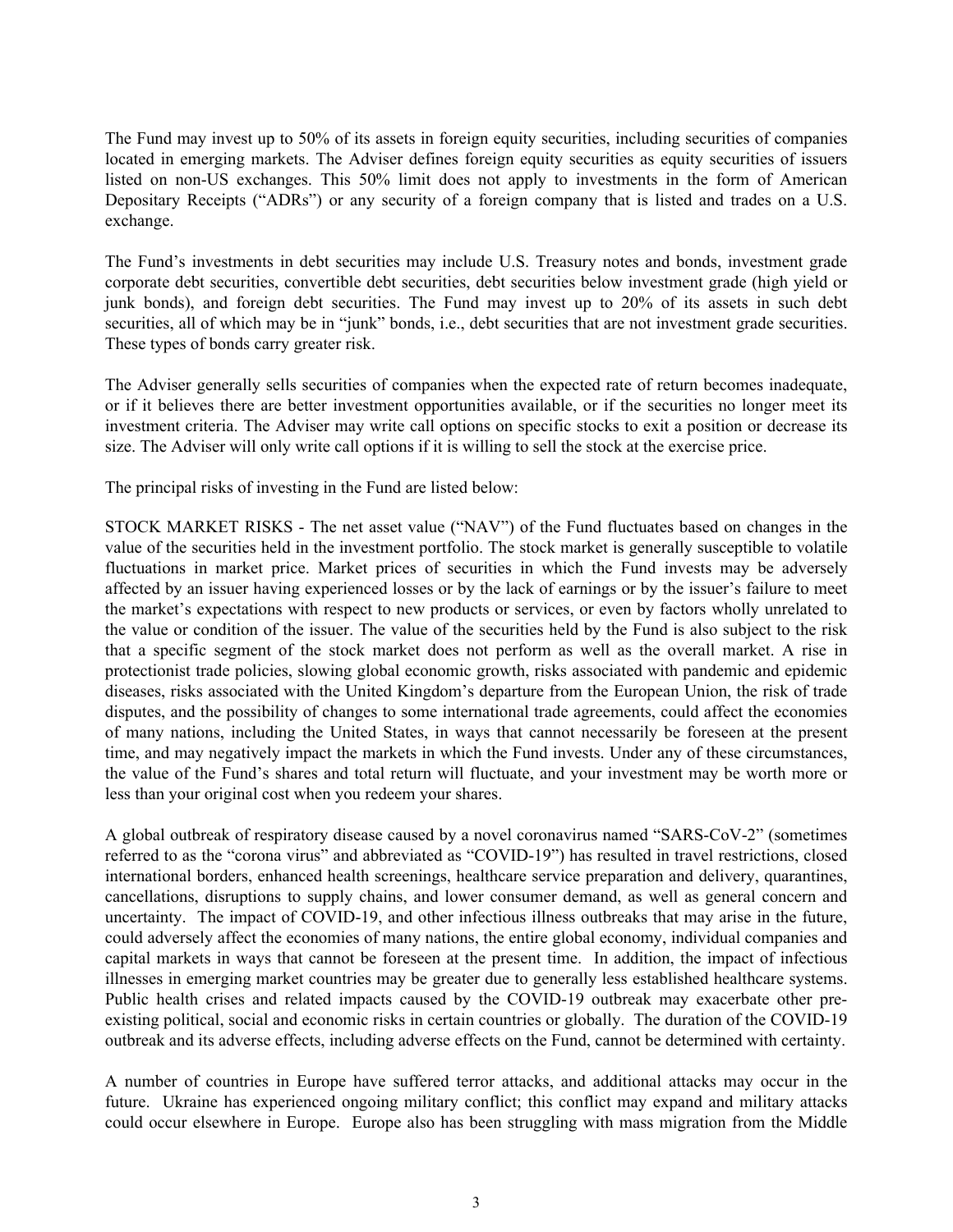The Fund may invest up to 50% of its assets in foreign equity securities, including securities of companies located in emerging markets. The Adviser defines foreign equity securities as equity securities of issuers listed on non-US exchanges. This 50% limit does not apply to investments in the form of American Depositary Receipts ("ADRs") or any security of a foreign company that is listed and trades on a U.S. exchange.

The Fund's investments in debt securities may include U.S. Treasury notes and bonds, investment grade corporate debt securities, convertible debt securities, debt securities below investment grade (high yield or junk bonds), and foreign debt securities. The Fund may invest up to 20% of its assets in such debt securities, all of which may be in "junk" bonds, i.e., debt securities that are not investment grade securities. These types of bonds carry greater risk.

The Adviser generally sells securities of companies when the expected rate of return becomes inadequate, or if it believes there are better investment opportunities available, or if the securities no longer meet its investment criteria. The Adviser may write call options on specific stocks to exit a position or decrease its size. The Adviser will only write call options if it is willing to sell the stock at the exercise price.

The principal risks of investing in the Fund are listed below:

STOCK MARKET RISKS - The net asset value ("NAV") of the Fund fluctuates based on changes in the value of the securities held in the investment portfolio. The stock market is generally susceptible to volatile fluctuations in market price. Market prices of securities in which the Fund invests may be adversely affected by an issuer having experienced losses or by the lack of earnings or by the issuer's failure to meet the market's expectations with respect to new products or services, or even by factors wholly unrelated to the value or condition of the issuer. The value of the securities held by the Fund is also subject to the risk that a specific segment of the stock market does not perform as well as the overall market. A rise in protectionist trade policies, slowing global economic growth, risks associated with pandemic and epidemic diseases, risks associated with the United Kingdom's departure from the European Union, the risk of trade disputes, and the possibility of changes to some international trade agreements, could affect the economies of many nations, including the United States, in ways that cannot necessarily be foreseen at the present time, and may negatively impact the markets in which the Fund invests. Under any of these circumstances, the value of the Fund's shares and total return will fluctuate, and your investment may be worth more or less than your original cost when you redeem your shares.

A global outbreak of respiratory disease caused by a novel coronavirus named "SARS-CoV-2" (sometimes referred to as the "corona virus" and abbreviated as "COVID-19") has resulted in travel restrictions, closed international borders, enhanced health screenings, healthcare service preparation and delivery, quarantines, cancellations, disruptions to supply chains, and lower consumer demand, as well as general concern and uncertainty. The impact of COVID-19, and other infectious illness outbreaks that may arise in the future, could adversely affect the economies of many nations, the entire global economy, individual companies and capital markets in ways that cannot be foreseen at the present time. In addition, the impact of infectious illnesses in emerging market countries may be greater due to generally less established healthcare systems. Public health crises and related impacts caused by the COVID-19 outbreak may exacerbate other pre-existing political, social and economic risks in certain countries or globally. The duration of the COVID-19 outbreak and its adverse effects, including adverse effects on the Fund, cannot be determined with certainty.

A number of countries in Europe have suffered terror attacks, and additional attacks may occur in the future. Ukraine has experienced ongoing military conflict; this conflict may expand and military attacks could occur elsewhere in Europe. Europe also has been struggling with mass migration from the Middle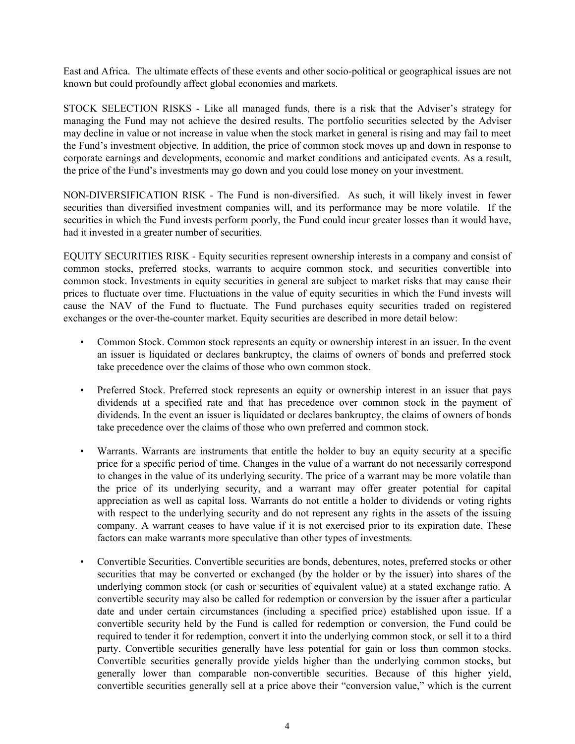East and Africa. The ultimate effects of these events and other socio-political or geographical issues are not known but could profoundly affect global economies and markets.

STOCK SELECTION RISKS - Like all managed funds, there is a risk that the Adviser's strategy for managing the Fund may not achieve the desired results. The portfolio securities selected by the Adviser may decline in value or not increase in value when the stock market in general is rising and may fail to meet the Fund's investment objective. In addition, the price of common stock moves up and down in response to corporate earnings and developments, economic and market conditions and anticipated events. As a result, the price of the Fund's investments may go down and you could lose money on your investment.

NON-DIVERSIFICATION RISK - The Fund is non-diversified. As such, it will likely invest in fewer securities than diversified investment companies will, and its performance may be more volatile. If the securities in which the Fund invests perform poorly, the Fund could incur greater losses than it would have, had it invested in a greater number of securities.

EQUITY SECURITIES RISK - Equity securities represent ownership interests in a company and consist of common stocks, preferred stocks, warrants to acquire common stock, and securities convertible into common stock. Investments in equity securities in general are subject to market risks that may cause their prices to fluctuate over time. Fluctuations in the value of equity securities in which the Fund invests will cause the NAV of the Fund to fluctuate. The Fund purchases equity securities traded on registered exchanges or the over-the-counter market. Equity securities are described in more detail below:

- Common Stock. Common stock represents an equity or ownership interest in an issuer. In the event an issuer is liquidated or declares bankruptcy, the claims of owners of bonds and preferred stock take precedence over the claims of those who own common stock.

- Preferred Stock. Preferred stock represents an equity or ownership interest in an issuer that pays dividends at a specified rate and that has precedence over common stock in the payment of dividends. In the event an issuer is liquidated or declares bankruptcy, the claims of owners of bonds take precedence over the claims of those who own preferred and common stock.

- Warrants. Warrants are instruments that entitle the holder to buy an equity security at a specific price for a specific period of time. Changes in the value of a warrant do not necessarily correspond to changes in the value of its underlying security. The price of a warrant may be more volatile than the price of its underlying security, and a warrant may offer greater potential for capital appreciation as well as capital loss. Warrants do not entitle a holder to dividends or voting rights with respect to the underlying security and do not represent any rights in the assets of the issuing company. A warrant ceases to have value if it is not exercised prior to its expiration date. These factors can make warrants more speculative than other types of investments.

- Convertible Securities. Convertible securities are bonds, debentures, notes, preferred stocks or other securities that may be converted or exchanged (by the holder or by the issuer) into shares of the underlying common stock (or cash or securities of equivalent value) at a stated exchange ratio. A convertible security may also be called for redemption or conversion by the issuer after a particular date and under certain circumstances (including a specified price) established upon issue. If a convertible security held by the Fund is called for redemption or conversion, the Fund could be required to tender it for redemption, convert it into the underlying common stock, or sell it to a third party. Convertible securities generally have less potential for gain or loss than common stocks. Convertible securities generally provide yields higher than the underlying common stocks, but generally lower than comparable non-convertible securities. Because of this higher yield, convertible securities generally sell at a price above their "conversion value," which is the current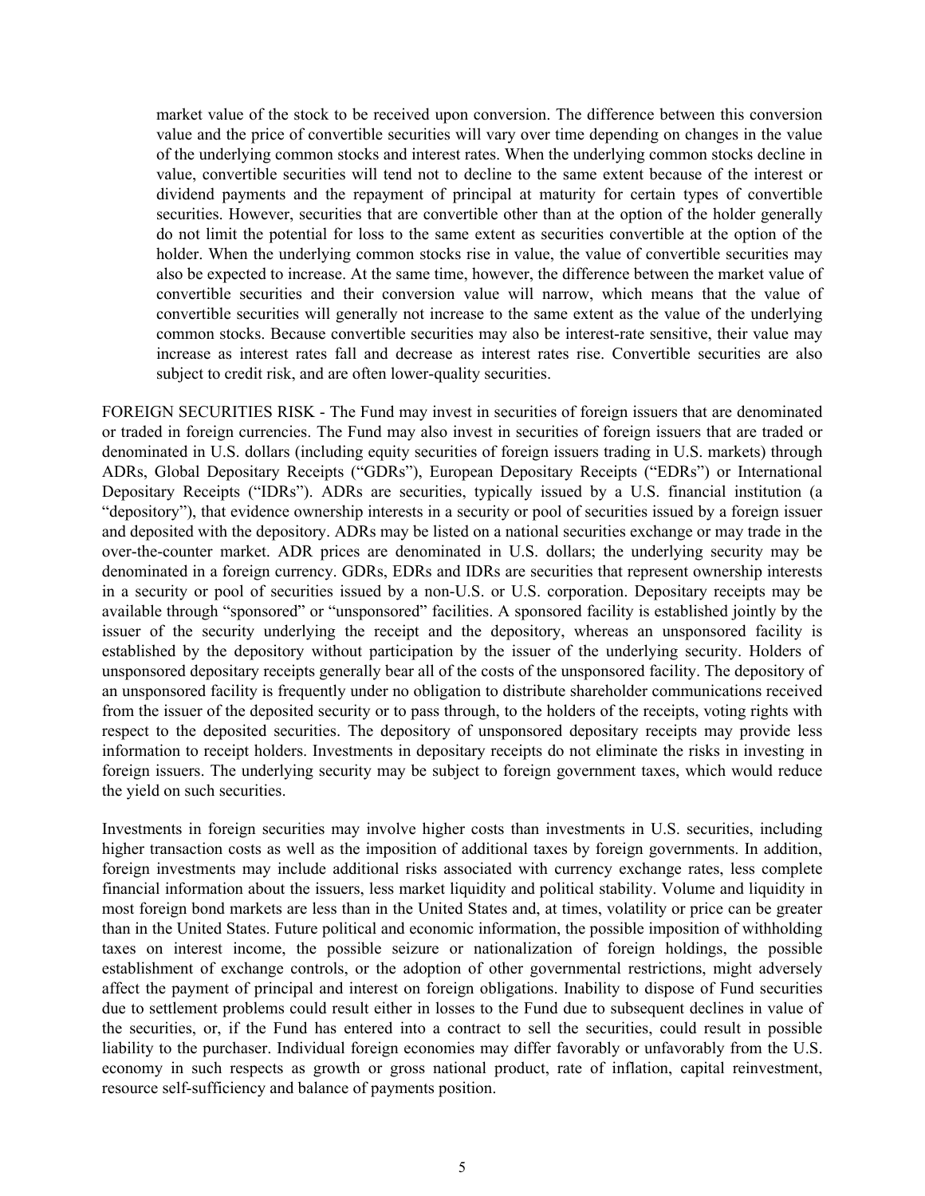market value of the stock to be received upon conversion. The difference between this conversion value and the price of convertible securities will vary over time depending on changes in the value of the underlying common stocks and interest rates. When the underlying common stocks decline in value, convertible securities will tend not to decline to the same extent because of the interest or dividend payments and the repayment of principal at maturity for certain types of convertible securities. However, securities that are convertible other than at the option of the holder generally do not limit the potential for loss to the same extent as securities convertible at the option of the holder. When the underlying common stocks rise in value, the value of convertible securities may also be expected to increase. At the same time, however, the difference between the market value of convertible securities and their conversion value will narrow, which means that the value of convertible securities will generally not increase to the same extent as the value of the underlying common stocks. Because convertible securities may also be interest-rate sensitive, their value may increase as interest rates fall and decrease as interest rates rise. Convertible securities are also subject to credit risk, and are often lower-quality securities.

FOREIGN SECURITIES RISK - The Fund may invest in securities of foreign issuers that are denominated or traded in foreign currencies. The Fund may also invest in securities of foreign issuers that are traded or denominated in U.S. dollars (including equity securities of foreign issuers trading in U.S. markets) through ADRs, Global Depositary Receipts ("GDRs"), European Depositary Receipts ("EDRs") or International Depositary Receipts ("IDRs"). ADRs are securities, typically issued by a U.S. financial institution (a "depository"), that evidence ownership interests in a security or pool of securities issued by a foreign issuer and deposited with the depository. ADRs may be listed on a national securities exchange or may trade in the over-the-counter market. ADR prices are denominated in U.S. dollars; the underlying security may be denominated in a foreign currency. GDRs, EDRs and IDRs are securities that represent ownership interests in a security or pool of securities issued by a non-U.S. or U.S. corporation. Depositary receipts may be available through "sponsored" or "unsponsored" facilities. A sponsored facility is established jointly by the issuer of the security underlying the receipt and the depository, whereas an unsponsored facility is established by the depository without participation by the issuer of the underlying security. Holders of unsponsored depositary receipts generally bear all of the costs of the unsponsored facility. The depository of an unsponsored facility is frequently under no obligation to distribute shareholder communications received from the issuer of the deposited security or to pass through, to the holders of the receipts, voting rights with respect to the deposited securities. The depository of unsponsored depositary receipts may provide less information to receipt holders. Investments in depositary receipts do not eliminate the risks in investing in foreign issuers. The underlying security may be subject to foreign government taxes, which would reduce the yield on such securities.

Investments in foreign securities may involve higher costs than investments in U.S. securities, including higher transaction costs as well as the imposition of additional taxes by foreign governments. In addition, foreign investments may include additional risks associated with currency exchange rates, less complete financial information about the issuers, less market liquidity and political stability. Volume and liquidity in most foreign bond markets are less than in the United States and, at times, volatility or price can be greater than in the United States. Future political and economic information, the possible imposition of withholding taxes on interest income, the possible seizure or nationalization of foreign holdings, the possible establishment of exchange controls, or the adoption of other governmental restrictions, might adversely affect the payment of principal and interest on foreign obligations. Inability to dispose of Fund securities due to settlement problems could result either in losses to the Fund due to subsequent declines in value of the securities, or, if the Fund has entered into a contract to sell the securities, could result in possible liability to the purchaser. Individual foreign economies may differ favorably or unfavorably from the U.S. economy in such respects as growth or gross national product, rate of inflation, capital reinvestment, resource self-sufficiency and balance of payments position.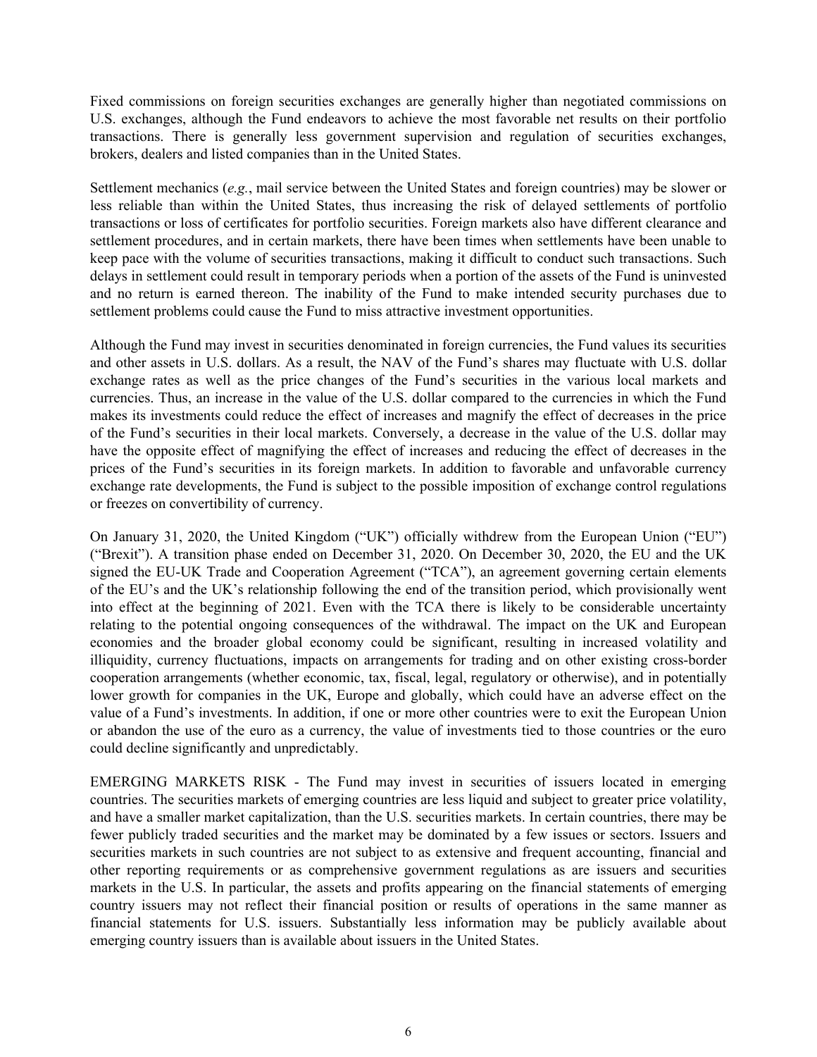Fixed commissions on foreign securities exchanges are generally higher than negotiated commissions on U.S. exchanges, although the Fund endeavors to achieve the most favorable net results on their portfolio transactions. There is generally less government supervision and regulation of securities exchanges, brokers, dealers and listed companies than in the United States.

Settlement mechanics (*e.g.*, mail service between the United States and foreign countries) may be slower or less reliable than within the United States, thus increasing the risk of delayed settlements of portfolio transactions or loss of certificates for portfolio securities. Foreign markets also have different clearance and settlement procedures, and in certain markets, there have been times when settlements have been unable to keep pace with the volume of securities transactions, making it difficult to conduct such transactions. Such delays in settlement could result in temporary periods when a portion of the assets of the Fund is uninvested and no return is earned thereon. The inability of the Fund to make intended security purchases due to settlement problems could cause the Fund to miss attractive investment opportunities.

Although the Fund may invest in securities denominated in foreign currencies, the Fund values its securities and other assets in U.S. dollars. As a result, the NAV of the Fund's shares may fluctuate with U.S. dollar exchange rates as well as the price changes of the Fund's securities in the various local markets and currencies. Thus, an increase in the value of the U.S. dollar compared to the currencies in which the Fund makes its investments could reduce the effect of increases and magnify the effect of decreases in the price of the Fund's securities in their local markets. Conversely, a decrease in the value of the U.S. dollar may have the opposite effect of magnifying the effect of increases and reducing the effect of decreases in the prices of the Fund's securities in its foreign markets. In addition to favorable and unfavorable currency exchange rate developments, the Fund is subject to the possible imposition of exchange control regulations or freezes on convertibility of currency.

On January 31, 2020, the United Kingdom ("UK") officially withdrew from the European Union ("EU") ("Brexit"). A transition phase ended on December 31, 2020. On December 30, 2020, the EU and the UK signed the EU-UK Trade and Cooperation Agreement ("TCA"), an agreement governing certain elements of the EU's and the UK's relationship following the end of the transition period, which provisionally went into effect at the beginning of 2021. Even with the TCA there is likely to be considerable uncertainty relating to the potential ongoing consequences of the withdrawal. The impact on the UK and European economies and the broader global economy could be significant, resulting in increased volatility and illiquidity, currency fluctuations, impacts on arrangements for trading and on other existing cross-border cooperation arrangements (whether economic, tax, fiscal, legal, regulatory or otherwise), and in potentially lower growth for companies in the UK, Europe and globally, which could have an adverse effect on the value of a Fund's investments. In addition, if one or more other countries were to exit the European Union or abandon the use of the euro as a currency, the value of investments tied to those countries or the euro could decline significantly and unpredictably.

EMERGING MARKETS RISK - The Fund may invest in securities of issuers located in emerging countries. The securities markets of emerging countries are less liquid and subject to greater price volatility, and have a smaller market capitalization, than the U.S. securities markets. In certain countries, there may be fewer publicly traded securities and the market may be dominated by a few issues or sectors. Issuers and securities markets in such countries are not subject to as extensive and frequent accounting, financial and other reporting requirements or as comprehensive government regulations as are issuers and securities markets in the U.S. In particular, the assets and profits appearing on the financial statements of emerging country issuers may not reflect their financial position or results of operations in the same manner as financial statements for U.S. issuers. Substantially less information may be publicly available about emerging country issuers than is available about issuers in the United States.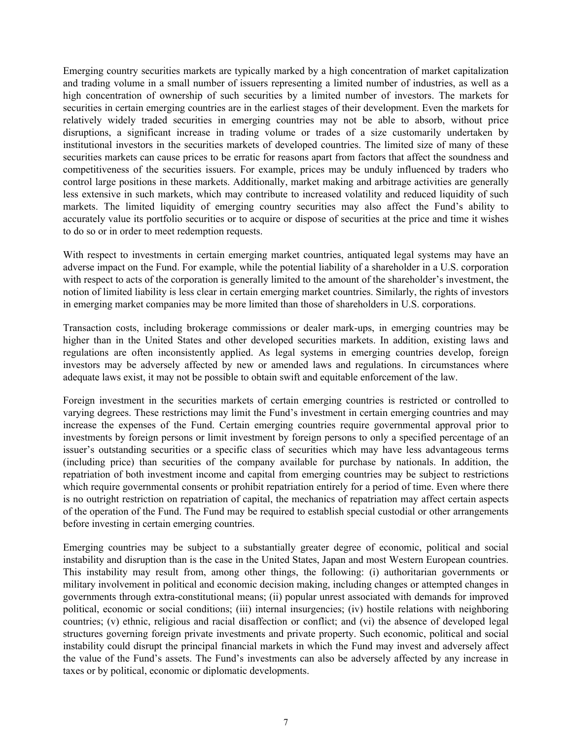Emerging country securities markets are typically marked by a high concentration of market capitalization and trading volume in a small number of issuers representing a limited number of industries, as well as a high concentration of ownership of such securities by a limited number of investors. The markets for securities in certain emerging countries are in the earliest stages of their development. Even the markets for relatively widely traded securities in emerging countries may not be able to absorb, without price disruptions, a significant increase in trading volume or trades of a size customarily undertaken by institutional investors in the securities markets of developed countries. The limited size of many of these securities markets can cause prices to be erratic for reasons apart from factors that affect the soundness and competitiveness of the securities issuers. For example, prices may be unduly influenced by traders who control large positions in these markets. Additionally, market making and arbitrage activities are generally less extensive in such markets, which may contribute to increased volatility and reduced liquidity of such markets. The limited liquidity of emerging country securities may also affect the Fund's ability to accurately value its portfolio securities or to acquire or dispose of securities at the price and time it wishes to do so or in order to meet redemption requests.

With respect to investments in certain emerging market countries, antiquated legal systems may have an adverse impact on the Fund. For example, while the potential liability of a shareholder in a U.S. corporation with respect to acts of the corporation is generally limited to the amount of the shareholder's investment, the notion of limited liability is less clear in certain emerging market countries. Similarly, the rights of investors in emerging market companies may be more limited than those of shareholders in U.S. corporations.

Transaction costs, including brokerage commissions or dealer mark-ups, in emerging countries may be higher than in the United States and other developed securities markets. In addition, existing laws and regulations are often inconsistently applied. As legal systems in emerging countries develop, foreign investors may be adversely affected by new or amended laws and regulations. In circumstances where adequate laws exist, it may not be possible to obtain swift and equitable enforcement of the law.

Foreign investment in the securities markets of certain emerging countries is restricted or controlled to varying degrees. These restrictions may limit the Fund's investment in certain emerging countries and may increase the expenses of the Fund. Certain emerging countries require governmental approval prior to investments by foreign persons or limit investment by foreign persons to only a specified percentage of an issuer's outstanding securities or a specific class of securities which may have less advantageous terms (including price) than securities of the company available for purchase by nationals. In addition, the repatriation of both investment income and capital from emerging countries may be subject to restrictions which require governmental consents or prohibit repatriation entirely for a period of time. Even where there is no outright restriction on repatriation of capital, the mechanics of repatriation may affect certain aspects of the operation of the Fund. The Fund may be required to establish special custodial or other arrangements before investing in certain emerging countries.

Emerging countries may be subject to a substantially greater degree of economic, political and social instability and disruption than is the case in the United States, Japan and most Western European countries. This instability may result from, among other things, the following: (i) authoritarian governments or military involvement in political and economic decision making, including changes or attempted changes in governments through extra-constitutional means; (ii) popular unrest associated with demands for improved political, economic or social conditions; (iii) internal insurgencies; (iv) hostile relations with neighboring countries; (v) ethnic, religious and racial disaffection or conflict; and (vi) the absence of developed legal structures governing foreign private investments and private property. Such economic, political and social instability could disrupt the principal financial markets in which the Fund may invest and adversely affect the value of the Fund's assets. The Fund's investments can also be adversely affected by any increase in taxes or by political, economic or diplomatic developments.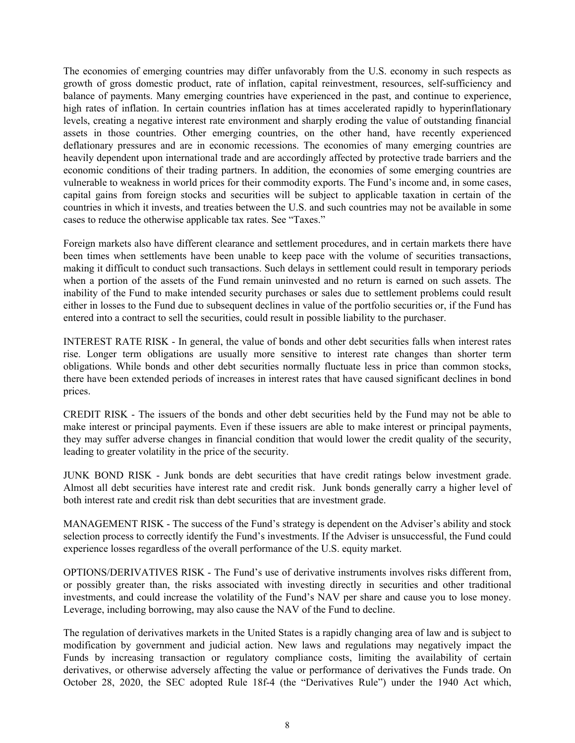The economies of emerging countries may differ unfavorably from the U.S. economy in such respects as growth of gross domestic product, rate of inflation, capital reinvestment, resources, self-sufficiency and balance of payments. Many emerging countries have experienced in the past, and continue to experience, high rates of inflation. In certain countries inflation has at times accelerated rapidly to hyperinflationary levels, creating a negative interest rate environment and sharply eroding the value of outstanding financial assets in those countries. Other emerging countries, on the other hand, have recently experienced deflationary pressures and are in economic recessions. The economies of many emerging countries are heavily dependent upon international trade and are accordingly affected by protective trade barriers and the economic conditions of their trading partners. In addition, the economies of some emerging countries are vulnerable to weakness in world prices for their commodity exports. The Fund's income and, in some cases, capital gains from foreign stocks and securities will be subject to applicable taxation in certain of the countries in which it invests, and treaties between the U.S. and such countries may not be available in some cases to reduce the otherwise applicable tax rates. See "Taxes."

Foreign markets also have different clearance and settlement procedures, and in certain markets there have been times when settlements have been unable to keep pace with the volume of securities transactions, making it difficult to conduct such transactions. Such delays in settlement could result in temporary periods when a portion of the assets of the Fund remain uninvested and no return is earned on such assets. The inability of the Fund to make intended security purchases or sales due to settlement problems could result either in losses to the Fund due to subsequent declines in value of the portfolio securities or, if the Fund has entered into a contract to sell the securities, could result in possible liability to the purchaser.

INTEREST RATE RISK - In general, the value of bonds and other debt securities falls when interest rates rise. Longer term obligations are usually more sensitive to interest rate changes than shorter term obligations. While bonds and other debt securities normally fluctuate less in price than common stocks, there have been extended periods of increases in interest rates that have caused significant declines in bond prices.

CREDIT RISK - The issuers of the bonds and other debt securities held by the Fund may not be able to make interest or principal payments. Even if these issuers are able to make interest or principal payments, they may suffer adverse changes in financial condition that would lower the credit quality of the security, leading to greater volatility in the price of the security.

JUNK BOND RISK - Junk bonds are debt securities that have credit ratings below investment grade. Almost all debt securities have interest rate and credit risk. Junk bonds generally carry a higher level of both interest rate and credit risk than debt securities that are investment grade.

MANAGEMENT RISK - The success of the Fund's strategy is dependent on the Adviser's ability and stock selection process to correctly identify the Fund's investments. If the Adviser is unsuccessful, the Fund could experience losses regardless of the overall performance of the U.S. equity market.

OPTIONS/DERIVATIVES RISK - The Fund's use of derivative instruments involves risks different from, or possibly greater than, the risks associated with investing directly in securities and other traditional investments, and could increase the volatility of the Fund's NAV per share and cause you to lose money. Leverage, including borrowing, may also cause the NAV of the Fund to decline.

The regulation of derivatives markets in the United States is a rapidly changing area of law and is subject to modification by government and judicial action. New laws and regulations may negatively impact the Funds by increasing transaction or regulatory compliance costs, limiting the availability of certain derivatives, or otherwise adversely affecting the value or performance of derivatives the Funds trade. On October 28, 2020, the SEC adopted Rule 18f-4 (the "Derivatives Rule") under the 1940 Act which,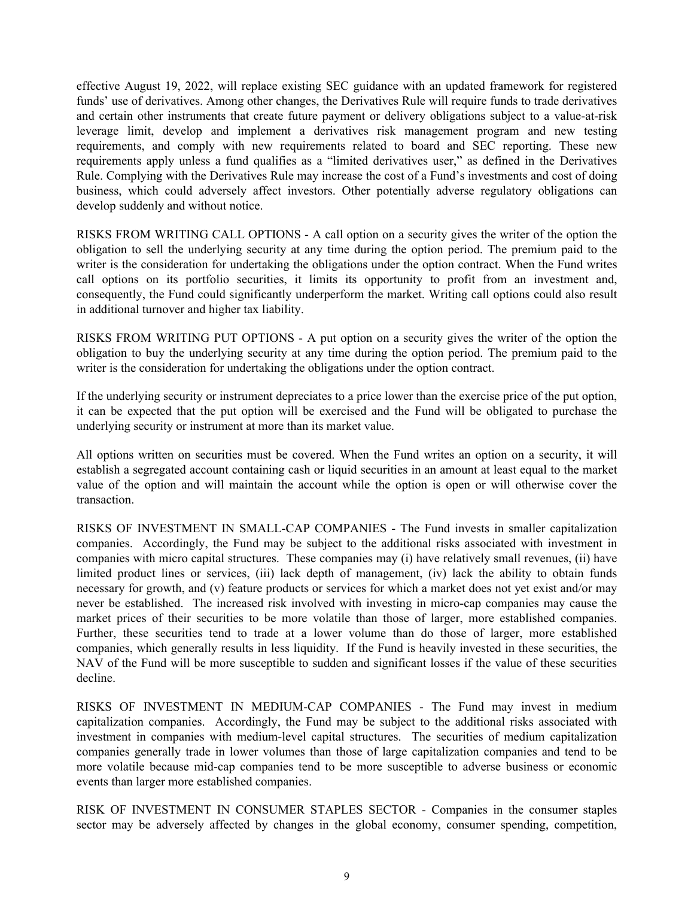effective August 19, 2022, will replace existing SEC guidance with an updated framework for registered funds' use of derivatives. Among other changes, the Derivatives Rule will require funds to trade derivatives and certain other instruments that create future payment or delivery obligations subject to a value-at-risk leverage limit, develop and implement a derivatives risk management program and new testing requirements, and comply with new requirements related to board and SEC reporting. These new requirements apply unless a fund qualifies as a "limited derivatives user," as defined in the Derivatives Rule. Complying with the Derivatives Rule may increase the cost of a Fund's investments and cost of doing business, which could adversely affect investors. Other potentially adverse regulatory obligations can develop suddenly and without notice.

RISKS FROM WRITING CALL OPTIONS - A call option on a security gives the writer of the option the obligation to sell the underlying security at any time during the option period. The premium paid to the writer is the consideration for undertaking the obligations under the option contract. When the Fund writes call options on its portfolio securities, it limits its opportunity to profit from an investment and, consequently, the Fund could significantly underperform the market. Writing call options could also result in additional turnover and higher tax liability.

RISKS FROM WRITING PUT OPTIONS - A put option on a security gives the writer of the option the obligation to buy the underlying security at any time during the option period. The premium paid to the writer is the consideration for undertaking the obligations under the option contract.

If the underlying security or instrument depreciates to a price lower than the exercise price of the put option, it can be expected that the put option will be exercised and the Fund will be obligated to purchase the underlying security or instrument at more than its market value.

All options written on securities must be covered. When the Fund writes an option on a security, it will establish a segregated account containing cash or liquid securities in an amount at least equal to the market value of the option and will maintain the account while the option is open or will otherwise cover the transaction.

RISKS OF INVESTMENT IN SMALL-CAP COMPANIES - The Fund invests in smaller capitalization companies. Accordingly, the Fund may be subject to the additional risks associated with investment in companies with micro capital structures. These companies may (i) have relatively small revenues, (ii) have limited product lines or services, (iii) lack depth of management, (iv) lack the ability to obtain funds necessary for growth, and (v) feature products or services for which a market does not yet exist and/or may never be established. The increased risk involved with investing in micro-cap companies may cause the market prices of their securities to be more volatile than those of larger, more established companies. Further, these securities tend to trade at a lower volume than do those of larger, more established companies, which generally results in less liquidity. If the Fund is heavily invested in these securities, the NAV of the Fund will be more susceptible to sudden and significant losses if the value of these securities decline.

RISKS OF INVESTMENT IN MEDIUM-CAP COMPANIES - The Fund may invest in medium capitalization companies. Accordingly, the Fund may be subject to the additional risks associated with investment in companies with medium-level capital structures. The securities of medium capitalization companies generally trade in lower volumes than those of large capitalization companies and tend to be more volatile because mid-cap companies tend to be more susceptible to adverse business or economic events than larger more established companies.

RISK OF INVESTMENT IN CONSUMER STAPLES SECTOR - Companies in the consumer staples sector may be adversely affected by changes in the global economy, consumer spending, competition,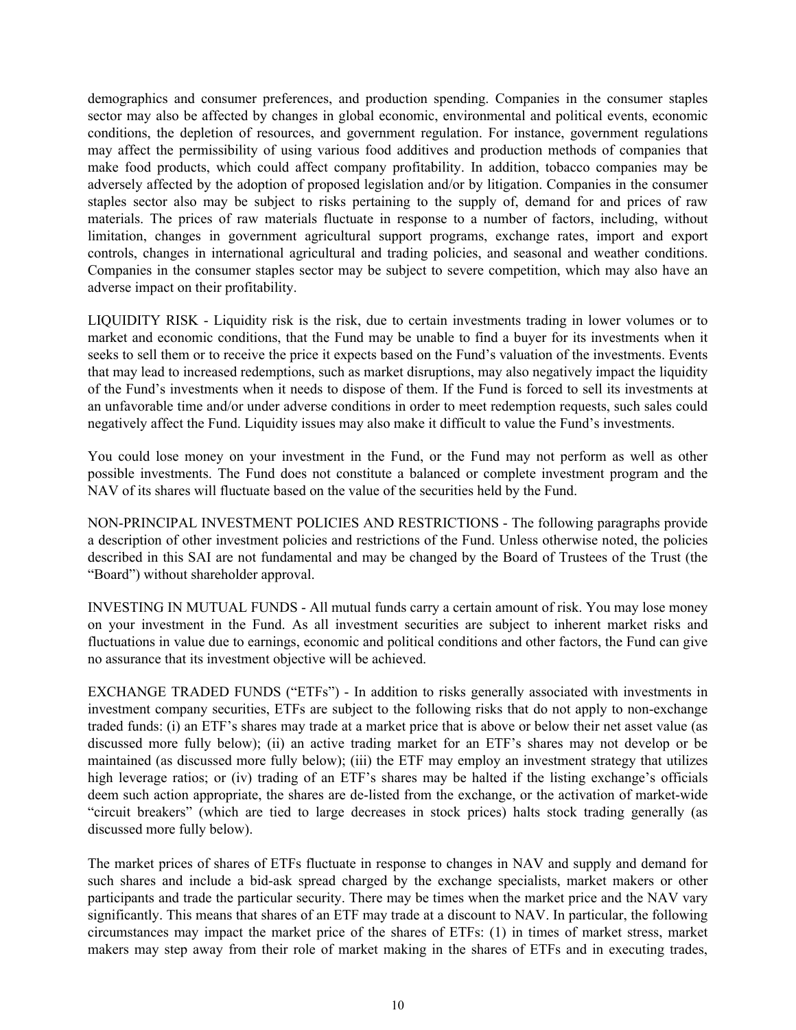demographics and consumer preferences, and production spending. Companies in the consumer staples sector may also be affected by changes in global economic, environmental and political events, economic conditions, the depletion of resources, and government regulation. For instance, government regulations may affect the permissibility of using various food additives and production methods of companies that make food products, which could affect company profitability. In addition, tobacco companies may be adversely affected by the adoption of proposed legislation and/or by litigation. Companies in the consumer staples sector also may be subject to risks pertaining to the supply of, demand for and prices of raw materials. The prices of raw materials fluctuate in response to a number of factors, including, without limitation, changes in government agricultural support programs, exchange rates, import and export controls, changes in international agricultural and trading policies, and seasonal and weather conditions. Companies in the consumer staples sector may be subject to severe competition, which may also have an adverse impact on their profitability.

LIQUIDITY RISK - Liquidity risk is the risk, due to certain investments trading in lower volumes or to market and economic conditions, that the Fund may be unable to find a buyer for its investments when it seeks to sell them or to receive the price it expects based on the Fund's valuation of the investments. Events that may lead to increased redemptions, such as market disruptions, may also negatively impact the liquidity of the Fund's investments when it needs to dispose of them. If the Fund is forced to sell its investments at an unfavorable time and/or under adverse conditions in order to meet redemption requests, such sales could negatively affect the Fund. Liquidity issues may also make it difficult to value the Fund's investments.

You could lose money on your investment in the Fund, or the Fund may not perform as well as other possible investments. The Fund does not constitute a balanced or complete investment program and the NAV of its shares will fluctuate based on the value of the securities held by the Fund.

NON-PRINCIPAL INVESTMENT POLICIES AND RESTRICTIONS - The following paragraphs provide a description of other investment policies and restrictions of the Fund. Unless otherwise noted, the policies described in this SAI are not fundamental and may be changed by the Board of Trustees of the Trust (the "Board") without shareholder approval.

INVESTING IN MUTUAL FUNDS - All mutual funds carry a certain amount of risk. You may lose money on your investment in the Fund. As all investment securities are subject to inherent market risks and fluctuations in value due to earnings, economic and political conditions and other factors, the Fund can give no assurance that its investment objective will be achieved.

EXCHANGE TRADED FUNDS ("ETFs") - In addition to risks generally associated with investments in investment company securities, ETFs are subject to the following risks that do not apply to non-exchange traded funds: (i) an ETF's shares may trade at a market price that is above or below their net asset value (as discussed more fully below); (ii) an active trading market for an ETF's shares may not develop or be maintained (as discussed more fully below); (iii) the ETF may employ an investment strategy that utilizes high leverage ratios; or (iv) trading of an ETF's shares may be halted if the listing exchange's officials deem such action appropriate, the shares are de-listed from the exchange, or the activation of market-wide "circuit breakers" (which are tied to large decreases in stock prices) halts stock trading generally (as discussed more fully below).

The market prices of shares of ETFs fluctuate in response to changes in NAV and supply and demand for such shares and include a bid-ask spread charged by the exchange specialists, market makers or other participants and trade the particular security. There may be times when the market price and the NAV vary significantly. This means that shares of an ETF may trade at a discount to NAV. In particular, the following circumstances may impact the market price of the shares of ETFs: (1) in times of market stress, market makers may step away from their role of market making in the shares of ETFs and in executing trades,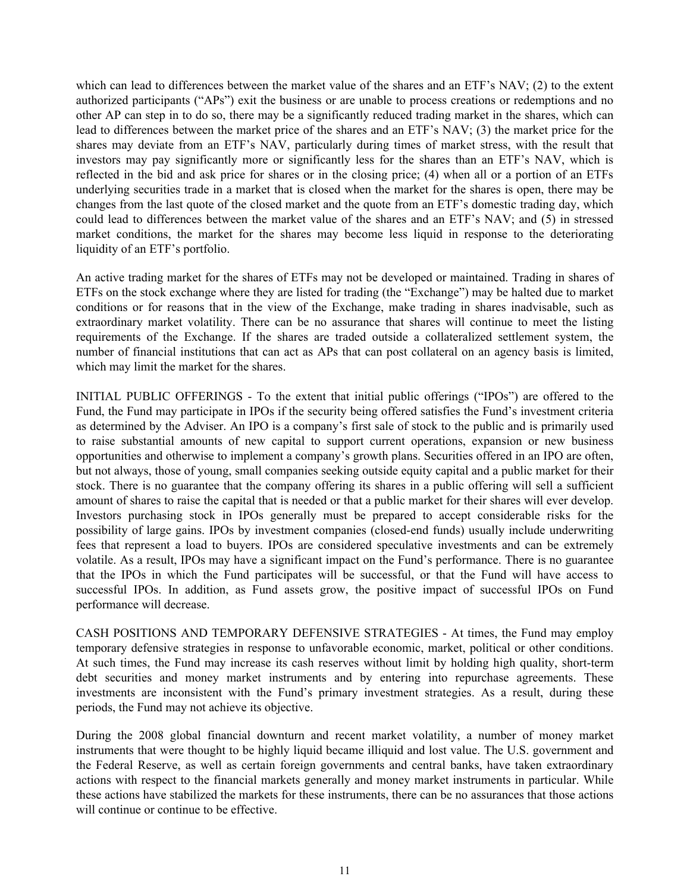which can lead to differences between the market value of the shares and an ETF's NAV; (2) to the extent authorized participants ("APs") exit the business or are unable to process creations or redemptions and no other AP can step in to do so, there may be a significantly reduced trading market in the shares, which can lead to differences between the market price of the shares and an ETF's NAV; (3) the market price for the shares may deviate from an ETF's NAV, particularly during times of market stress, with the result that investors may pay significantly more or significantly less for the shares than an ETF's NAV, which is reflected in the bid and ask price for shares or in the closing price; (4) when all or a portion of an ETFs underlying securities trade in a market that is closed when the market for the shares is open, there may be changes from the last quote of the closed market and the quote from an ETF's domestic trading day, which could lead to differences between the market value of the shares and an ETF's NAV; and (5) in stressed market conditions, the market for the shares may become less liquid in response to the deteriorating liquidity of an ETF's portfolio.

An active trading market for the shares of ETFs may not be developed or maintained. Trading in shares of ETFs on the stock exchange where they are listed for trading (the "Exchange") may be halted due to market conditions or for reasons that in the view of the Exchange, make trading in shares inadvisable, such as extraordinary market volatility. There can be no assurance that shares will continue to meet the listing requirements of the Exchange. If the shares are traded outside a collateralized settlement system, the number of financial institutions that can act as APs that can post collateral on an agency basis is limited, which may limit the market for the shares.

INITIAL PUBLIC OFFERINGS - To the extent that initial public offerings ("IPOs") are offered to the Fund, the Fund may participate in IPOs if the security being offered satisfies the Fund's investment criteria as determined by the Adviser. An IPO is a company's first sale of stock to the public and is primarily used to raise substantial amounts of new capital to support current operations, expansion or new business opportunities and otherwise to implement a company's growth plans. Securities offered in an IPO are often, but not always, those of young, small companies seeking outside equity capital and a public market for their stock. There is no guarantee that the company offering its shares in a public offering will sell a sufficient amount of shares to raise the capital that is needed or that a public market for their shares will ever develop. Investors purchasing stock in IPOs generally must be prepared to accept considerable risks for the possibility of large gains. IPOs by investment companies (closed-end funds) usually include underwriting fees that represent a load to buyers. IPOs are considered speculative investments and can be extremely volatile. As a result, IPOs may have a significant impact on the Fund's performance. There is no guarantee that the IPOs in which the Fund participates will be successful, or that the Fund will have access to successful IPOs. In addition, as Fund assets grow, the positive impact of successful IPOs on Fund performance will decrease.

CASH POSITIONS AND TEMPORARY DEFENSIVE STRATEGIES - At times, the Fund may employ temporary defensive strategies in response to unfavorable economic, market, political or other conditions. At such times, the Fund may increase its cash reserves without limit by holding high quality, short-term debt securities and money market instruments and by entering into repurchase agreements. These investments are inconsistent with the Fund's primary investment strategies. As a result, during these periods, the Fund may not achieve its objective.

During the 2008 global financial downturn and recent market volatility, a number of money market instruments that were thought to be highly liquid became illiquid and lost value. The U.S. government and the Federal Reserve, as well as certain foreign governments and central banks, have taken extraordinary actions with respect to the financial markets generally and money market instruments in particular. While these actions have stabilized the markets for these instruments, there can be no assurances that those actions will continue or continue to be effective.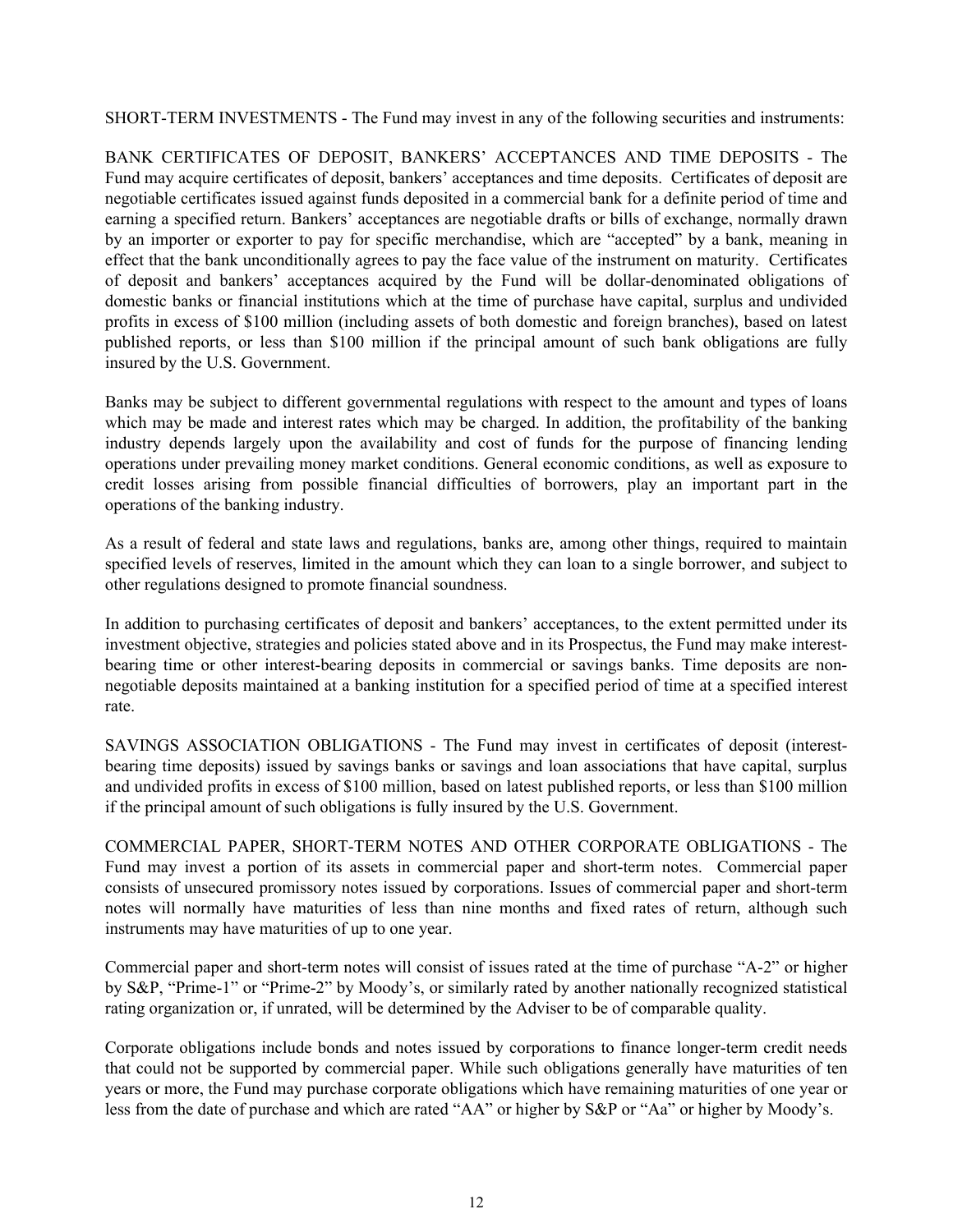SHORT-TERM INVESTMENTS - The Fund may invest in any of the following securities and instruments:

BANK CERTIFICATES OF DEPOSIT, BANKERS' ACCEPTANCES AND TIME DEPOSITS - The Fund may acquire certificates of deposit, bankers' acceptances and time deposits. Certificates of deposit are negotiable certificates issued against funds deposited in a commercial bank for a definite period of time and earning a specified return. Bankers' acceptances are negotiable drafts or bills of exchange, normally drawn by an importer or exporter to pay for specific merchandise, which are "accepted" by a bank, meaning in effect that the bank unconditionally agrees to pay the face value of the instrument on maturity. Certificates of deposit and bankers' acceptances acquired by the Fund will be dollar-denominated obligations of domestic banks or financial institutions which at the time of purchase have capital, surplus and undivided profits in excess of $100 million (including assets of both domestic and foreign branches), based on latest published reports, or less than $100 million if the principal amount of such bank obligations are fully insured by the U.S. Government.

Banks may be subject to different governmental regulations with respect to the amount and types of loans which may be made and interest rates which may be charged. In addition, the profitability of the banking industry depends largely upon the availability and cost of funds for the purpose of financing lending operations under prevailing money market conditions. General economic conditions, as well as exposure to credit losses arising from possible financial difficulties of borrowers, play an important part in the operations of the banking industry.

As a result of federal and state laws and regulations, banks are, among other things, required to maintain specified levels of reserves, limited in the amount which they can loan to a single borrower, and subject to other regulations designed to promote financial soundness.

In addition to purchasing certificates of deposit and bankers' acceptances, to the extent permitted under its investment objective, strategies and policies stated above and in its Prospectus, the Fund may make interest-bearing time or other interest-bearing deposits in commercial or savings banks. Time deposits are non-negotiable deposits maintained at a banking institution for a specified period of time at a specified interest rate.

SAVINGS ASSOCIATION OBLIGATIONS - The Fund may invest in certificates of deposit (interest-bearing time deposits) issued by savings banks or savings and loan associations that have capital, surplus and undivided profits in excess of $100 million, based on latest published reports, or less than $100 million if the principal amount of such obligations is fully insured by the U.S. Government.

COMMERCIAL PAPER, SHORT-TERM NOTES AND OTHER CORPORATE OBLIGATIONS - The Fund may invest a portion of its assets in commercial paper and short-term notes. Commercial paper consists of unsecured promissory notes issued by corporations. Issues of commercial paper and short-term notes will normally have maturities of less than nine months and fixed rates of return, although such instruments may have maturities of up to one year.

Commercial paper and short-term notes will consist of issues rated at the time of purchase "A-2" or higher by S&P, "Prime-1" or "Prime-2" by Moody's, or similarly rated by another nationally recognized statistical rating organization or, if unrated, will be determined by the Adviser to be of comparable quality.

Corporate obligations include bonds and notes issued by corporations to finance longer-term credit needs that could not be supported by commercial paper. While such obligations generally have maturities of ten years or more, the Fund may purchase corporate obligations which have remaining maturities of one year or less from the date of purchase and which are rated "AA" or higher by S&P or "Aa" or higher by Moody's.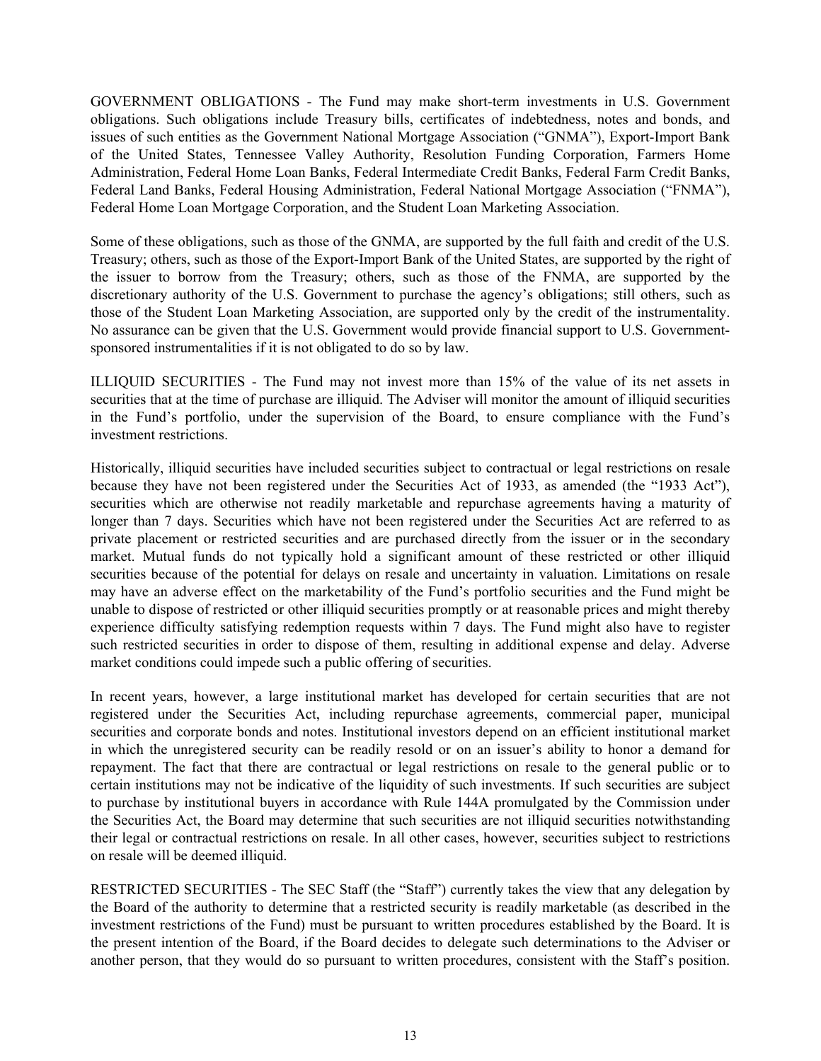GOVERNMENT OBLIGATIONS - The Fund may make short-term investments in U.S. Government obligations. Such obligations include Treasury bills, certificates of indebtedness, notes and bonds, and issues of such entities as the Government National Mortgage Association ("GNMA"), Export-Import Bank of the United States, Tennessee Valley Authority, Resolution Funding Corporation, Farmers Home Administration, Federal Home Loan Banks, Federal Intermediate Credit Banks, Federal Farm Credit Banks, Federal Land Banks, Federal Housing Administration, Federal National Mortgage Association ("FNMA"), Federal Home Loan Mortgage Corporation, and the Student Loan Marketing Association.

Some of these obligations, such as those of the GNMA, are supported by the full faith and credit of the U.S. Treasury; others, such as those of the Export-Import Bank of the United States, are supported by the right of the issuer to borrow from the Treasury; others, such as those of the FNMA, are supported by the discretionary authority of the U.S. Government to purchase the agency's obligations; still others, such as those of the Student Loan Marketing Association, are supported only by the credit of the instrumentality. No assurance can be given that the U.S. Government would provide financial support to U.S. Government-sponsored instrumentalities if it is not obligated to do so by law.

ILLIQUID SECURITIES - The Fund may not invest more than 15% of the value of its net assets in securities that at the time of purchase are illiquid. The Adviser will monitor the amount of illiquid securities in the Fund's portfolio, under the supervision of the Board, to ensure compliance with the Fund's investment restrictions.

Historically, illiquid securities have included securities subject to contractual or legal restrictions on resale because they have not been registered under the Securities Act of 1933, as amended (the "1933 Act"), securities which are otherwise not readily marketable and repurchase agreements having a maturity of longer than 7 days. Securities which have not been registered under the Securities Act are referred to as private placement or restricted securities and are purchased directly from the issuer or in the secondary market. Mutual funds do not typically hold a significant amount of these restricted or other illiquid securities because of the potential for delays on resale and uncertainty in valuation. Limitations on resale may have an adverse effect on the marketability of the Fund's portfolio securities and the Fund might be unable to dispose of restricted or other illiquid securities promptly or at reasonable prices and might thereby experience difficulty satisfying redemption requests within 7 days. The Fund might also have to register such restricted securities in order to dispose of them, resulting in additional expense and delay. Adverse market conditions could impede such a public offering of securities.

In recent years, however, a large institutional market has developed for certain securities that are not registered under the Securities Act, including repurchase agreements, commercial paper, municipal securities and corporate bonds and notes. Institutional investors depend on an efficient institutional market in which the unregistered security can be readily resold or on an issuer's ability to honor a demand for repayment. The fact that there are contractual or legal restrictions on resale to the general public or to certain institutions may not be indicative of the liquidity of such investments. If such securities are subject to purchase by institutional buyers in accordance with Rule 144A promulgated by the Commission under the Securities Act, the Board may determine that such securities are not illiquid securities notwithstanding their legal or contractual restrictions on resale. In all other cases, however, securities subject to restrictions on resale will be deemed illiquid.

RESTRICTED SECURITIES - The SEC Staff (the "Staff") currently takes the view that any delegation by the Board of the authority to determine that a restricted security is readily marketable (as described in the investment restrictions of the Fund) must be pursuant to written procedures established by the Board. It is the present intention of the Board, if the Board decides to delegate such determinations to the Adviser or another person, that they would do so pursuant to written procedures, consistent with the Staff's position.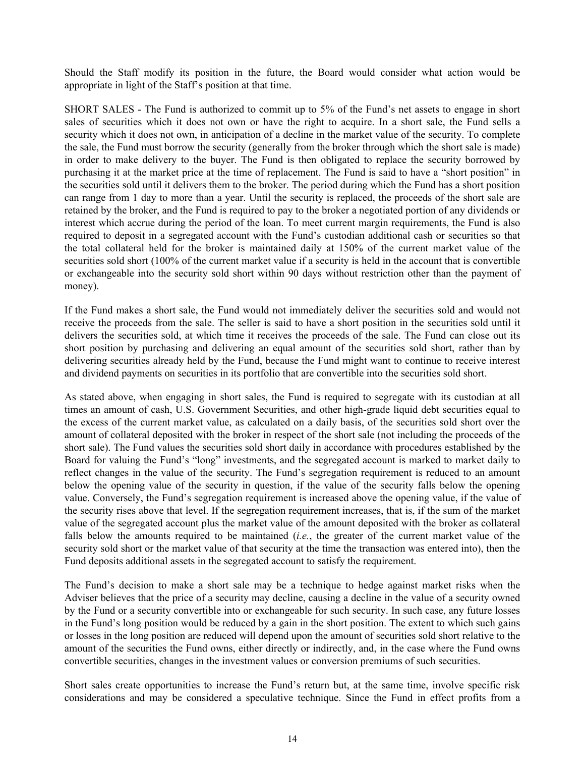Should the Staff modify its position in the future, the Board would consider what action would be appropriate in light of the Staff's position at that time.

SHORT SALES - The Fund is authorized to commit up to 5% of the Fund's net assets to engage in short sales of securities which it does not own or have the right to acquire. In a short sale, the Fund sells a security which it does not own, in anticipation of a decline in the market value of the security. To complete the sale, the Fund must borrow the security (generally from the broker through which the short sale is made) in order to make delivery to the buyer. The Fund is then obligated to replace the security borrowed by purchasing it at the market price at the time of replacement. The Fund is said to have a "short position" in the securities sold until it delivers them to the broker. The period during which the Fund has a short position can range from 1 day to more than a year. Until the security is replaced, the proceeds of the short sale are retained by the broker, and the Fund is required to pay to the broker a negotiated portion of any dividends or interest which accrue during the period of the loan. To meet current margin requirements, the Fund is also required to deposit in a segregated account with the Fund's custodian additional cash or securities so that the total collateral held for the broker is maintained daily at 150% of the current market value of the securities sold short (100% of the current market value if a security is held in the account that is convertible or exchangeable into the security sold short within 90 days without restriction other than the payment of money).

If the Fund makes a short sale, the Fund would not immediately deliver the securities sold and would not receive the proceeds from the sale. The seller is said to have a short position in the securities sold until it delivers the securities sold, at which time it receives the proceeds of the sale. The Fund can close out its short position by purchasing and delivering an equal amount of the securities sold short, rather than by delivering securities already held by the Fund, because the Fund might want to continue to receive interest and dividend payments on securities in its portfolio that are convertible into the securities sold short.

As stated above, when engaging in short sales, the Fund is required to segregate with its custodian at all times an amount of cash, U.S. Government Securities, and other high-grade liquid debt securities equal to the excess of the current market value, as calculated on a daily basis, of the securities sold short over the amount of collateral deposited with the broker in respect of the short sale (not including the proceeds of the short sale). The Fund values the securities sold short daily in accordance with procedures established by the Board for valuing the Fund's "long" investments, and the segregated account is marked to market daily to reflect changes in the value of the security. The Fund's segregation requirement is reduced to an amount below the opening value of the security in question, if the value of the security falls below the opening value. Conversely, the Fund's segregation requirement is increased above the opening value, if the value of the security rises above that level. If the segregation requirement increases, that is, if the sum of the market value of the segregated account plus the market value of the amount deposited with the broker as collateral falls below the amounts required to be maintained (*i.e.*, the greater of the current market value of the security sold short or the market value of that security at the time the transaction was entered into), then the Fund deposits additional assets in the segregated account to satisfy the requirement.

The Fund's decision to make a short sale may be a technique to hedge against market risks when the Adviser believes that the price of a security may decline, causing a decline in the value of a security owned by the Fund or a security convertible into or exchangeable for such security. In such case, any future losses in the Fund's long position would be reduced by a gain in the short position. The extent to which such gains or losses in the long position are reduced will depend upon the amount of securities sold short relative to the amount of the securities the Fund owns, either directly or indirectly, and, in the case where the Fund owns convertible securities, changes in the investment values or conversion premiums of such securities.

Short sales create opportunities to increase the Fund's return but, at the same time, involve specific risk considerations and may be considered a speculative technique. Since the Fund in effect profits from a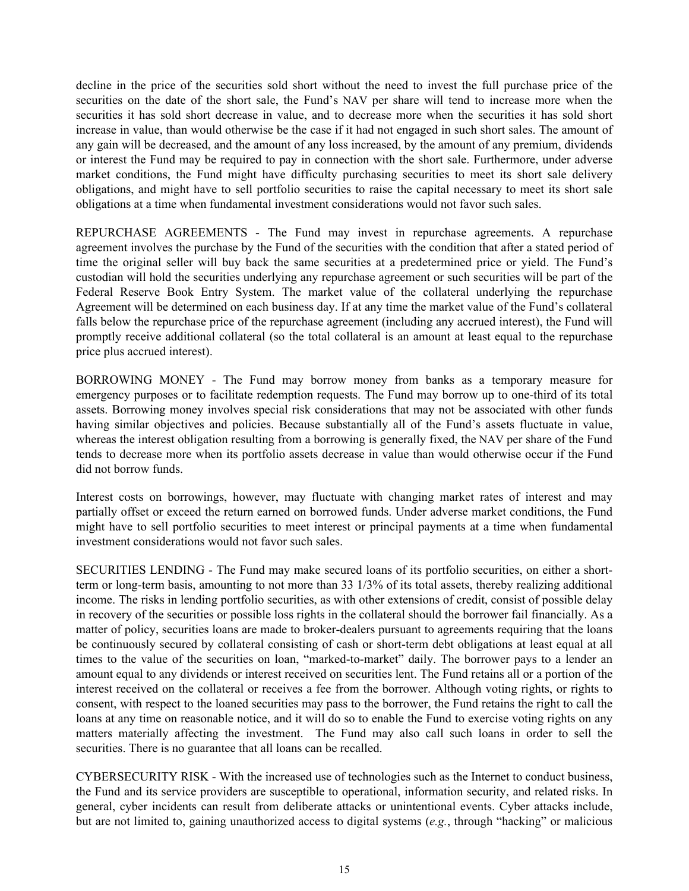decline in the price of the securities sold short without the need to invest the full purchase price of the securities on the date of the short sale, the Fund's NAV per share will tend to increase more when the securities it has sold short decrease in value, and to decrease more when the securities it has sold short increase in value, than would otherwise be the case if it had not engaged in such short sales. The amount of any gain will be decreased, and the amount of any loss increased, by the amount of any premium, dividends or interest the Fund may be required to pay in connection with the short sale. Furthermore, under adverse market conditions, the Fund might have difficulty purchasing securities to meet its short sale delivery obligations, and might have to sell portfolio securities to raise the capital necessary to meet its short sale obligations at a time when fundamental investment considerations would not favor such sales.

REPURCHASE AGREEMENTS - The Fund may invest in repurchase agreements. A repurchase agreement involves the purchase by the Fund of the securities with the condition that after a stated period of time the original seller will buy back the same securities at a predetermined price or yield. The Fund's custodian will hold the securities underlying any repurchase agreement or such securities will be part of the Federal Reserve Book Entry System. The market value of the collateral underlying the repurchase Agreement will be determined on each business day. If at any time the market value of the Fund's collateral falls below the repurchase price of the repurchase agreement (including any accrued interest), the Fund will promptly receive additional collateral (so the total collateral is an amount at least equal to the repurchase price plus accrued interest).

BORROWING MONEY - The Fund may borrow money from banks as a temporary measure for emergency purposes or to facilitate redemption requests. The Fund may borrow up to one-third of its total assets. Borrowing money involves special risk considerations that may not be associated with other funds having similar objectives and policies. Because substantially all of the Fund's assets fluctuate in value, whereas the interest obligation resulting from a borrowing is generally fixed, the NAV per share of the Fund tends to decrease more when its portfolio assets decrease in value than would otherwise occur if the Fund did not borrow funds.

Interest costs on borrowings, however, may fluctuate with changing market rates of interest and may partially offset or exceed the return earned on borrowed funds. Under adverse market conditions, the Fund might have to sell portfolio securities to meet interest or principal payments at a time when fundamental investment considerations would not favor such sales.

SECURITIES LENDING - The Fund may make secured loans of its portfolio securities, on either a short-term or long-term basis, amounting to not more than 33 1/3% of its total assets, thereby realizing additional income. The risks in lending portfolio securities, as with other extensions of credit, consist of possible delay in recovery of the securities or possible loss rights in the collateral should the borrower fail financially. As a matter of policy, securities loans are made to broker-dealers pursuant to agreements requiring that the loans be continuously secured by collateral consisting of cash or short-term debt obligations at least equal at all times to the value of the securities on loan, "marked-to-market" daily. The borrower pays to a lender an amount equal to any dividends or interest received on securities lent. The Fund retains all or a portion of the interest received on the collateral or receives a fee from the borrower. Although voting rights, or rights to consent, with respect to the loaned securities may pass to the borrower, the Fund retains the right to call the loans at any time on reasonable notice, and it will do so to enable the Fund to exercise voting rights on any matters materially affecting the investment. The Fund may also call such loans in order to sell the securities. There is no guarantee that all loans can be recalled.

CYBERSECURITY RISK - With the increased use of technologies such as the Internet to conduct business, the Fund and its service providers are susceptible to operational, information security, and related risks. In general, cyber incidents can result from deliberate attacks or unintentional events. Cyber attacks include, but are not limited to, gaining unauthorized access to digital systems (*e.g.*, through "hacking" or malicious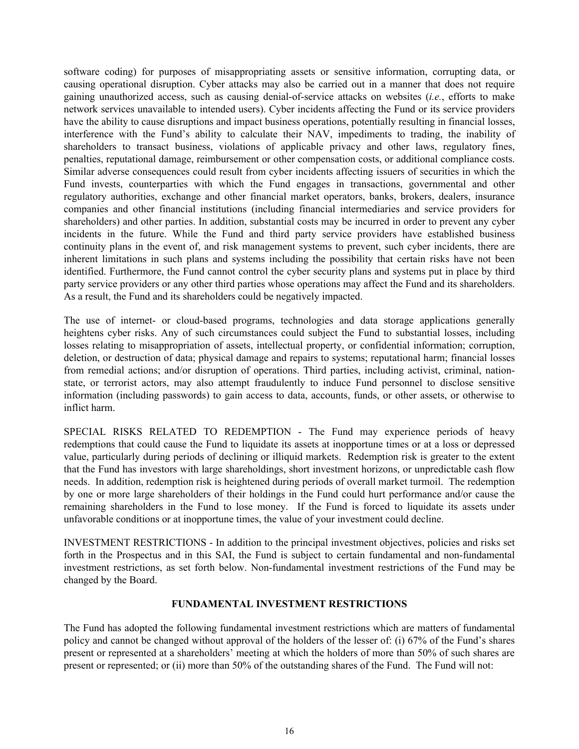software coding) for purposes of misappropriating assets or sensitive information, corrupting data, or causing operational disruption. Cyber attacks may also be carried out in a manner that does not require gaining unauthorized access, such as causing denial-of-service attacks on websites (*i.e.*, efforts to make network services unavailable to intended users). Cyber incidents affecting the Fund or its service providers have the ability to cause disruptions and impact business operations, potentially resulting in financial losses, interference with the Fund's ability to calculate their NAV, impediments to trading, the inability of shareholders to transact business, violations of applicable privacy and other laws, regulatory fines, penalties, reputational damage, reimbursement or other compensation costs, or additional compliance costs. Similar adverse consequences could result from cyber incidents affecting issuers of securities in which the Fund invests, counterparties with which the Fund engages in transactions, governmental and other regulatory authorities, exchange and other financial market operators, banks, brokers, dealers, insurance companies and other financial institutions (including financial intermediaries and service providers for shareholders) and other parties. In addition, substantial costs may be incurred in order to prevent any cyber incidents in the future. While the Fund and third party service providers have established business continuity plans in the event of, and risk management systems to prevent, such cyber incidents, there are inherent limitations in such plans and systems including the possibility that certain risks have not been identified. Furthermore, the Fund cannot control the cyber security plans and systems put in place by third party service providers or any other third parties whose operations may affect the Fund and its shareholders. As a result, the Fund and its shareholders could be negatively impacted.

The use of internet- or cloud-based programs, technologies and data storage applications generally heightens cyber risks. Any of such circumstances could subject the Fund to substantial losses, including losses relating to misappropriation of assets, intellectual property, or confidential information; corruption, deletion, or destruction of data; physical damage and repairs to systems; reputational harm; financial losses from remedial actions; and/or disruption of operations. Third parties, including activist, criminal, nation-state, or terrorist actors, may also attempt fraudulently to induce Fund personnel to disclose sensitive information (including passwords) to gain access to data, accounts, funds, or other assets, or otherwise to inflict harm.

SPECIAL RISKS RELATED TO REDEMPTION - The Fund may experience periods of heavy redemptions that could cause the Fund to liquidate its assets at inopportune times or at a loss or depressed value, particularly during periods of declining or illiquid markets. Redemption risk is greater to the extent that the Fund has investors with large shareholdings, short investment horizons, or unpredictable cash flow needs. In addition, redemption risk is heightened during periods of overall market turmoil. The redemption by one or more large shareholders of their holdings in the Fund could hurt performance and/or cause the remaining shareholders in the Fund to lose money. If the Fund is forced to liquidate its assets under unfavorable conditions or at inopportune times, the value of your investment could decline.

INVESTMENT RESTRICTIONS - In addition to the principal investment objectives, policies and risks set forth in the Prospectus and in this SAI, the Fund is subject to certain fundamental and non-fundamental investment restrictions, as set forth below. Non-fundamental investment restrictions of the Fund may be changed by the Board.

## FUNDAMENTAL INVESTMENT RESTRICTIONS

The Fund has adopted the following fundamental investment restrictions which are matters of fundamental policy and cannot be changed without approval of the holders of the lesser of: (i) 67% of the Fund's shares present or represented at a shareholders' meeting at which the holders of more than 50% of such shares are present or represented; or (ii) more than 50% of the outstanding shares of the Fund. The Fund will not: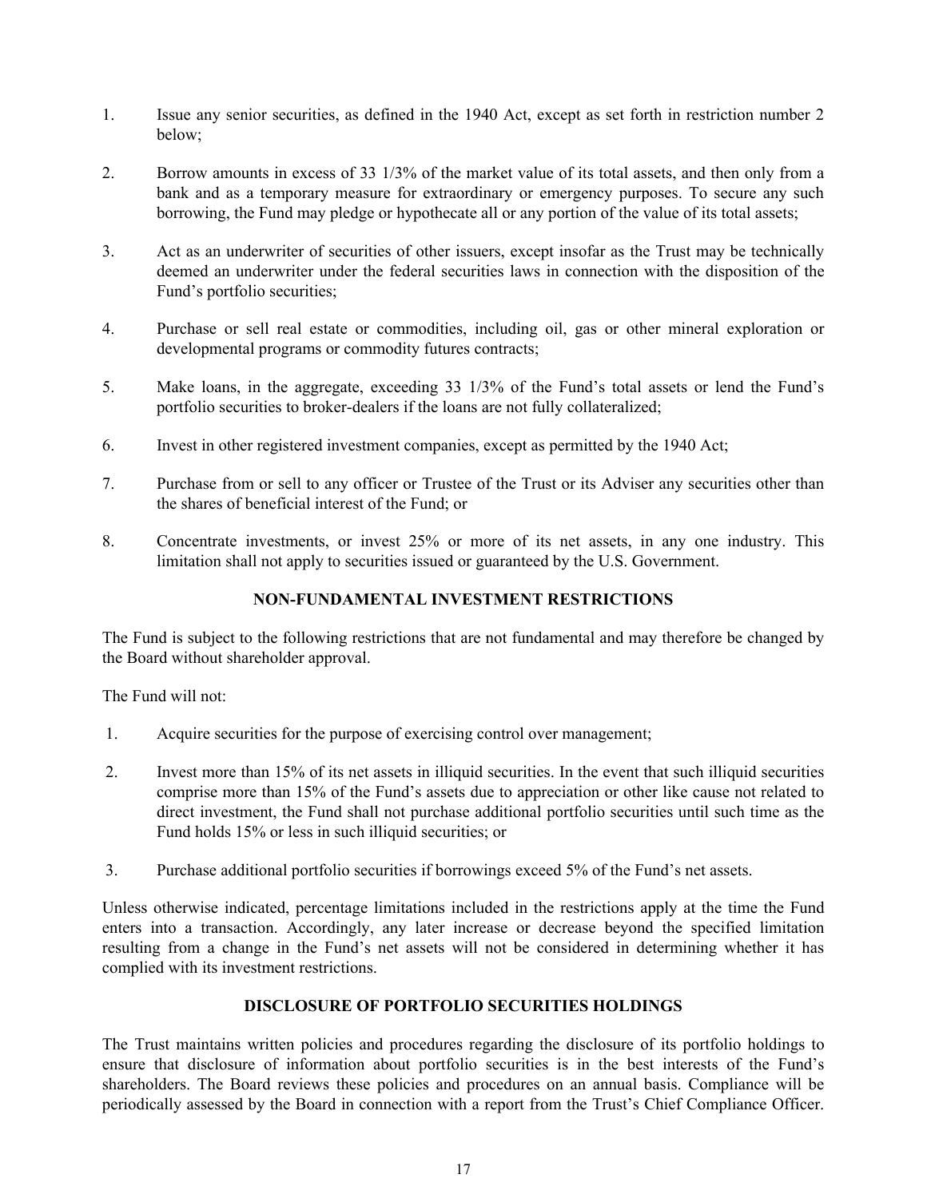1. Issue any senior securities, as defined in the 1940 Act, except as set forth in restriction number 2 below;

2. Borrow amounts in excess of 33 1/3% of the market value of its total assets, and then only from a bank and as a temporary measure for extraordinary or emergency purposes. To secure any such borrowing, the Fund may pledge or hypothecate all or any portion of the value of its total assets;

3. Act as an underwriter of securities of other issuers, except insofar as the Trust may be technically deemed an underwriter under the federal securities laws in connection with the disposition of the Fund's portfolio securities;

4. Purchase or sell real estate or commodities, including oil, gas or other mineral exploration or developmental programs or commodity futures contracts;

5. Make loans, in the aggregate, exceeding 33 1/3% of the Fund's total assets or lend the Fund's portfolio securities to broker-dealers if the loans are not fully collateralized;

6. Invest in other registered investment companies, except as permitted by the 1940 Act;

7. Purchase from or sell to any officer or Trustee of the Trust or its Adviser any securities other than the shares of beneficial interest of the Fund; or

8. Concentrate investments, or invest 25% or more of its net assets, in any one industry. This limitation shall not apply to securities issued or guaranteed by the U.S. Government.

## NON-FUNDAMENTAL INVESTMENT RESTRICTIONS

The Fund is subject to the following restrictions that are not fundamental and may therefore be changed by the Board without shareholder approval.

The Fund will not:

1. Acquire securities for the purpose of exercising control over management;

2. Invest more than 15% of its net assets in illiquid securities. In the event that such illiquid securities comprise more than 15% of the Fund's assets due to appreciation or other like cause not related to direct investment, the Fund shall not purchase additional portfolio securities until such time as the Fund holds 15% or less in such illiquid securities; or

3. Purchase additional portfolio securities if borrowings exceed 5% of the Fund's net assets.

Unless otherwise indicated, percentage limitations included in the restrictions apply at the time the Fund enters into a transaction. Accordingly, any later increase or decrease beyond the specified limitation resulting from a change in the Fund's net assets will not be considered in determining whether it has complied with its investment restrictions.

## DISCLOSURE OF PORTFOLIO SECURITIES HOLDINGS

The Trust maintains written policies and procedures regarding the disclosure of its portfolio holdings to ensure that disclosure of information about portfolio securities is in the best interests of the Fund's shareholders. The Board reviews these policies and procedures on an annual basis. Compliance will be periodically assessed by the Board in connection with a report from the Trust's Chief Compliance Officer.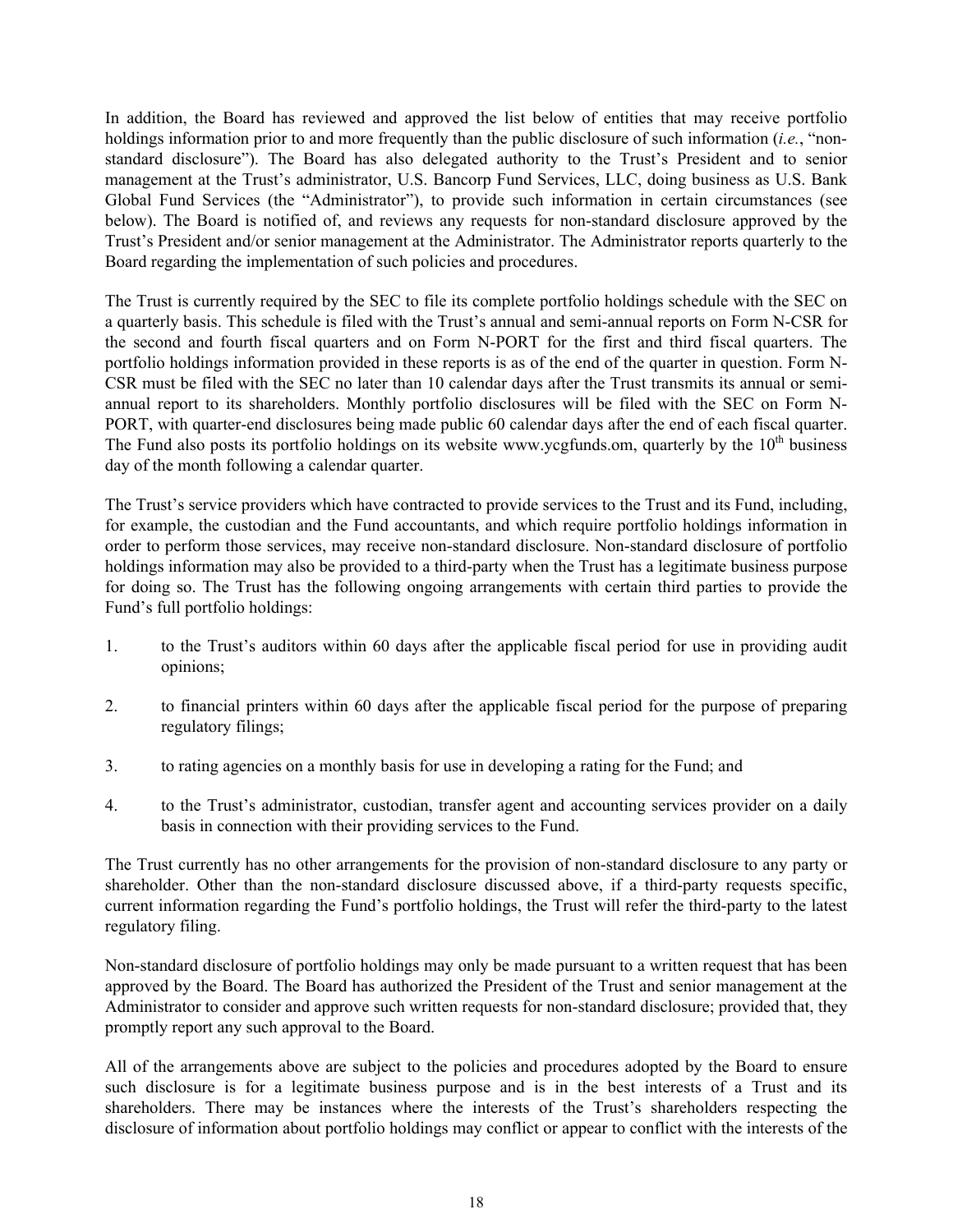In addition, the Board has reviewed and approved the list below of entities that may receive portfolio holdings information prior to and more frequently than the public disclosure of such information (*i.e.*, "non-standard disclosure"). The Board has also delegated authority to the Trust's President and to senior management at the Trust's administrator, U.S. Bancorp Fund Services, LLC, doing business as U.S. Bank Global Fund Services (the "Administrator"), to provide such information in certain circumstances (see below). The Board is notified of, and reviews any requests for non-standard disclosure approved by the Trust's President and/or senior management at the Administrator. The Administrator reports quarterly to the Board regarding the implementation of such policies and procedures.

The Trust is currently required by the SEC to file its complete portfolio holdings schedule with the SEC on a quarterly basis. This schedule is filed with the Trust's annual and semi-annual reports on Form N-CSR for the second and fourth fiscal quarters and on Form N-PORT for the first and third fiscal quarters. The portfolio holdings information provided in these reports is as of the end of the quarter in question. Form N-CSR must be filed with the SEC no later than 10 calendar days after the Trust transmits its annual or semi-annual report to its shareholders. Monthly portfolio disclosures will be filed with the SEC on Form N-PORT, with quarter-end disclosures being made public 60 calendar days after the end of each fiscal quarter. The Fund also posts its portfolio holdings on its website www.ycgfunds.om, quarterly by the 10th business day of the month following a calendar quarter.

The Trust's service providers which have contracted to provide services to the Trust and its Fund, including, for example, the custodian and the Fund accountants, and which require portfolio holdings information in order to perform those services, may receive non-standard disclosure. Non-standard disclosure of portfolio holdings information may also be provided to a third-party when the Trust has a legitimate business purpose for doing so. The Trust has the following ongoing arrangements with certain third parties to provide the Fund's full portfolio holdings:

1. to the Trust's auditors within 60 days after the applicable fiscal period for use in providing audit opinions;
2. to financial printers within 60 days after the applicable fiscal period for the purpose of preparing regulatory filings;
3. to rating agencies on a monthly basis for use in developing a rating for the Fund; and
4. to the Trust's administrator, custodian, transfer agent and accounting services provider on a daily basis in connection with their providing services to the Fund.

The Trust currently has no other arrangements for the provision of non-standard disclosure to any party or shareholder. Other than the non-standard disclosure discussed above, if a third-party requests specific, current information regarding the Fund's portfolio holdings, the Trust will refer the third-party to the latest regulatory filing.

Non-standard disclosure of portfolio holdings may only be made pursuant to a written request that has been approved by the Board. The Board has authorized the President of the Trust and senior management at the Administrator to consider and approve such written requests for non-standard disclosure; provided that, they promptly report any such approval to the Board.

All of the arrangements above are subject to the policies and procedures adopted by the Board to ensure such disclosure is for a legitimate business purpose and is in the best interests of a Trust and its shareholders. There may be instances where the interests of the Trust's shareholders respecting the disclosure of information about portfolio holdings may conflict or appear to conflict with the interests of the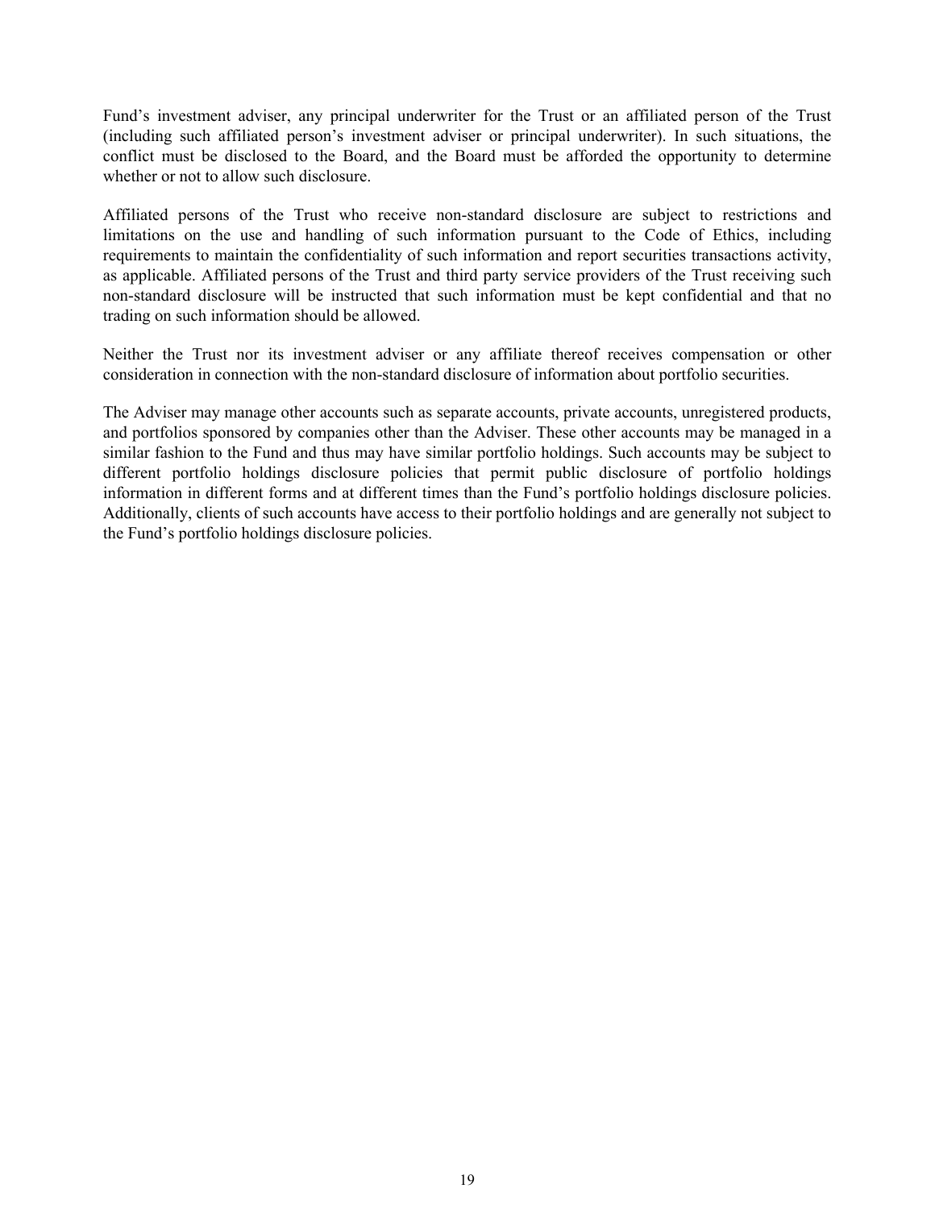Fund’s investment adviser, any principal underwriter for the Trust or an affiliated person of the Trust (including such affiliated person’s investment adviser or principal underwriter). In such situations, the conflict must be disclosed to the Board, and the Board must be afforded the opportunity to determine whether or not to allow such disclosure.

Affiliated persons of the Trust who receive non-standard disclosure are subject to restrictions and limitations on the use and handling of such information pursuant to the Code of Ethics, including requirements to maintain the confidentiality of such information and report securities transactions activity, as applicable. Affiliated persons of the Trust and third party service providers of the Trust receiving such non-standard disclosure will be instructed that such information must be kept confidential and that no trading on such information should be allowed.

Neither the Trust nor its investment adviser or any affiliate thereof receives compensation or other consideration in connection with the non-standard disclosure of information about portfolio securities.

The Adviser may manage other accounts such as separate accounts, private accounts, unregistered products, and portfolios sponsored by companies other than the Adviser. These other accounts may be managed in a similar fashion to the Fund and thus may have similar portfolio holdings. Such accounts may be subject to different portfolio holdings disclosure policies that permit public disclosure of portfolio holdings information in different forms and at different times than the Fund’s portfolio holdings disclosure policies. Additionally, clients of such accounts have access to their portfolio holdings and are generally not subject to the Fund’s portfolio holdings disclosure policies.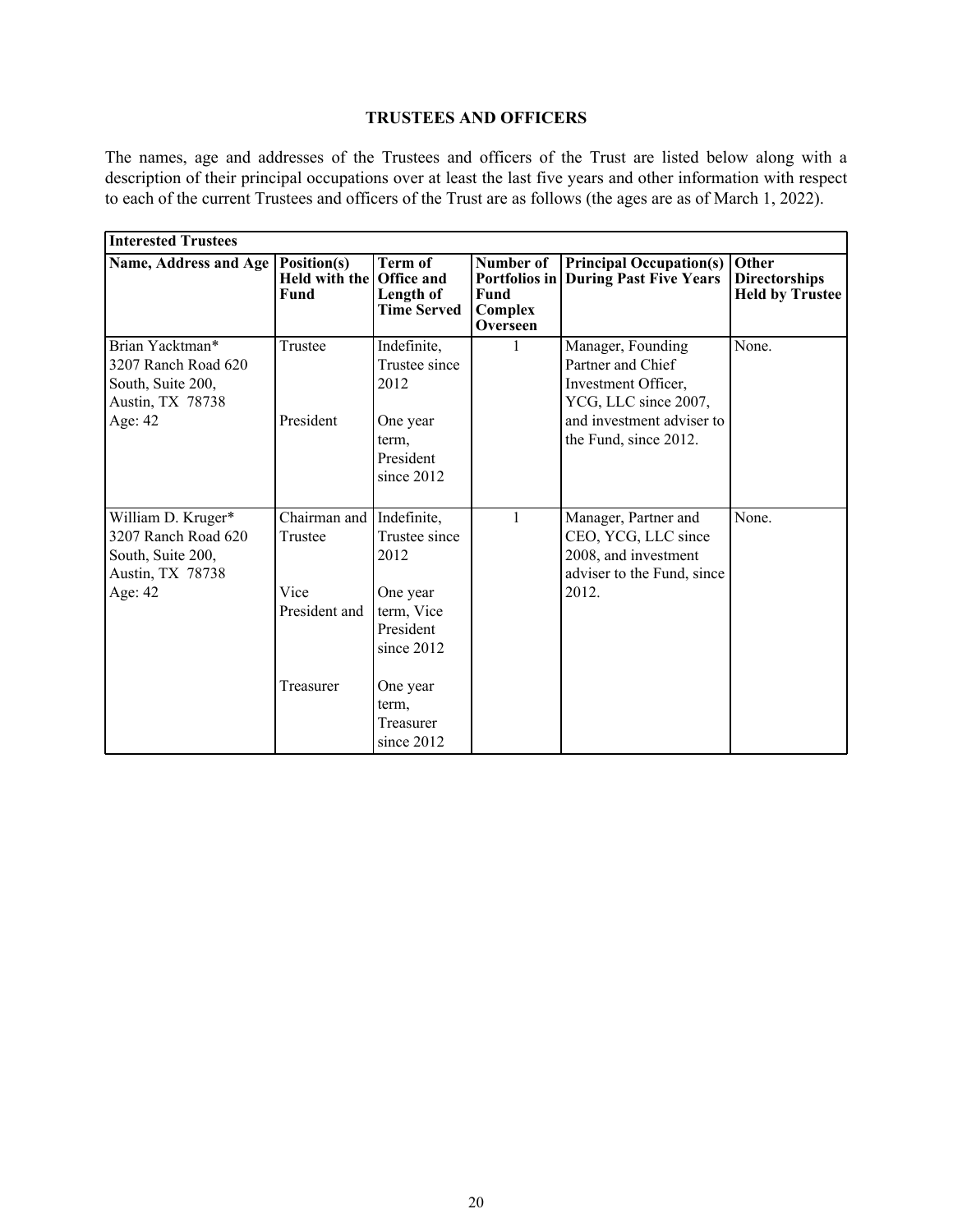## TRUSTEES AND OFFICERS

The names, age and addresses of the Trustees and officers of the Trust are listed below along with a description of their principal occupations over at least the last five years and other information with respect to each of the current Trustees and officers of the Trust are as follows (the ages are as of March 1, 2022).

| **Interested Trustees** | | | | | |
|---|---|---|---|---|---|
| **Name, Address and Age** | **Position(s) Held with the Fund** | **Term of Office and Length of Time Served** | **Number of Portfolios in Fund Complex Overseen** | **Principal Occupation(s) During Past Five Years** | **Other Directorships Held by Trustee** |
| Brian Yacktman*<br>3207 Ranch Road 620 South, Suite 200,<br>Austin, TX 78738<br>Age: 42 | Trustee<br><br>President | Indefinite, Trustee since 2012<br><br>One year term, President since 2012 | 1 | Manager, Founding Partner and Chief Investment Officer, YCG, LLC since 2007, and investment adviser to the Fund, since 2012. | None. |
| William D. Kruger*<br>3207 Ranch Road 620 South, Suite 200,<br>Austin, TX 78738<br>Age: 42 | Chairman and Trustee<br><br>Vice President and<br><br>Treasurer | Indefinite, Trustee since 2012<br><br>One year term, Vice President since 2012<br><br>One year term, Treasurer since 2012 | 1 | Manager, Partner and CEO, YCG, LLC since 2008, and investment adviser to the Fund, since 2012. | None. |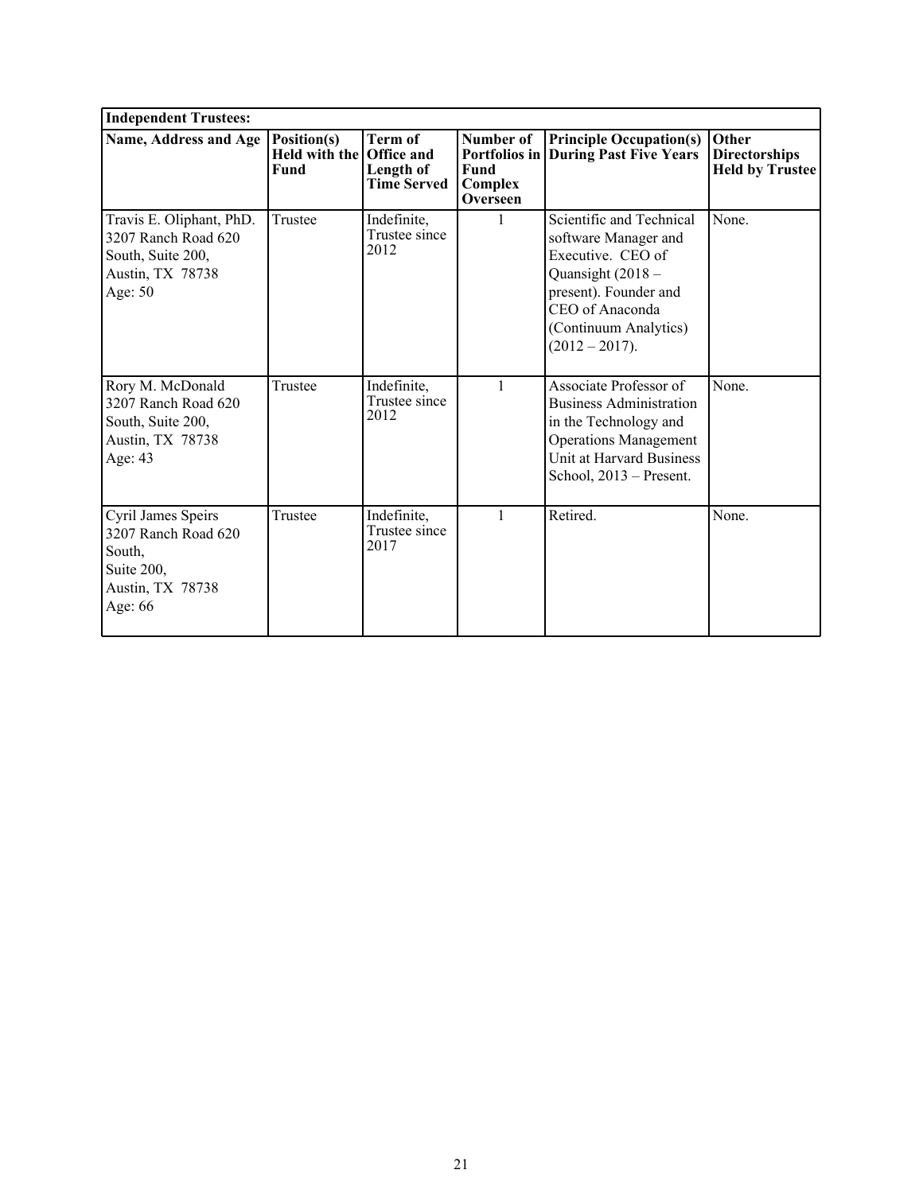| **Independent Trustees:** | | | | | |
|---|---|---|---|---|---|
| **Name, Address and Age** | **Position(s) Held with the Fund** | **Term of Office and Length of Time Served** | **Number of Portfolios in Fund Complex Overseen** | **Principle Occupation(s) During Past Five Years** | **Other Directorships Held by Trustee** |
| Travis E. Oliphant, PhD. 3207 Ranch Road 620 South, Suite 200, Austin, TX 78738 Age: 50 | Trustee | Indefinite, Trustee since 2012 | 1 | Scientific and Technical software Manager and Executive. CEO of Quansight (2018 – present). Founder and CEO of Anaconda (Continuum Analytics) (2012 – 2017). | None. |
| Rory M. McDonald 3207 Ranch Road 620 South, Suite 200, Austin, TX 78738 Age: 43 | Trustee | Indefinite, Trustee since 2012 | 1 | Associate Professor of Business Administration in the Technology and Operations Management Unit at Harvard Business School, 2013 – Present. | None. |
| Cyril James Speirs 3207 Ranch Road 620 South, Suite 200, Austin, TX 78738 Age: 66 | Trustee | Indefinite, Trustee since 2017 | 1 | Retired. | None. |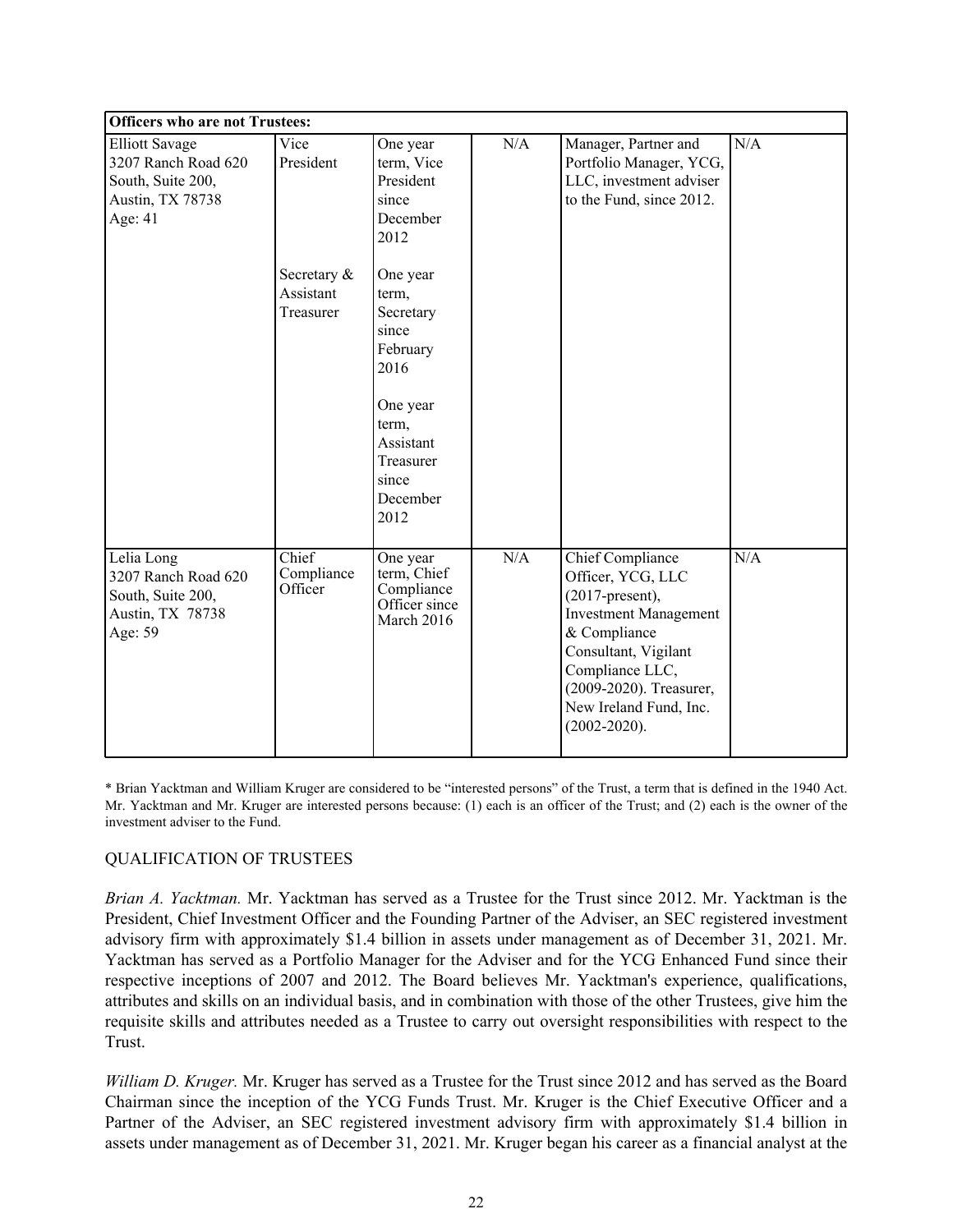| **Officers who are not Trustees:** | | | | | |
|---|---|---|---|---|---|
| Elliott Savage<br>3207 Ranch Road 620 South, Suite 200,<br>Austin, TX 78738<br>Age: 41 | Vice President<br><br>Secretary & Assistant Treasurer | One year term, Vice President since December 2012<br><br>One year term, Secretary since February 2016<br><br>One year term, Assistant Treasurer since December 2012 | N/A | Manager, Partner and Portfolio Manager, YCG, LLC, investment adviser to the Fund, since 2012. | N/A |
| Lelia Long<br>3207 Ranch Road 620 South, Suite 200,<br>Austin, TX 78738<br>Age: 59 | Chief Compliance Officer | One year term, Chief Compliance Officer since March 2016 | N/A | Chief Compliance Officer, YCG, LLC (2017-present), Investment Management & Compliance Consultant, Vigilant Compliance LLC, (2009-2020). Treasurer, New Ireland Fund, Inc. (2002-2020). | N/A |

* Brian Yacktman and William Kruger are considered to be "interested persons" of the Trust, a term that is defined in the 1940 Act. Mr. Yacktman and Mr. Kruger are interested persons because: (1) each is an officer of the Trust; and (2) each is the owner of the investment adviser to the Fund.

## QUALIFICATION OF TRUSTEES

*Brian A. Yacktman.* Mr. Yacktman has served as a Trustee for the Trust since 2012. Mr. Yacktman is the President, Chief Investment Officer and the Founding Partner of the Adviser, an SEC registered investment advisory firm with approximately $1.4 billion in assets under management as of December 31, 2021. Mr. Yacktman has served as a Portfolio Manager for the Adviser and for the YCG Enhanced Fund since their respective inceptions of 2007 and 2012. The Board believes Mr. Yacktman's experience, qualifications, attributes and skills on an individual basis, and in combination with those of the other Trustees, give him the requisite skills and attributes needed as a Trustee to carry out oversight responsibilities with respect to the Trust.

*William D. Kruger.* Mr. Kruger has served as a Trustee for the Trust since 2012 and has served as the Board Chairman since the inception of the YCG Funds Trust. Mr. Kruger is the Chief Executive Officer and a Partner of the Adviser, an SEC registered investment advisory firm with approximately $1.4 billion in assets under management as of December 31, 2021. Mr. Kruger began his career as a financial analyst at the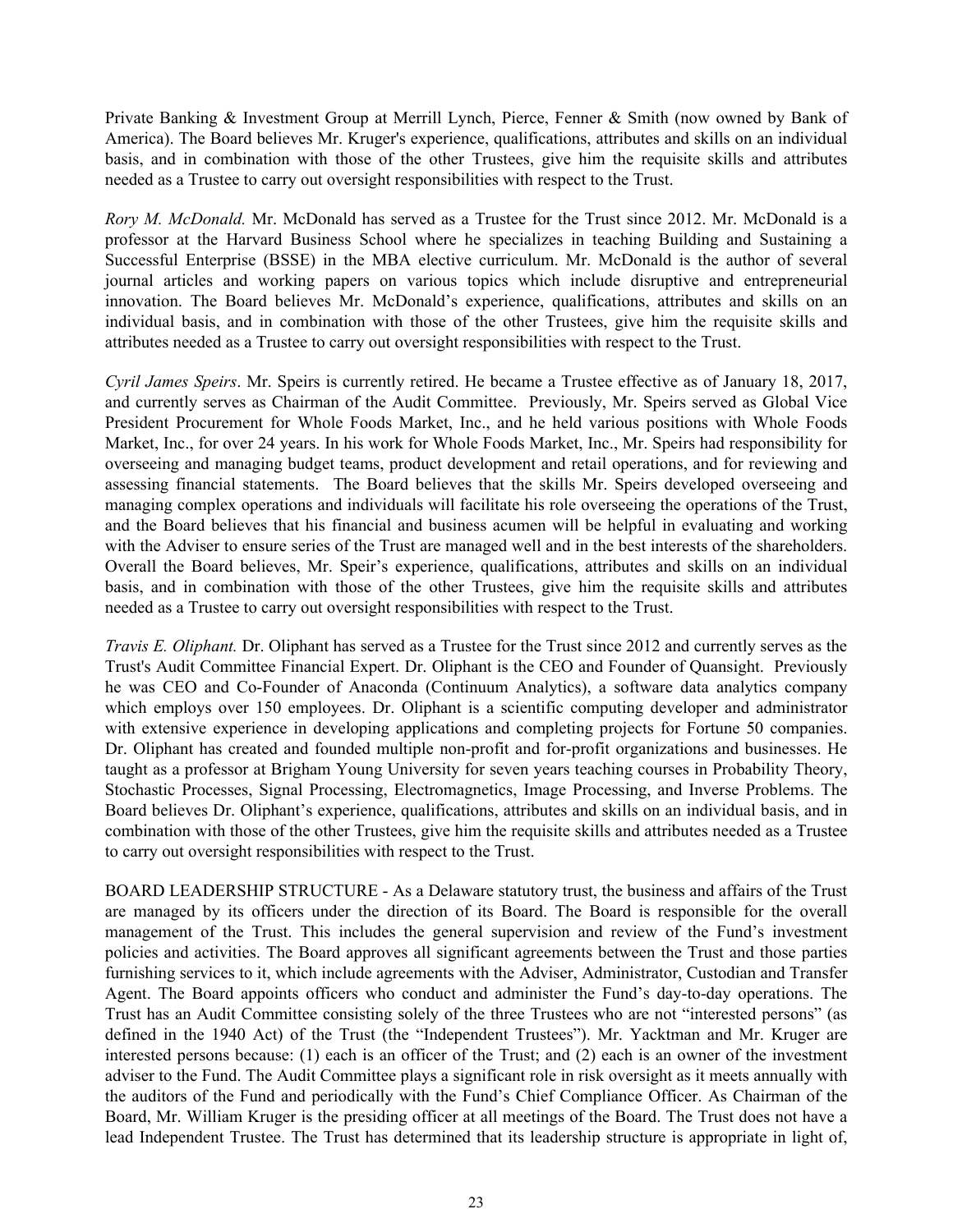Private Banking & Investment Group at Merrill Lynch, Pierce, Fenner & Smith (now owned by Bank of America). The Board believes Mr. Kruger's experience, qualifications, attributes and skills on an individual basis, and in combination with those of the other Trustees, give him the requisite skills and attributes needed as a Trustee to carry out oversight responsibilities with respect to the Trust.

*Rory M. McDonald.* Mr. McDonald has served as a Trustee for the Trust since 2012. Mr. McDonald is a professor at the Harvard Business School where he specializes in teaching Building and Sustaining a Successful Enterprise (BSSE) in the MBA elective curriculum. Mr. McDonald is the author of several journal articles and working papers on various topics which include disruptive and entrepreneurial innovation. The Board believes Mr. McDonald's experience, qualifications, attributes and skills on an individual basis, and in combination with those of the other Trustees, give him the requisite skills and attributes needed as a Trustee to carry out oversight responsibilities with respect to the Trust.

*Cyril James Speirs*. Mr. Speirs is currently retired. He became a Trustee effective as of January 18, 2017, and currently serves as Chairman of the Audit Committee. Previously, Mr. Speirs served as Global Vice President Procurement for Whole Foods Market, Inc., and he held various positions with Whole Foods Market, Inc., for over 24 years. In his work for Whole Foods Market, Inc., Mr. Speirs had responsibility for overseeing and managing budget teams, product development and retail operations, and for reviewing and assessing financial statements. The Board believes that the skills Mr. Speirs developed overseeing and managing complex operations and individuals will facilitate his role overseeing the operations of the Trust, and the Board believes that his financial and business acumen will be helpful in evaluating and working with the Adviser to ensure series of the Trust are managed well and in the best interests of the shareholders. Overall the Board believes, Mr. Speir's experience, qualifications, attributes and skills on an individual basis, and in combination with those of the other Trustees, give him the requisite skills and attributes needed as a Trustee to carry out oversight responsibilities with respect to the Trust.

*Travis E. Oliphant.* Dr. Oliphant has served as a Trustee for the Trust since 2012 and currently serves as the Trust's Audit Committee Financial Expert. Dr. Oliphant is the CEO and Founder of Quansight. Previously he was CEO and Co-Founder of Anaconda (Continuum Analytics), a software data analytics company which employs over 150 employees. Dr. Oliphant is a scientific computing developer and administrator with extensive experience in developing applications and completing projects for Fortune 50 companies. Dr. Oliphant has created and founded multiple non-profit and for-profit organizations and businesses. He taught as a professor at Brigham Young University for seven years teaching courses in Probability Theory, Stochastic Processes, Signal Processing, Electromagnetics, Image Processing, and Inverse Problems. The Board believes Dr. Oliphant's experience, qualifications, attributes and skills on an individual basis, and in combination with those of the other Trustees, give him the requisite skills and attributes needed as a Trustee to carry out oversight responsibilities with respect to the Trust.

BOARD LEADERSHIP STRUCTURE - As a Delaware statutory trust, the business and affairs of the Trust are managed by its officers under the direction of its Board. The Board is responsible for the overall management of the Trust. This includes the general supervision and review of the Fund's investment policies and activities. The Board approves all significant agreements between the Trust and those parties furnishing services to it, which include agreements with the Adviser, Administrator, Custodian and Transfer Agent. The Board appoints officers who conduct and administer the Fund's day-to-day operations. The Trust has an Audit Committee consisting solely of the three Trustees who are not "interested persons" (as defined in the 1940 Act) of the Trust (the "Independent Trustees"). Mr. Yacktman and Mr. Kruger are interested persons because: (1) each is an officer of the Trust; and (2) each is an owner of the investment adviser to the Fund. The Audit Committee plays a significant role in risk oversight as it meets annually with the auditors of the Fund and periodically with the Fund's Chief Compliance Officer. As Chairman of the Board, Mr. William Kruger is the presiding officer at all meetings of the Board. The Trust does not have a lead Independent Trustee. The Trust has determined that its leadership structure is appropriate in light of,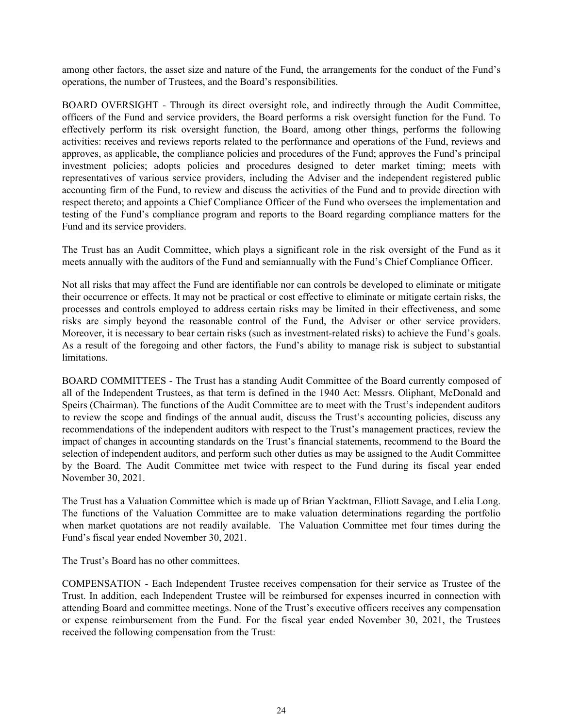among other factors, the asset size and nature of the Fund, the arrangements for the conduct of the Fund's operations, the number of Trustees, and the Board's responsibilities.

BOARD OVERSIGHT - Through its direct oversight role, and indirectly through the Audit Committee, officers of the Fund and service providers, the Board performs a risk oversight function for the Fund. To effectively perform its risk oversight function, the Board, among other things, performs the following activities: receives and reviews reports related to the performance and operations of the Fund, reviews and approves, as applicable, the compliance policies and procedures of the Fund; approves the Fund's principal investment policies; adopts policies and procedures designed to deter market timing; meets with representatives of various service providers, including the Adviser and the independent registered public accounting firm of the Fund, to review and discuss the activities of the Fund and to provide direction with respect thereto; and appoints a Chief Compliance Officer of the Fund who oversees the implementation and testing of the Fund's compliance program and reports to the Board regarding compliance matters for the Fund and its service providers.

The Trust has an Audit Committee, which plays a significant role in the risk oversight of the Fund as it meets annually with the auditors of the Fund and semiannually with the Fund's Chief Compliance Officer.

Not all risks that may affect the Fund are identifiable nor can controls be developed to eliminate or mitigate their occurrence or effects. It may not be practical or cost effective to eliminate or mitigate certain risks, the processes and controls employed to address certain risks may be limited in their effectiveness, and some risks are simply beyond the reasonable control of the Fund, the Adviser or other service providers. Moreover, it is necessary to bear certain risks (such as investment-related risks) to achieve the Fund's goals. As a result of the foregoing and other factors, the Fund's ability to manage risk is subject to substantial limitations.

BOARD COMMITTEES - The Trust has a standing Audit Committee of the Board currently composed of all of the Independent Trustees, as that term is defined in the 1940 Act: Messrs. Oliphant, McDonald and Speirs (Chairman). The functions of the Audit Committee are to meet with the Trust's independent auditors to review the scope and findings of the annual audit, discuss the Trust's accounting policies, discuss any recommendations of the independent auditors with respect to the Trust's management practices, review the impact of changes in accounting standards on the Trust's financial statements, recommend to the Board the selection of independent auditors, and perform such other duties as may be assigned to the Audit Committee by the Board. The Audit Committee met twice with respect to the Fund during its fiscal year ended November 30, 2021.

The Trust has a Valuation Committee which is made up of Brian Yacktman, Elliott Savage, and Lelia Long. The functions of the Valuation Committee are to make valuation determinations regarding the portfolio when market quotations are not readily available. The Valuation Committee met four times during the Fund's fiscal year ended November 30, 2021.

The Trust's Board has no other committees.

COMPENSATION - Each Independent Trustee receives compensation for their service as Trustee of the Trust. In addition, each Independent Trustee will be reimbursed for expenses incurred in connection with attending Board and committee meetings. None of the Trust's executive officers receives any compensation or expense reimbursement from the Fund. For the fiscal year ended November 30, 2021, the Trustees received the following compensation from the Trust: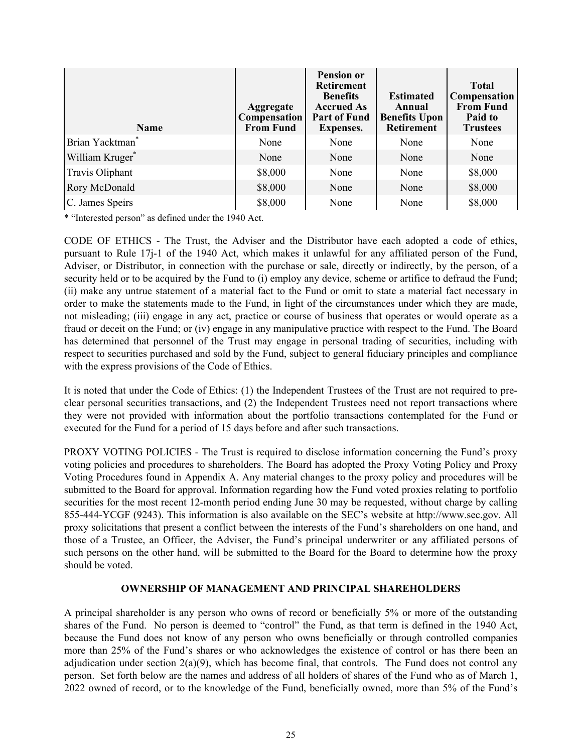| Name | Aggregate Compensation From Fund | Pension or Retirement Benefits Accrued As Part of Fund Expenses. | Estimated Annual Benefits Upon Retirement | Total Compensation From Fund Paid to Trustees |
|---|---|---|---|---|
| Brian Yacktman* | None | None | None | None |
| William Kruger* | None | None | None | None |
| Travis Oliphant | $8,000 | None | None | $8,000 |
| Rory McDonald | $8,000 | None | None | $8,000 |
| C. James Speirs | $8,000 | None | None | $8,000 |

* "Interested person" as defined under the 1940 Act.

CODE OF ETHICS - The Trust, the Adviser and the Distributor have each adopted a code of ethics, pursuant to Rule 17j-1 of the 1940 Act, which makes it unlawful for any affiliated person of the Fund, Adviser, or Distributor, in connection with the purchase or sale, directly or indirectly, by the person, of a security held or to be acquired by the Fund to (i) employ any device, scheme or artifice to defraud the Fund; (ii) make any untrue statement of a material fact to the Fund or omit to state a material fact necessary in order to make the statements made to the Fund, in light of the circumstances under which they are made, not misleading; (iii) engage in any act, practice or course of business that operates or would operate as a fraud or deceit on the Fund; or (iv) engage in any manipulative practice with respect to the Fund. The Board has determined that personnel of the Trust may engage in personal trading of securities, including with respect to securities purchased and sold by the Fund, subject to general fiduciary principles and compliance with the express provisions of the Code of Ethics.

It is noted that under the Code of Ethics: (1) the Independent Trustees of the Trust are not required to pre-clear personal securities transactions, and (2) the Independent Trustees need not report transactions where they were not provided with information about the portfolio transactions contemplated for the Fund or executed for the Fund for a period of 15 days before and after such transactions.

PROXY VOTING POLICIES - The Trust is required to disclose information concerning the Fund's proxy voting policies and procedures to shareholders. The Board has adopted the Proxy Voting Policy and Proxy Voting Procedures found in Appendix A. Any material changes to the proxy policy and procedures will be submitted to the Board for approval. Information regarding how the Fund voted proxies relating to portfolio securities for the most recent 12-month period ending June 30 may be requested, without charge by calling 855-444-YCGF (9243). This information is also available on the SEC's website at http://www.sec.gov. All proxy solicitations that present a conflict between the interests of the Fund's shareholders on one hand, and those of a Trustee, an Officer, the Adviser, the Fund's principal underwriter or any affiliated persons of such persons on the other hand, will be submitted to the Board for the Board to determine how the proxy should be voted.

## OWNERSHIP OF MANAGEMENT AND PRINCIPAL SHAREHOLDERS

A principal shareholder is any person who owns of record or beneficially 5% or more of the outstanding shares of the Fund. No person is deemed to "control" the Fund, as that term is defined in the 1940 Act, because the Fund does not know of any person who owns beneficially or through controlled companies more than 25% of the Fund's shares or who acknowledges the existence of control or has there been an adjudication under section 2(a)(9), which has become final, that controls. The Fund does not control any person. Set forth below are the names and address of all holders of shares of the Fund who as of March 1, 2022 owned of record, or to the knowledge of the Fund, beneficially owned, more than 5% of the Fund's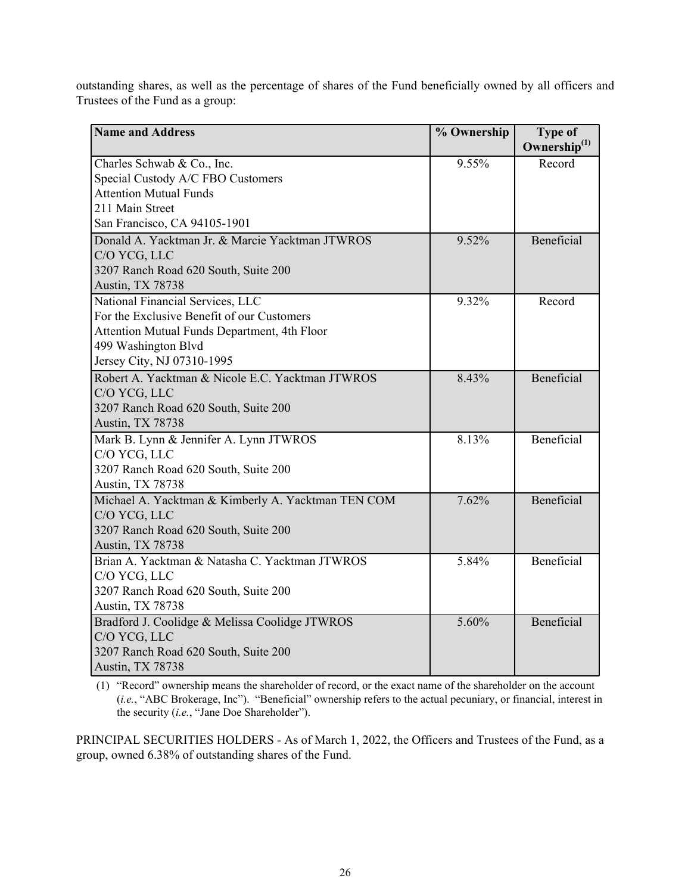outstanding shares, as well as the percentage of shares of the Fund beneficially owned by all officers and Trustees of the Fund as a group:

| Name and Address | % Ownership | Type of Ownership[(1)] |
|---|---|---|
| Charles Schwab & Co., Inc.<br>Special Custody A/C FBO Customers<br>Attention Mutual Funds<br>211 Main Street<br>San Francisco, CA 94105-1901 | 9.55% | Record |
| Donald A. Yacktman Jr. & Marcie Yacktman JTWROS<br>C/O YCG, LLC<br>3207 Ranch Road 620 South, Suite 200<br>Austin, TX 78738 | 9.52% | Beneficial |
| National Financial Services, LLC<br>For the Exclusive Benefit of our Customers<br>Attention Mutual Funds Department, 4th Floor<br>499 Washington Blvd<br>Jersey City, NJ 07310-1995 | 9.32% | Record |
| Robert A. Yacktman & Nicole E.C. Yacktman JTWROS<br>C/O YCG, LLC<br>3207 Ranch Road 620 South, Suite 200<br>Austin, TX 78738 | 8.43% | Beneficial |
| Mark B. Lynn & Jennifer A. Lynn JTWROS<br>C/O YCG, LLC<br>3207 Ranch Road 620 South, Suite 200<br>Austin, TX 78738 | 8.13% | Beneficial |
| Michael A. Yacktman & Kimberly A. Yacktman TEN COM<br>C/O YCG, LLC<br>3207 Ranch Road 620 South, Suite 200<br>Austin, TX 78738 | 7.62% | Beneficial |
| Brian A. Yacktman & Natasha C. Yacktman JTWROS<br>C/O YCG, LLC<br>3207 Ranch Road 620 South, Suite 200<br>Austin, TX 78738 | 5.84% | Beneficial |
| Bradford J. Coolidge & Melissa Coolidge JTWROS<br>C/O YCG, LLC<br>3207 Ranch Road 620 South, Suite 200<br>Austin, TX 78738 | 5.60% | Beneficial |

(1) "Record" ownership means the shareholder of record, or the exact name of the shareholder on the account (*i.e.*, "ABC Brokerage, Inc"). "Beneficial" ownership refers to the actual pecuniary, or financial, interest in the security (*i.e.*, "Jane Doe Shareholder").

PRINCIPAL SECURITIES HOLDERS - As of March 1, 2022, the Officers and Trustees of the Fund, as a group, owned 6.38% of outstanding shares of the Fund.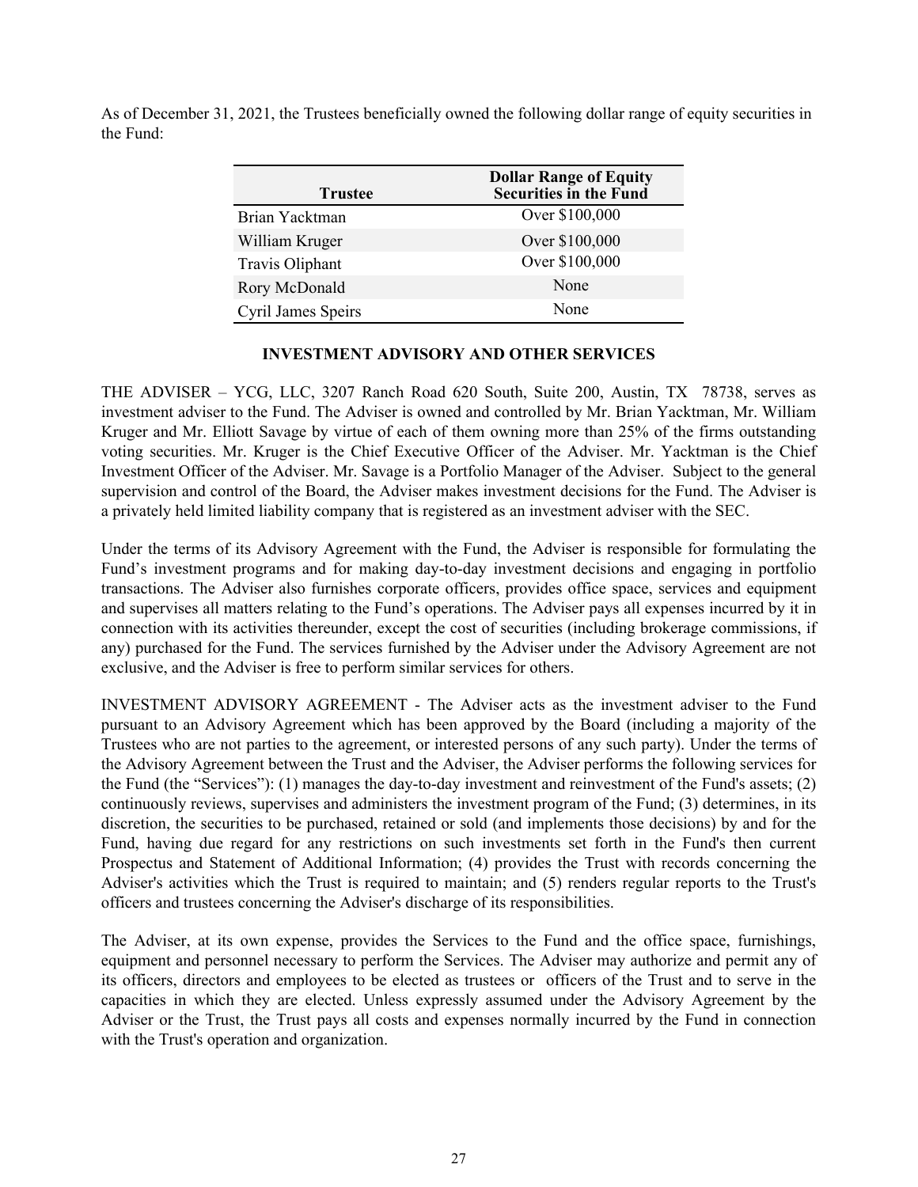As of December 31, 2021, the Trustees beneficially owned the following dollar range of equity securities in the Fund:

| Trustee | Dollar Range of Equity Securities in the Fund |
|---|---|
| Brian Yacktman | Over $100,000 |
| William Kruger | Over $100,000 |
| Travis Oliphant | Over $100,000 |
| Rory McDonald | None |
| Cyril James Speirs | None |

## INVESTMENT ADVISORY AND OTHER SERVICES

THE ADVISER – YCG, LLC, 3207 Ranch Road 620 South, Suite 200, Austin, TX 78738, serves as investment adviser to the Fund. The Adviser is owned and controlled by Mr. Brian Yacktman, Mr. William Kruger and Mr. Elliott Savage by virtue of each of them owning more than 25% of the firms outstanding voting securities. Mr. Kruger is the Chief Executive Officer of the Adviser. Mr. Yacktman is the Chief Investment Officer of the Adviser. Mr. Savage is a Portfolio Manager of the Adviser. Subject to the general supervision and control of the Board, the Adviser makes investment decisions for the Fund. The Adviser is a privately held limited liability company that is registered as an investment adviser with the SEC.

Under the terms of its Advisory Agreement with the Fund, the Adviser is responsible for formulating the Fund's investment programs and for making day-to-day investment decisions and engaging in portfolio transactions. The Adviser also furnishes corporate officers, provides office space, services and equipment and supervises all matters relating to the Fund's operations. The Adviser pays all expenses incurred by it in connection with its activities thereunder, except the cost of securities (including brokerage commissions, if any) purchased for the Fund. The services furnished by the Adviser under the Advisory Agreement are not exclusive, and the Adviser is free to perform similar services for others.

INVESTMENT ADVISORY AGREEMENT - The Adviser acts as the investment adviser to the Fund pursuant to an Advisory Agreement which has been approved by the Board (including a majority of the Trustees who are not parties to the agreement, or interested persons of any such party). Under the terms of the Advisory Agreement between the Trust and the Adviser, the Adviser performs the following services for the Fund (the "Services"): (1) manages the day-to-day investment and reinvestment of the Fund's assets; (2) continuously reviews, supervises and administers the investment program of the Fund; (3) determines, in its discretion, the securities to be purchased, retained or sold (and implements those decisions) by and for the Fund, having due regard for any restrictions on such investments set forth in the Fund's then current Prospectus and Statement of Additional Information; (4) provides the Trust with records concerning the Adviser's activities which the Trust is required to maintain; and (5) renders regular reports to the Trust's officers and trustees concerning the Adviser's discharge of its responsibilities.

The Adviser, at its own expense, provides the Services to the Fund and the office space, furnishings, equipment and personnel necessary to perform the Services. The Adviser may authorize and permit any of its officers, directors and employees to be elected as trustees or officers of the Trust and to serve in the capacities in which they are elected. Unless expressly assumed under the Advisory Agreement by the Adviser or the Trust, the Trust pays all costs and expenses normally incurred by the Fund in connection with the Trust's operation and organization.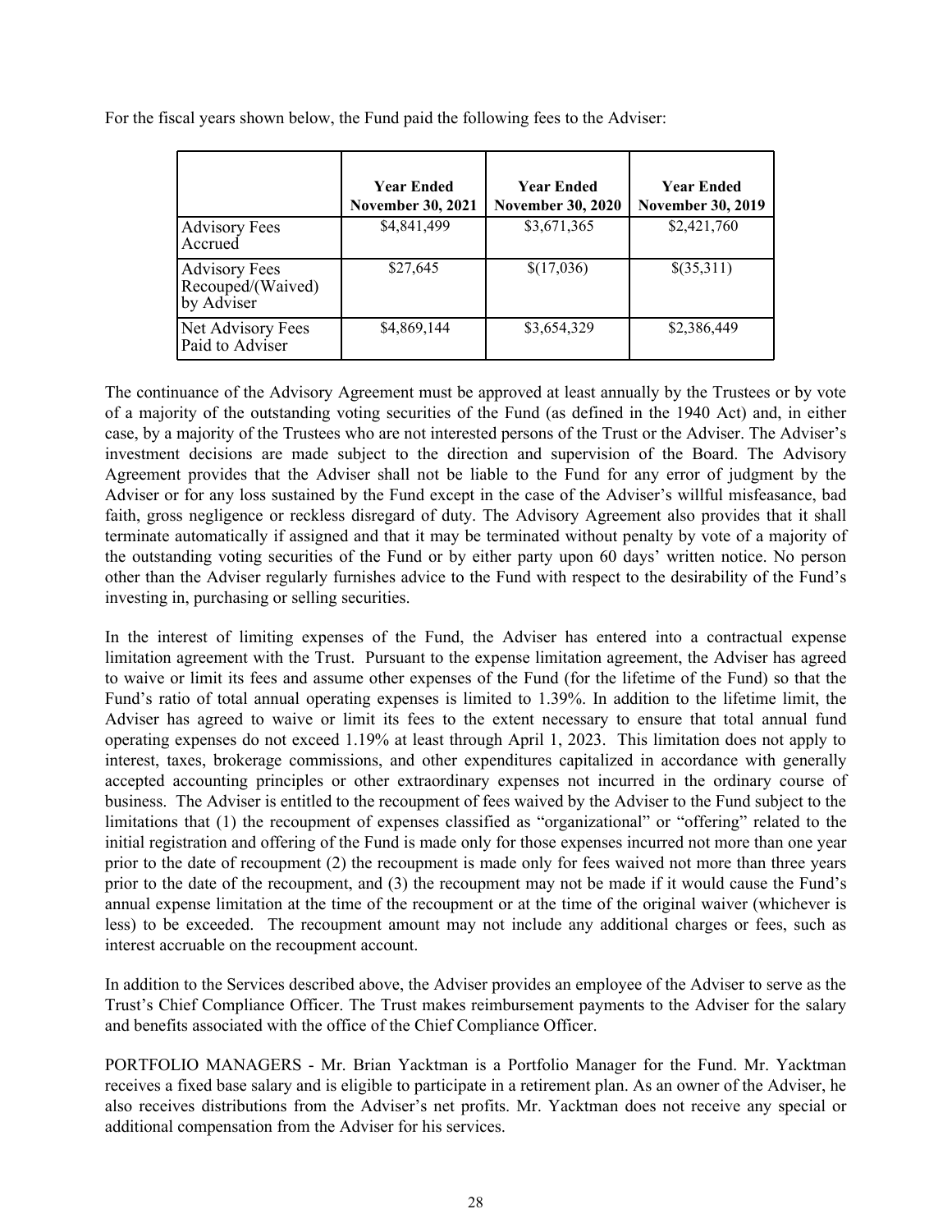For the fiscal years shown below, the Fund paid the following fees to the Adviser:

| | **Year Ended November 30, 2021** | **Year Ended November 30, 2020** | **Year Ended November 30, 2019** |
|---|---|---|---|
| Advisory Fees Accrued | $4,841,499 | $3,671,365 | $2,421,760 |
| Advisory Fees Recouped/(Waived) by Adviser | $27,645 | $(17,036) | $(35,311) |
| Net Advisory Fees Paid to Adviser | $4,869,144 | $3,654,329 | $2,386,449 |

The continuance of the Advisory Agreement must be approved at least annually by the Trustees or by vote of a majority of the outstanding voting securities of the Fund (as defined in the 1940 Act) and, in either case, by a majority of the Trustees who are not interested persons of the Trust or the Adviser. The Adviser's investment decisions are made subject to the direction and supervision of the Board. The Advisory Agreement provides that the Adviser shall not be liable to the Fund for any error of judgment by the Adviser or for any loss sustained by the Fund except in the case of the Adviser's willful misfeasance, bad faith, gross negligence or reckless disregard of duty. The Advisory Agreement also provides that it shall terminate automatically if assigned and that it may be terminated without penalty by vote of a majority of the outstanding voting securities of the Fund or by either party upon 60 days' written notice. No person other than the Adviser regularly furnishes advice to the Fund with respect to the desirability of the Fund's investing in, purchasing or selling securities.

In the interest of limiting expenses of the Fund, the Adviser has entered into a contractual expense limitation agreement with the Trust. Pursuant to the expense limitation agreement, the Adviser has agreed to waive or limit its fees and assume other expenses of the Fund (for the lifetime of the Fund) so that the Fund's ratio of total annual operating expenses is limited to 1.39%. In addition to the lifetime limit, the Adviser has agreed to waive or limit its fees to the extent necessary to ensure that total annual fund operating expenses do not exceed 1.19% at least through April 1, 2023. This limitation does not apply to interest, taxes, brokerage commissions, and other expenditures capitalized in accordance with generally accepted accounting principles or other extraordinary expenses not incurred in the ordinary course of business. The Adviser is entitled to the recoupment of fees waived by the Adviser to the Fund subject to the limitations that (1) the recoupment of expenses classified as "organizational" or "offering" related to the initial registration and offering of the Fund is made only for those expenses incurred not more than one year prior to the date of recoupment (2) the recoupment is made only for fees waived not more than three years prior to the date of the recoupment, and (3) the recoupment may not be made if it would cause the Fund's annual expense limitation at the time of the recoupment or at the time of the original waiver (whichever is less) to be exceeded. The recoupment amount may not include any additional charges or fees, such as interest accruable on the recoupment account.

In addition to the Services described above, the Adviser provides an employee of the Adviser to serve as the Trust's Chief Compliance Officer. The Trust makes reimbursement payments to the Adviser for the salary and benefits associated with the office of the Chief Compliance Officer.

PORTFOLIO MANAGERS - Mr. Brian Yacktman is a Portfolio Manager for the Fund. Mr. Yacktman receives a fixed base salary and is eligible to participate in a retirement plan. As an owner of the Adviser, he also receives distributions from the Adviser's net profits. Mr. Yacktman does not receive any special or additional compensation from the Adviser for his services.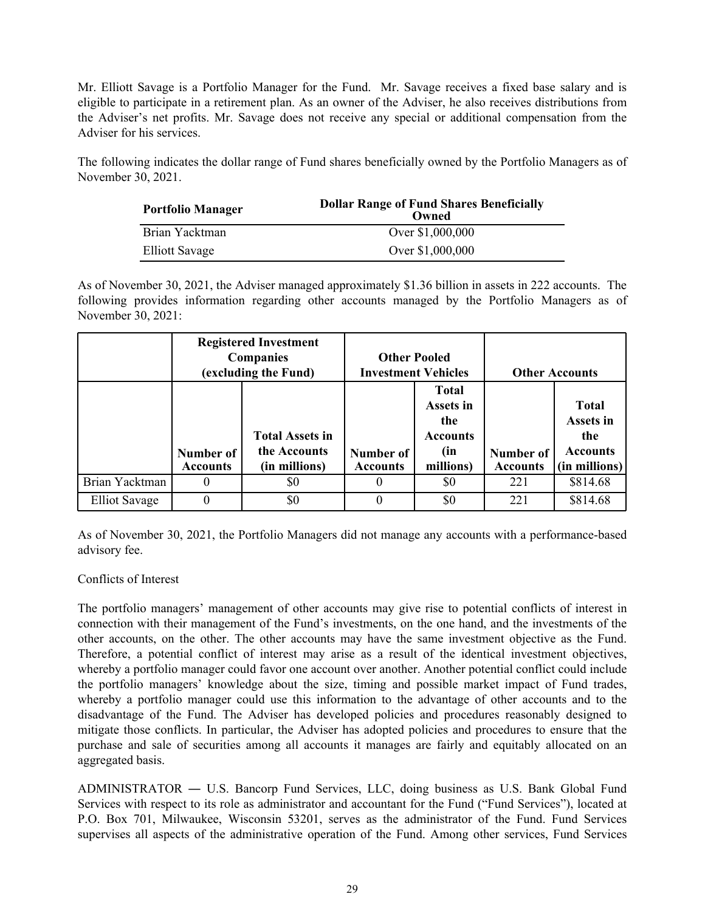Mr. Elliott Savage is a Portfolio Manager for the Fund. Mr. Savage receives a fixed base salary and is eligible to participate in a retirement plan. As an owner of the Adviser, he also receives distributions from the Adviser's net profits. Mr. Savage does not receive any special or additional compensation from the Adviser for his services.

The following indicates the dollar range of Fund shares beneficially owned by the Portfolio Managers as of November 30, 2021.

| Portfolio Manager | Dollar Range of Fund Shares Beneficially Owned |
|---|---|
| Brian Yacktman | Over $1,000,000 |
| Elliott Savage | Over $1,000,000 |

As of November 30, 2021, the Adviser managed approximately $1.36 billion in assets in 222 accounts. The following provides information regarding other accounts managed by the Portfolio Managers as of November 30, 2021:

| | Registered Investment Companies (excluding the Fund) | | Other Pooled Investment Vehicles | | Other Accounts | |
|---|---|---|---|---|---|---|
| | Number of Accounts | Total Assets in the Accounts (in millions) | Number of Accounts | Total Assets in the Accounts (in millions) | Number of Accounts | Total Assets in the Accounts (in millions) |
| Brian Yacktman | 0 | $0 | 0 | $0 | 221 | $814.68 |
| Elliot Savage | 0 | $0 | 0 | $0 | 221 | $814.68 |

As of November 30, 2021, the Portfolio Managers did not manage any accounts with a performance-based advisory fee.

Conflicts of Interest

The portfolio managers' management of other accounts may give rise to potential conflicts of interest in connection with their management of the Fund's investments, on the one hand, and the investments of the other accounts, on the other. The other accounts may have the same investment objective as the Fund. Therefore, a potential conflict of interest may arise as a result of the identical investment objectives, whereby a portfolio manager could favor one account over another. Another potential conflict could include the portfolio managers' knowledge about the size, timing and possible market impact of Fund trades, whereby a portfolio manager could use this information to the advantage of other accounts and to the disadvantage of the Fund. The Adviser has developed policies and procedures reasonably designed to mitigate those conflicts. In particular, the Adviser has adopted policies and procedures to ensure that the purchase and sale of securities among all accounts it manages are fairly and equitably allocated on an aggregated basis.

ADMINISTRATOR ― U.S. Bancorp Fund Services, LLC, doing business as U.S. Bank Global Fund Services with respect to its role as administrator and accountant for the Fund ("Fund Services"), located at P.O. Box 701, Milwaukee, Wisconsin 53201, serves as the administrator of the Fund. Fund Services supervises all aspects of the administrative operation of the Fund. Among other services, Fund Services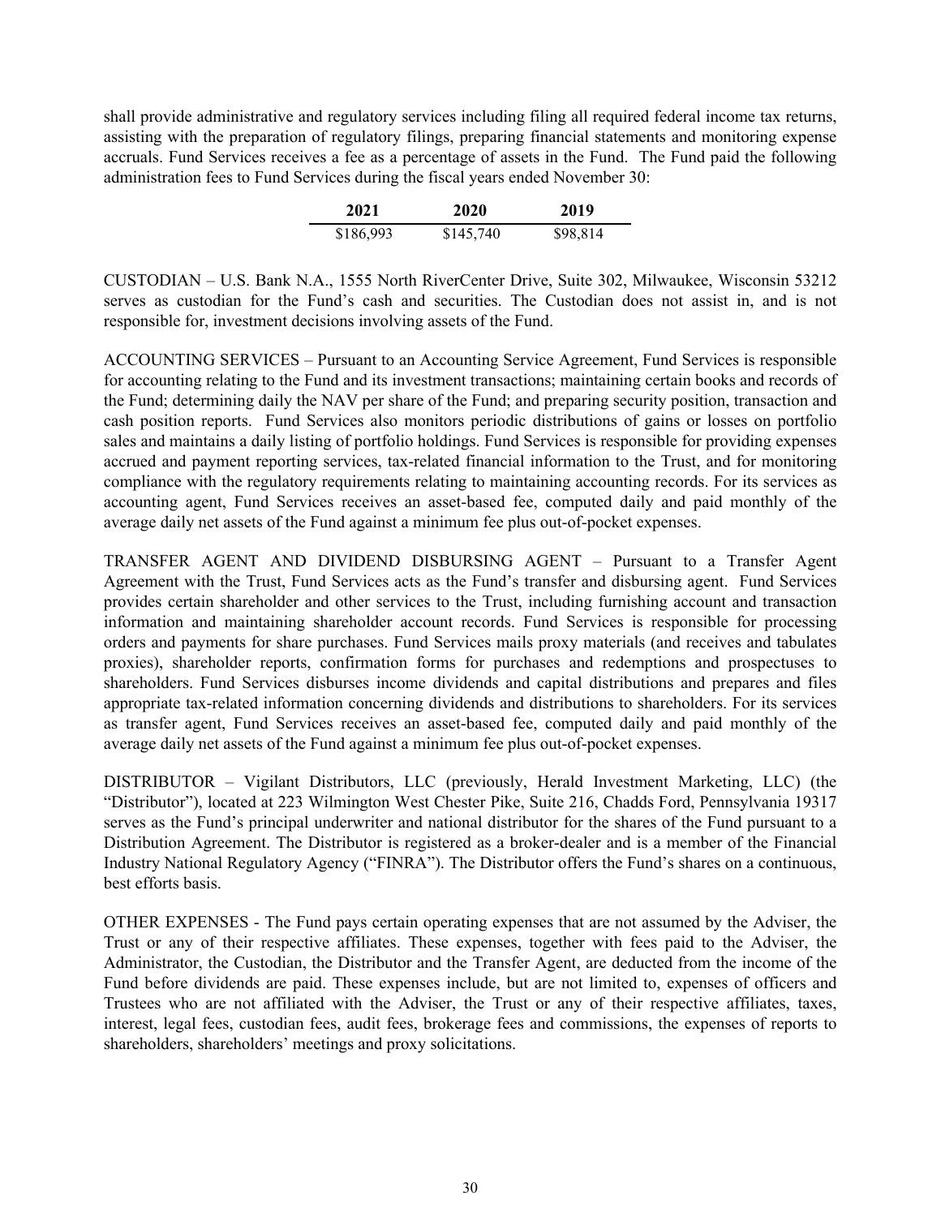shall provide administrative and regulatory services including filing all required federal income tax returns, assisting with the preparation of regulatory filings, preparing financial statements and monitoring expense accruals. Fund Services receives a fee as a percentage of assets in the Fund. The Fund paid the following administration fees to Fund Services during the fiscal years ended November 30:

| 2021 | 2020 | 2019 |
| --- | --- | --- |
| $186,993 | $145,740 | $98,814 |

CUSTODIAN – U.S. Bank N.A., 1555 North RiverCenter Drive, Suite 302, Milwaukee, Wisconsin 53212 serves as custodian for the Fund's cash and securities. The Custodian does not assist in, and is not responsible for, investment decisions involving assets of the Fund.

ACCOUNTING SERVICES – Pursuant to an Accounting Service Agreement, Fund Services is responsible for accounting relating to the Fund and its investment transactions; maintaining certain books and records of the Fund; determining daily the NAV per share of the Fund; and preparing security position, transaction and cash position reports. Fund Services also monitors periodic distributions of gains or losses on portfolio sales and maintains a daily listing of portfolio holdings. Fund Services is responsible for providing expenses accrued and payment reporting services, tax-related financial information to the Trust, and for monitoring compliance with the regulatory requirements relating to maintaining accounting records. For its services as accounting agent, Fund Services receives an asset-based fee, computed daily and paid monthly of the average daily net assets of the Fund against a minimum fee plus out-of-pocket expenses.

TRANSFER AGENT AND DIVIDEND DISBURSING AGENT – Pursuant to a Transfer Agent Agreement with the Trust, Fund Services acts as the Fund's transfer and disbursing agent. Fund Services provides certain shareholder and other services to the Trust, including furnishing account and transaction information and maintaining shareholder account records. Fund Services is responsible for processing orders and payments for share purchases. Fund Services mails proxy materials (and receives and tabulates proxies), shareholder reports, confirmation forms for purchases and redemptions and prospectuses to shareholders. Fund Services disburses income dividends and capital distributions and prepares and files appropriate tax-related information concerning dividends and distributions to shareholders. For its services as transfer agent, Fund Services receives an asset-based fee, computed daily and paid monthly of the average daily net assets of the Fund against a minimum fee plus out-of-pocket expenses.

DISTRIBUTOR – Vigilant Distributors, LLC (previously, Herald Investment Marketing, LLC) (the "Distributor"), located at 223 Wilmington West Chester Pike, Suite 216, Chadds Ford, Pennsylvania 19317 serves as the Fund's principal underwriter and national distributor for the shares of the Fund pursuant to a Distribution Agreement. The Distributor is registered as a broker-dealer and is a member of the Financial Industry National Regulatory Agency ("FINRA"). The Distributor offers the Fund's shares on a continuous, best efforts basis.

OTHER EXPENSES - The Fund pays certain operating expenses that are not assumed by the Adviser, the Trust or any of their respective affiliates. These expenses, together with fees paid to the Adviser, the Administrator, the Custodian, the Distributor and the Transfer Agent, are deducted from the income of the Fund before dividends are paid. These expenses include, but are not limited to, expenses of officers and Trustees who are not affiliated with the Adviser, the Trust or any of their respective affiliates, taxes, interest, legal fees, custodian fees, audit fees, brokerage fees and commissions, the expenses of reports to shareholders, shareholders' meetings and proxy solicitations.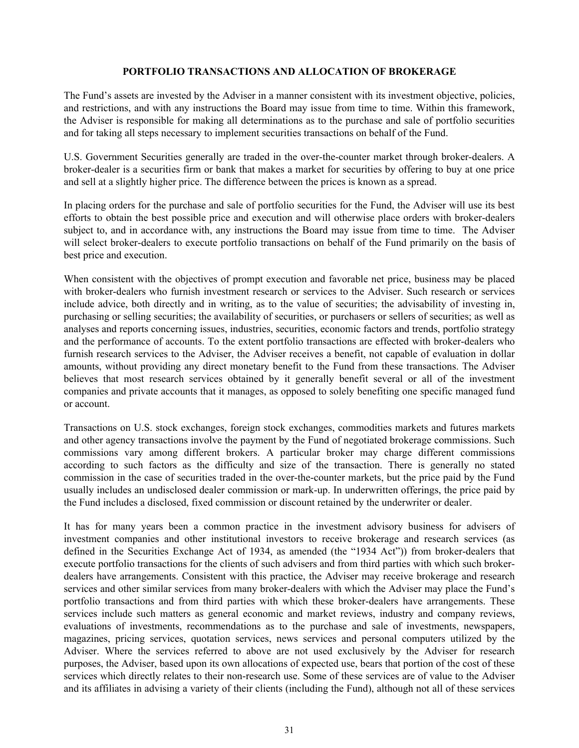## PORTFOLIO TRANSACTIONS AND ALLOCATION OF BROKERAGE

The Fund's assets are invested by the Adviser in a manner consistent with its investment objective, policies, and restrictions, and with any instructions the Board may issue from time to time. Within this framework, the Adviser is responsible for making all determinations as to the purchase and sale of portfolio securities and for taking all steps necessary to implement securities transactions on behalf of the Fund.

U.S. Government Securities generally are traded in the over-the-counter market through broker-dealers. A broker-dealer is a securities firm or bank that makes a market for securities by offering to buy at one price and sell at a slightly higher price. The difference between the prices is known as a spread.

In placing orders for the purchase and sale of portfolio securities for the Fund, the Adviser will use its best efforts to obtain the best possible price and execution and will otherwise place orders with broker-dealers subject to, and in accordance with, any instructions the Board may issue from time to time. The Adviser will select broker-dealers to execute portfolio transactions on behalf of the Fund primarily on the basis of best price and execution.

When consistent with the objectives of prompt execution and favorable net price, business may be placed with broker-dealers who furnish investment research or services to the Adviser. Such research or services include advice, both directly and in writing, as to the value of securities; the advisability of investing in, purchasing or selling securities; the availability of securities, or purchasers or sellers of securities; as well as analyses and reports concerning issues, industries, securities, economic factors and trends, portfolio strategy and the performance of accounts. To the extent portfolio transactions are effected with broker-dealers who furnish research services to the Adviser, the Adviser receives a benefit, not capable of evaluation in dollar amounts, without providing any direct monetary benefit to the Fund from these transactions. The Adviser believes that most research services obtained by it generally benefit several or all of the investment companies and private accounts that it manages, as opposed to solely benefiting one specific managed fund or account.

Transactions on U.S. stock exchanges, foreign stock exchanges, commodities markets and futures markets and other agency transactions involve the payment by the Fund of negotiated brokerage commissions. Such commissions vary among different brokers. A particular broker may charge different commissions according to such factors as the difficulty and size of the transaction. There is generally no stated commission in the case of securities traded in the over-the-counter markets, but the price paid by the Fund usually includes an undisclosed dealer commission or mark-up. In underwritten offerings, the price paid by the Fund includes a disclosed, fixed commission or discount retained by the underwriter or dealer.

It has for many years been a common practice in the investment advisory business for advisers of investment companies and other institutional investors to receive brokerage and research services (as defined in the Securities Exchange Act of 1934, as amended (the "1934 Act")) from broker-dealers that execute portfolio transactions for the clients of such advisers and from third parties with which such broker-dealers have arrangements. Consistent with this practice, the Adviser may receive brokerage and research services and other similar services from many broker-dealers with which the Adviser may place the Fund's portfolio transactions and from third parties with which these broker-dealers have arrangements. These services include such matters as general economic and market reviews, industry and company reviews, evaluations of investments, recommendations as to the purchase and sale of investments, newspapers, magazines, pricing services, quotation services, news services and personal computers utilized by the Adviser. Where the services referred to above are not used exclusively by the Adviser for research purposes, the Adviser, based upon its own allocations of expected use, bears that portion of the cost of these services which directly relates to their non-research use. Some of these services are of value to the Adviser and its affiliates in advising a variety of their clients (including the Fund), although not all of these services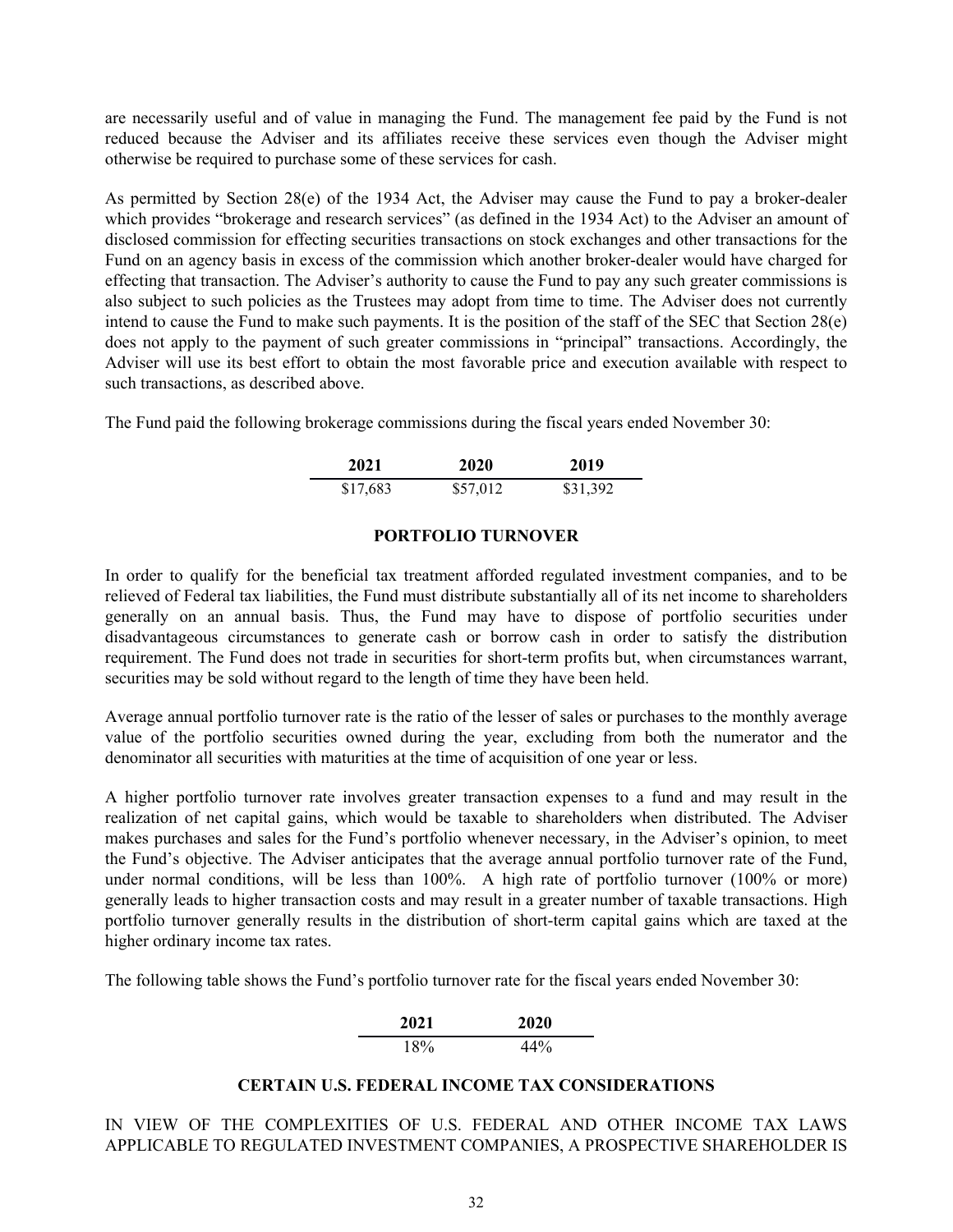are necessarily useful and of value in managing the Fund. The management fee paid by the Fund is not reduced because the Adviser and its affiliates receive these services even though the Adviser might otherwise be required to purchase some of these services for cash.

As permitted by Section 28(e) of the 1934 Act, the Adviser may cause the Fund to pay a broker-dealer which provides "brokerage and research services" (as defined in the 1934 Act) to the Adviser an amount of disclosed commission for effecting securities transactions on stock exchanges and other transactions for the Fund on an agency basis in excess of the commission which another broker-dealer would have charged for effecting that transaction. The Adviser's authority to cause the Fund to pay any such greater commissions is also subject to such policies as the Trustees may adopt from time to time. The Adviser does not currently intend to cause the Fund to make such payments. It is the position of the staff of the SEC that Section 28(e) does not apply to the payment of such greater commissions in "principal" transactions. Accordingly, the Adviser will use its best effort to obtain the most favorable price and execution available with respect to such transactions, as described above.

The Fund paid the following brokerage commissions during the fiscal years ended November 30:

| 2021 | 2020 | 2019 |
|---|---|---|
| $17,683 | $57,012 | $31,392 |

## PORTFOLIO TURNOVER

In order to qualify for the beneficial tax treatment afforded regulated investment companies, and to be relieved of Federal tax liabilities, the Fund must distribute substantially all of its net income to shareholders generally on an annual basis. Thus, the Fund may have to dispose of portfolio securities under disadvantageous circumstances to generate cash or borrow cash in order to satisfy the distribution requirement. The Fund does not trade in securities for short-term profits but, when circumstances warrant, securities may be sold without regard to the length of time they have been held.

Average annual portfolio turnover rate is the ratio of the lesser of sales or purchases to the monthly average value of the portfolio securities owned during the year, excluding from both the numerator and the denominator all securities with maturities at the time of acquisition of one year or less.

A higher portfolio turnover rate involves greater transaction expenses to a fund and may result in the realization of net capital gains, which would be taxable to shareholders when distributed. The Adviser makes purchases and sales for the Fund's portfolio whenever necessary, in the Adviser's opinion, to meet the Fund's objective. The Adviser anticipates that the average annual portfolio turnover rate of the Fund, under normal conditions, will be less than 100%. A high rate of portfolio turnover (100% or more) generally leads to higher transaction costs and may result in a greater number of taxable transactions. High portfolio turnover generally results in the distribution of short-term capital gains which are taxed at the higher ordinary income tax rates.

The following table shows the Fund's portfolio turnover rate for the fiscal years ended November 30:

| 2021 | 2020 |
|---|---|
| 18% | 44% |

## CERTAIN U.S. FEDERAL INCOME TAX CONSIDERATIONS

IN VIEW OF THE COMPLEXITIES OF U.S. FEDERAL AND OTHER INCOME TAX LAWS APPLICABLE TO REGULATED INVESTMENT COMPANIES, A PROSPECTIVE SHAREHOLDER IS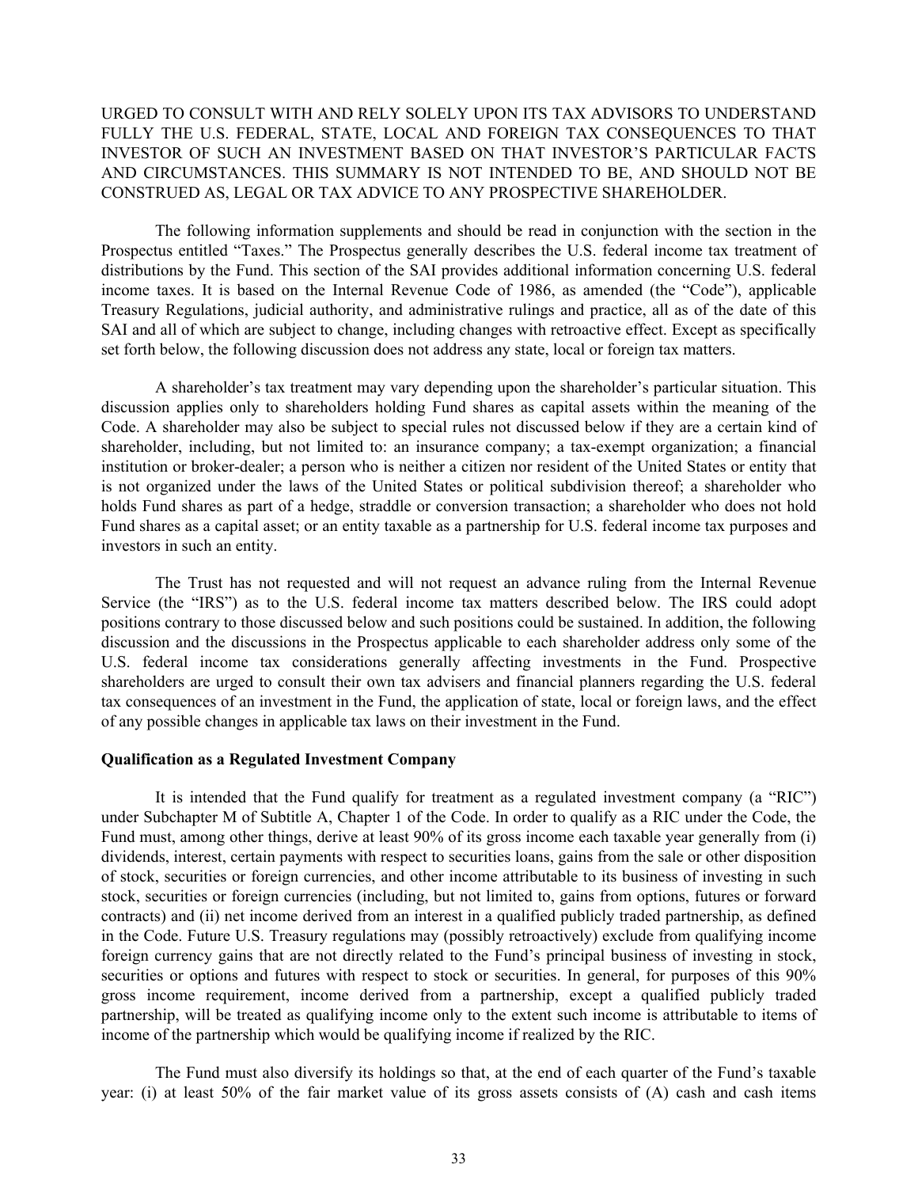URGED TO CONSULT WITH AND RELY SOLELY UPON ITS TAX ADVISORS TO UNDERSTAND FULLY THE U.S. FEDERAL, STATE, LOCAL AND FOREIGN TAX CONSEQUENCES TO THAT INVESTOR OF SUCH AN INVESTMENT BASED ON THAT INVESTOR'S PARTICULAR FACTS AND CIRCUMSTANCES. THIS SUMMARY IS NOT INTENDED TO BE, AND SHOULD NOT BE CONSTRUED AS, LEGAL OR TAX ADVICE TO ANY PROSPECTIVE SHAREHOLDER.

The following information supplements and should be read in conjunction with the section in the Prospectus entitled "Taxes." The Prospectus generally describes the U.S. federal income tax treatment of distributions by the Fund. This section of the SAI provides additional information concerning U.S. federal income taxes. It is based on the Internal Revenue Code of 1986, as amended (the "Code"), applicable Treasury Regulations, judicial authority, and administrative rulings and practice, all as of the date of this SAI and all of which are subject to change, including changes with retroactive effect. Except as specifically set forth below, the following discussion does not address any state, local or foreign tax matters.

A shareholder's tax treatment may vary depending upon the shareholder's particular situation. This discussion applies only to shareholders holding Fund shares as capital assets within the meaning of the Code. A shareholder may also be subject to special rules not discussed below if they are a certain kind of shareholder, including, but not limited to: an insurance company; a tax-exempt organization; a financial institution or broker-dealer; a person who is neither a citizen nor resident of the United States or entity that is not organized under the laws of the United States or political subdivision thereof; a shareholder who holds Fund shares as part of a hedge, straddle or conversion transaction; a shareholder who does not hold Fund shares as a capital asset; or an entity taxable as a partnership for U.S. federal income tax purposes and investors in such an entity.

The Trust has not requested and will not request an advance ruling from the Internal Revenue Service (the "IRS") as to the U.S. federal income tax matters described below. The IRS could adopt positions contrary to those discussed below and such positions could be sustained. In addition, the following discussion and the discussions in the Prospectus applicable to each shareholder address only some of the U.S. federal income tax considerations generally affecting investments in the Fund. Prospective shareholders are urged to consult their own tax advisers and financial planners regarding the U.S. federal tax consequences of an investment in the Fund, the application of state, local or foreign laws, and the effect of any possible changes in applicable tax laws on their investment in the Fund.

**Qualification as a Regulated Investment Company**

It is intended that the Fund qualify for treatment as a regulated investment company (a "RIC") under Subchapter M of Subtitle A, Chapter 1 of the Code. In order to qualify as a RIC under the Code, the Fund must, among other things, derive at least 90% of its gross income each taxable year generally from (i) dividends, interest, certain payments with respect to securities loans, gains from the sale or other disposition of stock, securities or foreign currencies, and other income attributable to its business of investing in such stock, securities or foreign currencies (including, but not limited to, gains from options, futures or forward contracts) and (ii) net income derived from an interest in a qualified publicly traded partnership, as defined in the Code. Future U.S. Treasury regulations may (possibly retroactively) exclude from qualifying income foreign currency gains that are not directly related to the Fund's principal business of investing in stock, securities or options and futures with respect to stock or securities. In general, for purposes of this 90% gross income requirement, income derived from a partnership, except a qualified publicly traded partnership, will be treated as qualifying income only to the extent such income is attributable to items of income of the partnership which would be qualifying income if realized by the RIC.

The Fund must also diversify its holdings so that, at the end of each quarter of the Fund's taxable year: (i) at least 50% of the fair market value of its gross assets consists of (A) cash and cash items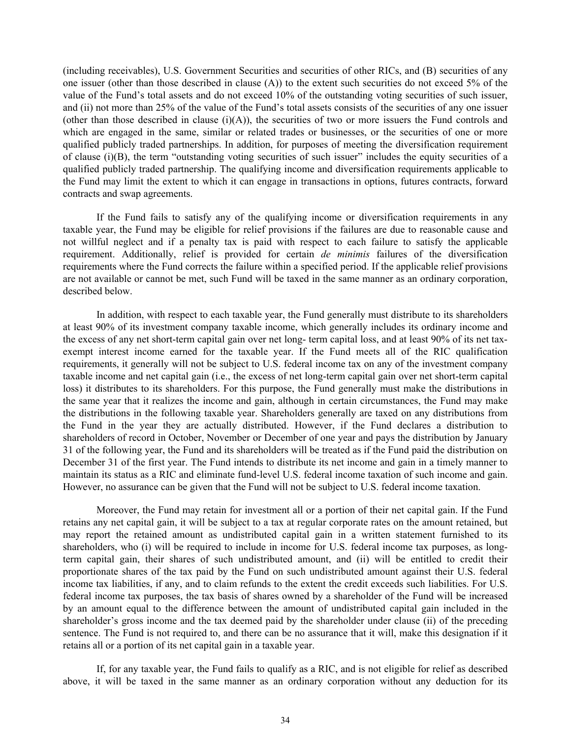(including receivables), U.S. Government Securities and securities of other RICs, and (B) securities of any one issuer (other than those described in clause (A)) to the extent such securities do not exceed 5% of the value of the Fund's total assets and do not exceed 10% of the outstanding voting securities of such issuer, and (ii) not more than 25% of the value of the Fund's total assets consists of the securities of any one issuer (other than those described in clause (i)(A)), the securities of two or more issuers the Fund controls and which are engaged in the same, similar or related trades or businesses, or the securities of one or more qualified publicly traded partnerships. In addition, for purposes of meeting the diversification requirement of clause (i)(B), the term "outstanding voting securities of such issuer" includes the equity securities of a qualified publicly traded partnership. The qualifying income and diversification requirements applicable to the Fund may limit the extent to which it can engage in transactions in options, futures contracts, forward contracts and swap agreements.

If the Fund fails to satisfy any of the qualifying income or diversification requirements in any taxable year, the Fund may be eligible for relief provisions if the failures are due to reasonable cause and not willful neglect and if a penalty tax is paid with respect to each failure to satisfy the applicable requirement. Additionally, relief is provided for certain *de minimis* failures of the diversification requirements where the Fund corrects the failure within a specified period. If the applicable relief provisions are not available or cannot be met, such Fund will be taxed in the same manner as an ordinary corporation, described below.

In addition, with respect to each taxable year, the Fund generally must distribute to its shareholders at least 90% of its investment company taxable income, which generally includes its ordinary income and the excess of any net short-term capital gain over net long- term capital loss, and at least 90% of its net tax-exempt interest income earned for the taxable year. If the Fund meets all of the RIC qualification requirements, it generally will not be subject to U.S. federal income tax on any of the investment company taxable income and net capital gain (i.e., the excess of net long-term capital gain over net short-term capital loss) it distributes to its shareholders. For this purpose, the Fund generally must make the distributions in the same year that it realizes the income and gain, although in certain circumstances, the Fund may make the distributions in the following taxable year. Shareholders generally are taxed on any distributions from the Fund in the year they are actually distributed. However, if the Fund declares a distribution to shareholders of record in October, November or December of one year and pays the distribution by January 31 of the following year, the Fund and its shareholders will be treated as if the Fund paid the distribution on December 31 of the first year. The Fund intends to distribute its net income and gain in a timely manner to maintain its status as a RIC and eliminate fund-level U.S. federal income taxation of such income and gain. However, no assurance can be given that the Fund will not be subject to U.S. federal income taxation.

Moreover, the Fund may retain for investment all or a portion of their net capital gain. If the Fund retains any net capital gain, it will be subject to a tax at regular corporate rates on the amount retained, but may report the retained amount as undistributed capital gain in a written statement furnished to its shareholders, who (i) will be required to include in income for U.S. federal income tax purposes, as long-term capital gain, their shares of such undistributed amount, and (ii) will be entitled to credit their proportionate shares of the tax paid by the Fund on such undistributed amount against their U.S. federal income tax liabilities, if any, and to claim refunds to the extent the credit exceeds such liabilities. For U.S. federal income tax purposes, the tax basis of shares owned by a shareholder of the Fund will be increased by an amount equal to the difference between the amount of undistributed capital gain included in the shareholder's gross income and the tax deemed paid by the shareholder under clause (ii) of the preceding sentence. The Fund is not required to, and there can be no assurance that it will, make this designation if it retains all or a portion of its net capital gain in a taxable year.

If, for any taxable year, the Fund fails to qualify as a RIC, and is not eligible for relief as described above, it will be taxed in the same manner as an ordinary corporation without any deduction for its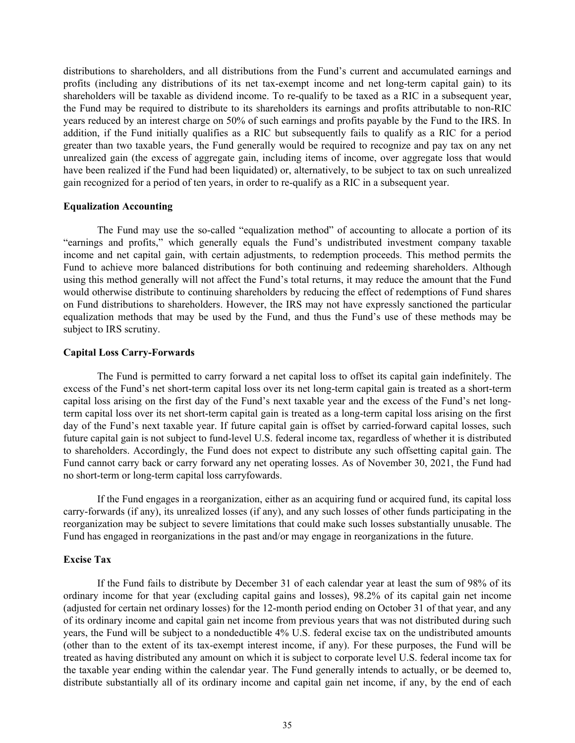distributions to shareholders, and all distributions from the Fund's current and accumulated earnings and profits (including any distributions of its net tax-exempt income and net long-term capital gain) to its shareholders will be taxable as dividend income. To re-qualify to be taxed as a RIC in a subsequent year, the Fund may be required to distribute to its shareholders its earnings and profits attributable to non-RIC years reduced by an interest charge on 50% of such earnings and profits payable by the Fund to the IRS. In addition, if the Fund initially qualifies as a RIC but subsequently fails to qualify as a RIC for a period greater than two taxable years, the Fund generally would be required to recognize and pay tax on any net unrealized gain (the excess of aggregate gain, including items of income, over aggregate loss that would have been realized if the Fund had been liquidated) or, alternatively, to be subject to tax on such unrealized gain recognized for a period of ten years, in order to re-qualify as a RIC in a subsequent year.

**Equalization Accounting**

The Fund may use the so-called "equalization method" of accounting to allocate a portion of its "earnings and profits," which generally equals the Fund's undistributed investment company taxable income and net capital gain, with certain adjustments, to redemption proceeds. This method permits the Fund to achieve more balanced distributions for both continuing and redeeming shareholders. Although using this method generally will not affect the Fund's total returns, it may reduce the amount that the Fund would otherwise distribute to continuing shareholders by reducing the effect of redemptions of Fund shares on Fund distributions to shareholders. However, the IRS may not have expressly sanctioned the particular equalization methods that may be used by the Fund, and thus the Fund's use of these methods may be subject to IRS scrutiny.

**Capital Loss Carry-Forwards**

The Fund is permitted to carry forward a net capital loss to offset its capital gain indefinitely. The excess of the Fund's net short-term capital loss over its net long-term capital gain is treated as a short-term capital loss arising on the first day of the Fund's next taxable year and the excess of the Fund's net long-term capital loss over its net short-term capital gain is treated as a long-term capital loss arising on the first day of the Fund's next taxable year. If future capital gain is offset by carried-forward capital losses, such future capital gain is not subject to fund-level U.S. federal income tax, regardless of whether it is distributed to shareholders. Accordingly, the Fund does not expect to distribute any such offsetting capital gain. The Fund cannot carry back or carry forward any net operating losses. As of November 30, 2021, the Fund had no short-term or long-term capital loss carryfowards.

If the Fund engages in a reorganization, either as an acquiring fund or acquired fund, its capital loss carry-forwards (if any), its unrealized losses (if any), and any such losses of other funds participating in the reorganization may be subject to severe limitations that could make such losses substantially unusable. The Fund has engaged in reorganizations in the past and/or may engage in reorganizations in the future.

**Excise Tax**

If the Fund fails to distribute by December 31 of each calendar year at least the sum of 98% of its ordinary income for that year (excluding capital gains and losses), 98.2% of its capital gain net income (adjusted for certain net ordinary losses) for the 12-month period ending on October 31 of that year, and any of its ordinary income and capital gain net income from previous years that was not distributed during such years, the Fund will be subject to a nondeductible 4% U.S. federal excise tax on the undistributed amounts (other than to the extent of its tax-exempt interest income, if any). For these purposes, the Fund will be treated as having distributed any amount on which it is subject to corporate level U.S. federal income tax for the taxable year ending within the calendar year. The Fund generally intends to actually, or be deemed to, distribute substantially all of its ordinary income and capital gain net income, if any, by the end of each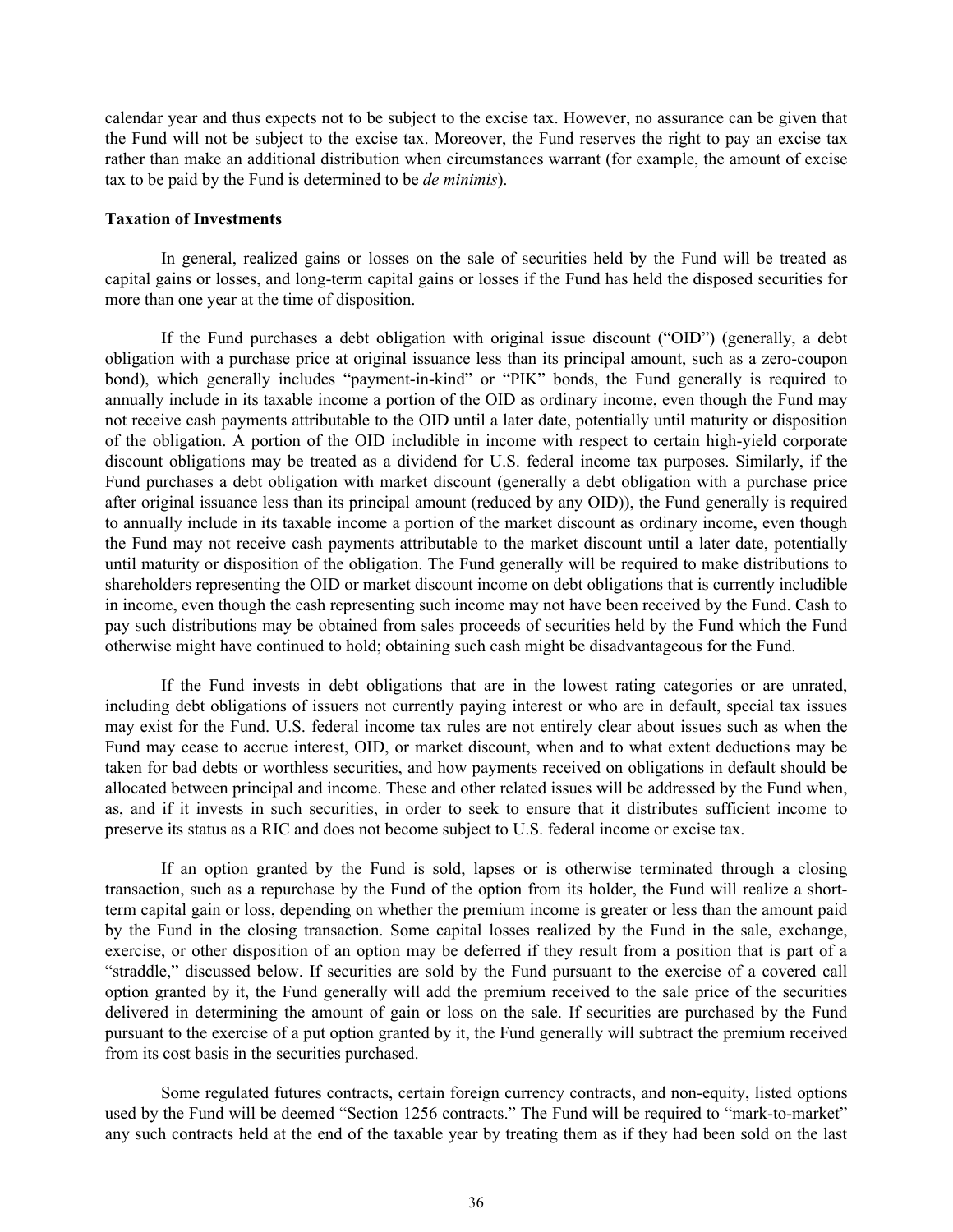calendar year and thus expects not to be subject to the excise tax. However, no assurance can be given that the Fund will not be subject to the excise tax. Moreover, the Fund reserves the right to pay an excise tax rather than make an additional distribution when circumstances warrant (for example, the amount of excise tax to be paid by the Fund is determined to be *de minimis*).

**Taxation of Investments**

In general, realized gains or losses on the sale of securities held by the Fund will be treated as capital gains or losses, and long-term capital gains or losses if the Fund has held the disposed securities for more than one year at the time of disposition.

If the Fund purchases a debt obligation with original issue discount ("OID") (generally, a debt obligation with a purchase price at original issuance less than its principal amount, such as a zero-coupon bond), which generally includes "payment-in-kind" or "PIK" bonds, the Fund generally is required to annually include in its taxable income a portion of the OID as ordinary income, even though the Fund may not receive cash payments attributable to the OID until a later date, potentially until maturity or disposition of the obligation. A portion of the OID includible in income with respect to certain high-yield corporate discount obligations may be treated as a dividend for U.S. federal income tax purposes. Similarly, if the Fund purchases a debt obligation with market discount (generally a debt obligation with a purchase price after original issuance less than its principal amount (reduced by any OID)), the Fund generally is required to annually include in its taxable income a portion of the market discount as ordinary income, even though the Fund may not receive cash payments attributable to the market discount until a later date, potentially until maturity or disposition of the obligation. The Fund generally will be required to make distributions to shareholders representing the OID or market discount income on debt obligations that is currently includible in income, even though the cash representing such income may not have been received by the Fund. Cash to pay such distributions may be obtained from sales proceeds of securities held by the Fund which the Fund otherwise might have continued to hold; obtaining such cash might be disadvantageous for the Fund.

If the Fund invests in debt obligations that are in the lowest rating categories or are unrated, including debt obligations of issuers not currently paying interest or who are in default, special tax issues may exist for the Fund. U.S. federal income tax rules are not entirely clear about issues such as when the Fund may cease to accrue interest, OID, or market discount, when and to what extent deductions may be taken for bad debts or worthless securities, and how payments received on obligations in default should be allocated between principal and income. These and other related issues will be addressed by the Fund when, as, and if it invests in such securities, in order to seek to ensure that it distributes sufficient income to preserve its status as a RIC and does not become subject to U.S. federal income or excise tax.

If an option granted by the Fund is sold, lapses or is otherwise terminated through a closing transaction, such as a repurchase by the Fund of the option from its holder, the Fund will realize a short-term capital gain or loss, depending on whether the premium income is greater or less than the amount paid by the Fund in the closing transaction. Some capital losses realized by the Fund in the sale, exchange, exercise, or other disposition of an option may be deferred if they result from a position that is part of a "straddle," discussed below. If securities are sold by the Fund pursuant to the exercise of a covered call option granted by it, the Fund generally will add the premium received to the sale price of the securities delivered in determining the amount of gain or loss on the sale. If securities are purchased by the Fund pursuant to the exercise of a put option granted by it, the Fund generally will subtract the premium received from its cost basis in the securities purchased.

Some regulated futures contracts, certain foreign currency contracts, and non-equity, listed options used by the Fund will be deemed "Section 1256 contracts." The Fund will be required to "mark-to-market" any such contracts held at the end of the taxable year by treating them as if they had been sold on the last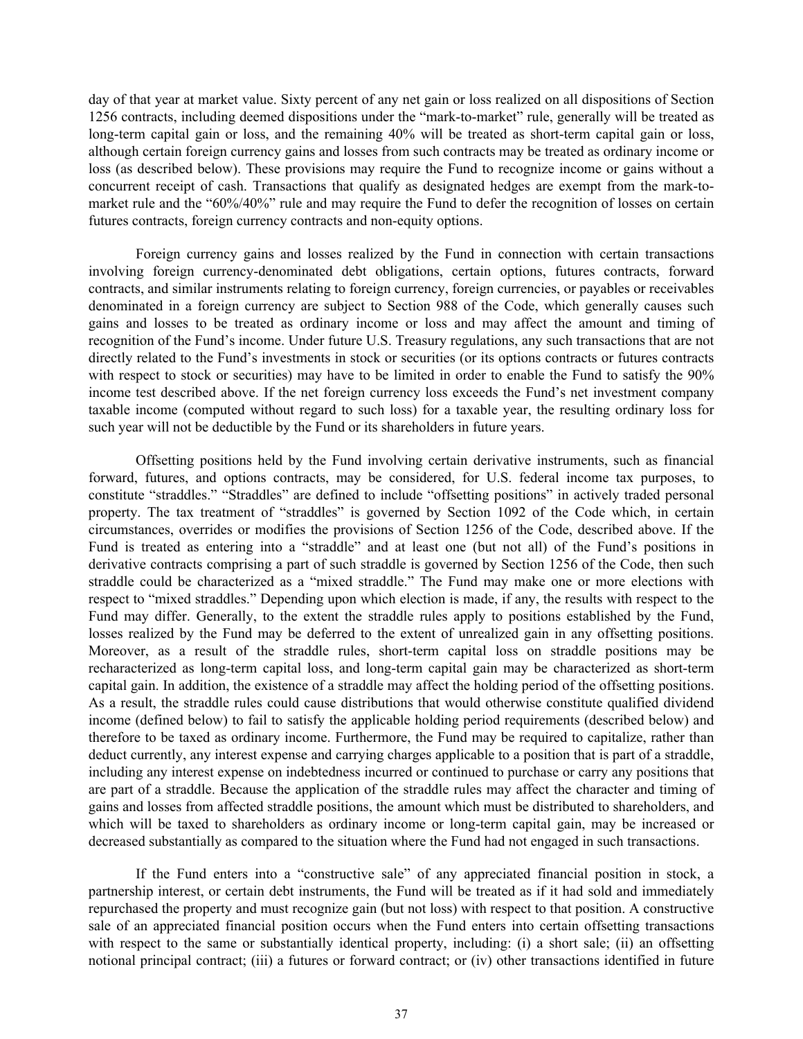day of that year at market value. Sixty percent of any net gain or loss realized on all dispositions of Section 1256 contracts, including deemed dispositions under the "mark-to-market" rule, generally will be treated as long-term capital gain or loss, and the remaining 40% will be treated as short-term capital gain or loss, although certain foreign currency gains and losses from such contracts may be treated as ordinary income or loss (as described below). These provisions may require the Fund to recognize income or gains without a concurrent receipt of cash. Transactions that qualify as designated hedges are exempt from the mark-to-market rule and the "60%/40%" rule and may require the Fund to defer the recognition of losses on certain futures contracts, foreign currency contracts and non-equity options.

Foreign currency gains and losses realized by the Fund in connection with certain transactions involving foreign currency-denominated debt obligations, certain options, futures contracts, forward contracts, and similar instruments relating to foreign currency, foreign currencies, or payables or receivables denominated in a foreign currency are subject to Section 988 of the Code, which generally causes such gains and losses to be treated as ordinary income or loss and may affect the amount and timing of recognition of the Fund's income. Under future U.S. Treasury regulations, any such transactions that are not directly related to the Fund's investments in stock or securities (or its options contracts or futures contracts with respect to stock or securities) may have to be limited in order to enable the Fund to satisfy the 90% income test described above. If the net foreign currency loss exceeds the Fund's net investment company taxable income (computed without regard to such loss) for a taxable year, the resulting ordinary loss for such year will not be deductible by the Fund or its shareholders in future years.

Offsetting positions held by the Fund involving certain derivative instruments, such as financial forward, futures, and options contracts, may be considered, for U.S. federal income tax purposes, to constitute "straddles." "Straddles" are defined to include "offsetting positions" in actively traded personal property. The tax treatment of "straddles" is governed by Section 1092 of the Code which, in certain circumstances, overrides or modifies the provisions of Section 1256 of the Code, described above. If the Fund is treated as entering into a "straddle" and at least one (but not all) of the Fund's positions in derivative contracts comprising a part of such straddle is governed by Section 1256 of the Code, then such straddle could be characterized as a "mixed straddle." The Fund may make one or more elections with respect to "mixed straddles." Depending upon which election is made, if any, the results with respect to the Fund may differ. Generally, to the extent the straddle rules apply to positions established by the Fund, losses realized by the Fund may be deferred to the extent of unrealized gain in any offsetting positions. Moreover, as a result of the straddle rules, short-term capital loss on straddle positions may be recharacterized as long-term capital loss, and long-term capital gain may be characterized as short-term capital gain. In addition, the existence of a straddle may affect the holding period of the offsetting positions. As a result, the straddle rules could cause distributions that would otherwise constitute qualified dividend income (defined below) to fail to satisfy the applicable holding period requirements (described below) and therefore to be taxed as ordinary income. Furthermore, the Fund may be required to capitalize, rather than deduct currently, any interest expense and carrying charges applicable to a position that is part of a straddle, including any interest expense on indebtedness incurred or continued to purchase or carry any positions that are part of a straddle. Because the application of the straddle rules may affect the character and timing of gains and losses from affected straddle positions, the amount which must be distributed to shareholders, and which will be taxed to shareholders as ordinary income or long-term capital gain, may be increased or decreased substantially as compared to the situation where the Fund had not engaged in such transactions.

If the Fund enters into a "constructive sale" of any appreciated financial position in stock, a partnership interest, or certain debt instruments, the Fund will be treated as if it had sold and immediately repurchased the property and must recognize gain (but not loss) with respect to that position. A constructive sale of an appreciated financial position occurs when the Fund enters into certain offsetting transactions with respect to the same or substantially identical property, including: (i) a short sale; (ii) an offsetting notional principal contract; (iii) a futures or forward contract; or (iv) other transactions identified in future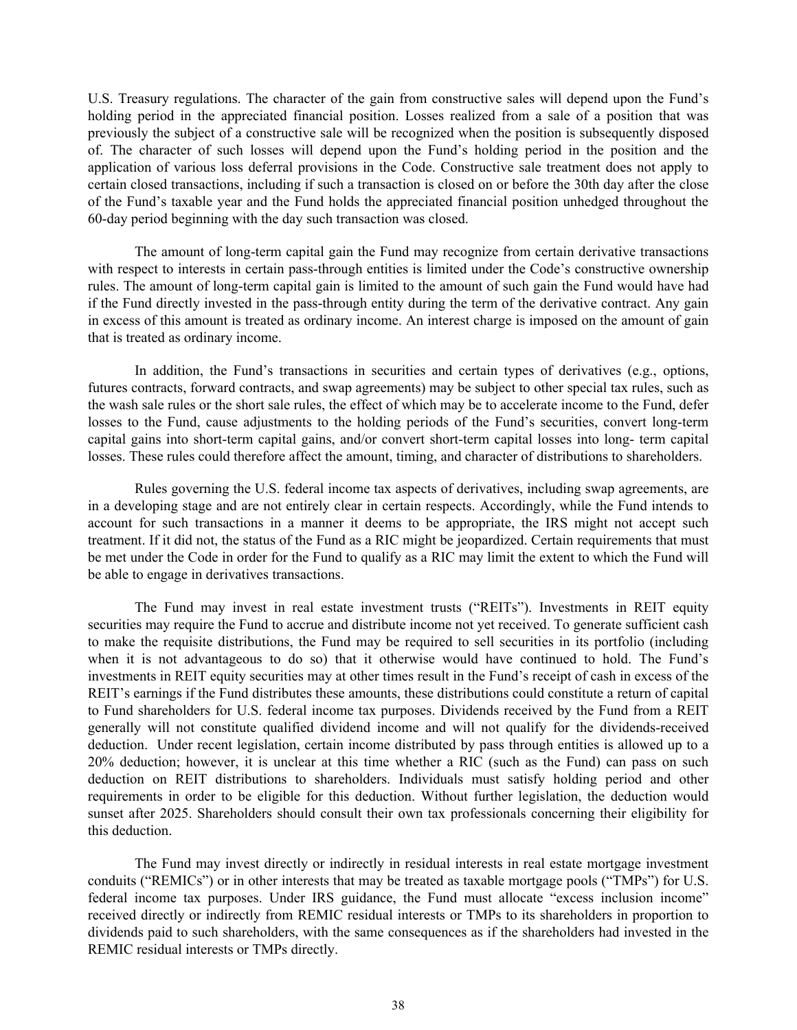U.S. Treasury regulations. The character of the gain from constructive sales will depend upon the Fund's holding period in the appreciated financial position. Losses realized from a sale of a position that was previously the subject of a constructive sale will be recognized when the position is subsequently disposed of. The character of such losses will depend upon the Fund's holding period in the position and the application of various loss deferral provisions in the Code. Constructive sale treatment does not apply to certain closed transactions, including if such a transaction is closed on or before the 30th day after the close of the Fund's taxable year and the Fund holds the appreciated financial position unhedged throughout the 60-day period beginning with the day such transaction was closed.

The amount of long-term capital gain the Fund may recognize from certain derivative transactions with respect to interests in certain pass-through entities is limited under the Code's constructive ownership rules. The amount of long-term capital gain is limited to the amount of such gain the Fund would have had if the Fund directly invested in the pass-through entity during the term of the derivative contract. Any gain in excess of this amount is treated as ordinary income. An interest charge is imposed on the amount of gain that is treated as ordinary income.

In addition, the Fund's transactions in securities and certain types of derivatives (e.g., options, futures contracts, forward contracts, and swap agreements) may be subject to other special tax rules, such as the wash sale rules or the short sale rules, the effect of which may be to accelerate income to the Fund, defer losses to the Fund, cause adjustments to the holding periods of the Fund's securities, convert long-term capital gains into short-term capital gains, and/or convert short-term capital losses into long- term capital losses. These rules could therefore affect the amount, timing, and character of distributions to shareholders.

Rules governing the U.S. federal income tax aspects of derivatives, including swap agreements, are in a developing stage and are not entirely clear in certain respects. Accordingly, while the Fund intends to account for such transactions in a manner it deems to be appropriate, the IRS might not accept such treatment. If it did not, the status of the Fund as a RIC might be jeopardized. Certain requirements that must be met under the Code in order for the Fund to qualify as a RIC may limit the extent to which the Fund will be able to engage in derivatives transactions.

The Fund may invest in real estate investment trusts ("REITs"). Investments in REIT equity securities may require the Fund to accrue and distribute income not yet received. To generate sufficient cash to make the requisite distributions, the Fund may be required to sell securities in its portfolio (including when it is not advantageous to do so) that it otherwise would have continued to hold. The Fund's investments in REIT equity securities may at other times result in the Fund's receipt of cash in excess of the REIT's earnings if the Fund distributes these amounts, these distributions could constitute a return of capital to Fund shareholders for U.S. federal income tax purposes. Dividends received by the Fund from a REIT generally will not constitute qualified dividend income and will not qualify for the dividends-received deduction. Under recent legislation, certain income distributed by pass through entities is allowed up to a 20% deduction; however, it is unclear at this time whether a RIC (such as the Fund) can pass on such deduction on REIT distributions to shareholders. Individuals must satisfy holding period and other requirements in order to be eligible for this deduction. Without further legislation, the deduction would sunset after 2025. Shareholders should consult their own tax professionals concerning their eligibility for this deduction.

The Fund may invest directly or indirectly in residual interests in real estate mortgage investment conduits ("REMICs") or in other interests that may be treated as taxable mortgage pools ("TMPs") for U.S. federal income tax purposes. Under IRS guidance, the Fund must allocate "excess inclusion income" received directly or indirectly from REMIC residual interests or TMPs to its shareholders in proportion to dividends paid to such shareholders, with the same consequences as if the shareholders had invested in the REMIC residual interests or TMPs directly.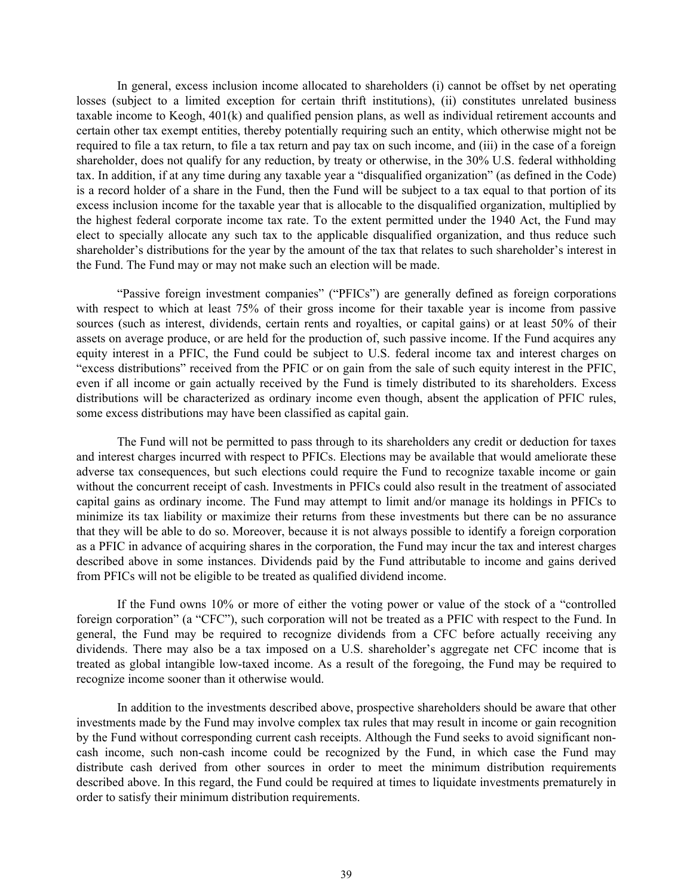In general, excess inclusion income allocated to shareholders (i) cannot be offset by net operating losses (subject to a limited exception for certain thrift institutions), (ii) constitutes unrelated business taxable income to Keogh, 401(k) and qualified pension plans, as well as individual retirement accounts and certain other tax exempt entities, thereby potentially requiring such an entity, which otherwise might not be required to file a tax return, to file a tax return and pay tax on such income, and (iii) in the case of a foreign shareholder, does not qualify for any reduction, by treaty or otherwise, in the 30% U.S. federal withholding tax. In addition, if at any time during any taxable year a "disqualified organization" (as defined in the Code) is a record holder of a share in the Fund, then the Fund will be subject to a tax equal to that portion of its excess inclusion income for the taxable year that is allocable to the disqualified organization, multiplied by the highest federal corporate income tax rate. To the extent permitted under the 1940 Act, the Fund may elect to specially allocate any such tax to the applicable disqualified organization, and thus reduce such shareholder's distributions for the year by the amount of the tax that relates to such shareholder's interest in the Fund. The Fund may or may not make such an election will be made.

"Passive foreign investment companies" ("PFICs") are generally defined as foreign corporations with respect to which at least 75% of their gross income for their taxable year is income from passive sources (such as interest, dividends, certain rents and royalties, or capital gains) or at least 50% of their assets on average produce, or are held for the production of, such passive income. If the Fund acquires any equity interest in a PFIC, the Fund could be subject to U.S. federal income tax and interest charges on "excess distributions" received from the PFIC or on gain from the sale of such equity interest in the PFIC, even if all income or gain actually received by the Fund is timely distributed to its shareholders. Excess distributions will be characterized as ordinary income even though, absent the application of PFIC rules, some excess distributions may have been classified as capital gain.

The Fund will not be permitted to pass through to its shareholders any credit or deduction for taxes and interest charges incurred with respect to PFICs. Elections may be available that would ameliorate these adverse tax consequences, but such elections could require the Fund to recognize taxable income or gain without the concurrent receipt of cash. Investments in PFICs could also result in the treatment of associated capital gains as ordinary income. The Fund may attempt to limit and/or manage its holdings in PFICs to minimize its tax liability or maximize their returns from these investments but there can be no assurance that they will be able to do so. Moreover, because it is not always possible to identify a foreign corporation as a PFIC in advance of acquiring shares in the corporation, the Fund may incur the tax and interest charges described above in some instances. Dividends paid by the Fund attributable to income and gains derived from PFICs will not be eligible to be treated as qualified dividend income.

If the Fund owns 10% or more of either the voting power or value of the stock of a "controlled foreign corporation" (a "CFC"), such corporation will not be treated as a PFIC with respect to the Fund. In general, the Fund may be required to recognize dividends from a CFC before actually receiving any dividends. There may also be a tax imposed on a U.S. shareholder's aggregate net CFC income that is treated as global intangible low-taxed income. As a result of the foregoing, the Fund may be required to recognize income sooner than it otherwise would.

In addition to the investments described above, prospective shareholders should be aware that other investments made by the Fund may involve complex tax rules that may result in income or gain recognition by the Fund without corresponding current cash receipts. Although the Fund seeks to avoid significant non-cash income, such non-cash income could be recognized by the Fund, in which case the Fund may distribute cash derived from other sources in order to meet the minimum distribution requirements described above. In this regard, the Fund could be required at times to liquidate investments prematurely in order to satisfy their minimum distribution requirements.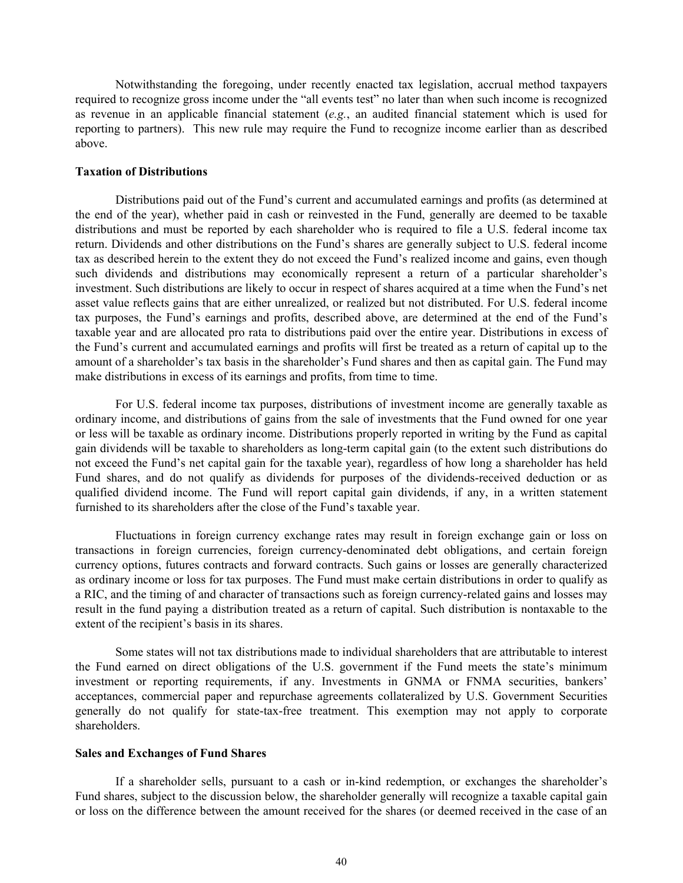Notwithstanding the foregoing, under recently enacted tax legislation, accrual method taxpayers required to recognize gross income under the "all events test" no later than when such income is recognized as revenue in an applicable financial statement (*e.g.*, an audited financial statement which is used for reporting to partners). This new rule may require the Fund to recognize income earlier than as described above.

**Taxation of Distributions**

Distributions paid out of the Fund's current and accumulated earnings and profits (as determined at the end of the year), whether paid in cash or reinvested in the Fund, generally are deemed to be taxable distributions and must be reported by each shareholder who is required to file a U.S. federal income tax return. Dividends and other distributions on the Fund's shares are generally subject to U.S. federal income tax as described herein to the extent they do not exceed the Fund's realized income and gains, even though such dividends and distributions may economically represent a return of a particular shareholder's investment. Such distributions are likely to occur in respect of shares acquired at a time when the Fund's net asset value reflects gains that are either unrealized, or realized but not distributed. For U.S. federal income tax purposes, the Fund's earnings and profits, described above, are determined at the end of the Fund's taxable year and are allocated pro rata to distributions paid over the entire year. Distributions in excess of the Fund's current and accumulated earnings and profits will first be treated as a return of capital up to the amount of a shareholder's tax basis in the shareholder's Fund shares and then as capital gain. The Fund may make distributions in excess of its earnings and profits, from time to time.

For U.S. federal income tax purposes, distributions of investment income are generally taxable as ordinary income, and distributions of gains from the sale of investments that the Fund owned for one year or less will be taxable as ordinary income. Distributions properly reported in writing by the Fund as capital gain dividends will be taxable to shareholders as long-term capital gain (to the extent such distributions do not exceed the Fund's net capital gain for the taxable year), regardless of how long a shareholder has held Fund shares, and do not qualify as dividends for purposes of the dividends-received deduction or as qualified dividend income. The Fund will report capital gain dividends, if any, in a written statement furnished to its shareholders after the close of the Fund's taxable year.

Fluctuations in foreign currency exchange rates may result in foreign exchange gain or loss on transactions in foreign currencies, foreign currency-denominated debt obligations, and certain foreign currency options, futures contracts and forward contracts. Such gains or losses are generally characterized as ordinary income or loss for tax purposes. The Fund must make certain distributions in order to qualify as a RIC, and the timing of and character of transactions such as foreign currency-related gains and losses may result in the fund paying a distribution treated as a return of capital. Such distribution is nontaxable to the extent of the recipient's basis in its shares.

Some states will not tax distributions made to individual shareholders that are attributable to interest the Fund earned on direct obligations of the U.S. government if the Fund meets the state's minimum investment or reporting requirements, if any. Investments in GNMA or FNMA securities, bankers' acceptances, commercial paper and repurchase agreements collateralized by U.S. Government Securities generally do not qualify for state-tax-free treatment. This exemption may not apply to corporate shareholders.

**Sales and Exchanges of Fund Shares**

If a shareholder sells, pursuant to a cash or in-kind redemption, or exchanges the shareholder's Fund shares, subject to the discussion below, the shareholder generally will recognize a taxable capital gain or loss on the difference between the amount received for the shares (or deemed received in the case of an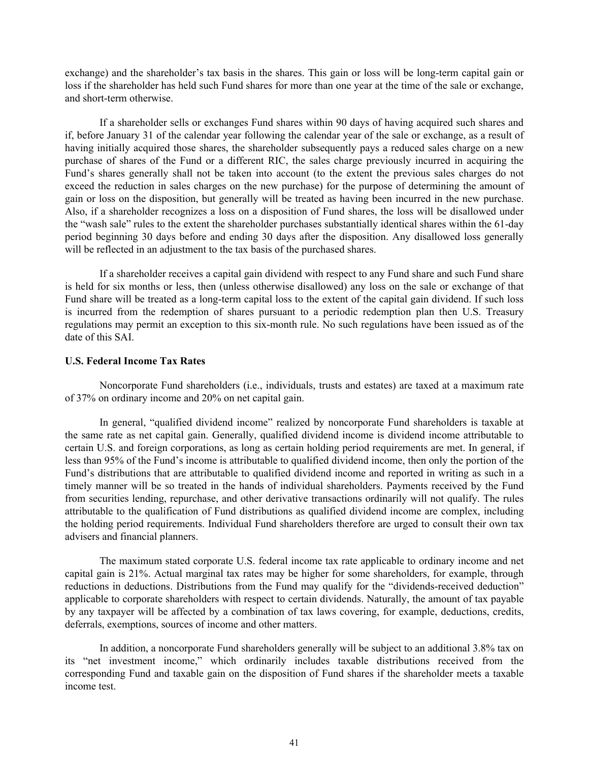exchange) and the shareholder's tax basis in the shares. This gain or loss will be long-term capital gain or loss if the shareholder has held such Fund shares for more than one year at the time of the sale or exchange, and short-term otherwise.

If a shareholder sells or exchanges Fund shares within 90 days of having acquired such shares and if, before January 31 of the calendar year following the calendar year of the sale or exchange, as a result of having initially acquired those shares, the shareholder subsequently pays a reduced sales charge on a new purchase of shares of the Fund or a different RIC, the sales charge previously incurred in acquiring the Fund's shares generally shall not be taken into account (to the extent the previous sales charges do not exceed the reduction in sales charges on the new purchase) for the purpose of determining the amount of gain or loss on the disposition, but generally will be treated as having been incurred in the new purchase. Also, if a shareholder recognizes a loss on a disposition of Fund shares, the loss will be disallowed under the "wash sale" rules to the extent the shareholder purchases substantially identical shares within the 61-day period beginning 30 days before and ending 30 days after the disposition. Any disallowed loss generally will be reflected in an adjustment to the tax basis of the purchased shares.

If a shareholder receives a capital gain dividend with respect to any Fund share and such Fund share is held for six months or less, then (unless otherwise disallowed) any loss on the sale or exchange of that Fund share will be treated as a long-term capital loss to the extent of the capital gain dividend. If such loss is incurred from the redemption of shares pursuant to a periodic redemption plan then U.S. Treasury regulations may permit an exception to this six-month rule. No such regulations have been issued as of the date of this SAI.

**U.S. Federal Income Tax Rates**

Noncorporate Fund shareholders (i.e., individuals, trusts and estates) are taxed at a maximum rate of 37% on ordinary income and 20% on net capital gain.

In general, "qualified dividend income" realized by noncorporate Fund shareholders is taxable at the same rate as net capital gain. Generally, qualified dividend income is dividend income attributable to certain U.S. and foreign corporations, as long as certain holding period requirements are met. In general, if less than 95% of the Fund's income is attributable to qualified dividend income, then only the portion of the Fund's distributions that are attributable to qualified dividend income and reported in writing as such in a timely manner will be so treated in the hands of individual shareholders. Payments received by the Fund from securities lending, repurchase, and other derivative transactions ordinarily will not qualify. The rules attributable to the qualification of Fund distributions as qualified dividend income are complex, including the holding period requirements. Individual Fund shareholders therefore are urged to consult their own tax advisers and financial planners.

The maximum stated corporate U.S. federal income tax rate applicable to ordinary income and net capital gain is 21%. Actual marginal tax rates may be higher for some shareholders, for example, through reductions in deductions. Distributions from the Fund may qualify for the "dividends-received deduction" applicable to corporate shareholders with respect to certain dividends. Naturally, the amount of tax payable by any taxpayer will be affected by a combination of tax laws covering, for example, deductions, credits, deferrals, exemptions, sources of income and other matters.

In addition, a noncorporate Fund shareholders generally will be subject to an additional 3.8% tax on its "net investment income," which ordinarily includes taxable distributions received from the corresponding Fund and taxable gain on the disposition of Fund shares if the shareholder meets a taxable income test.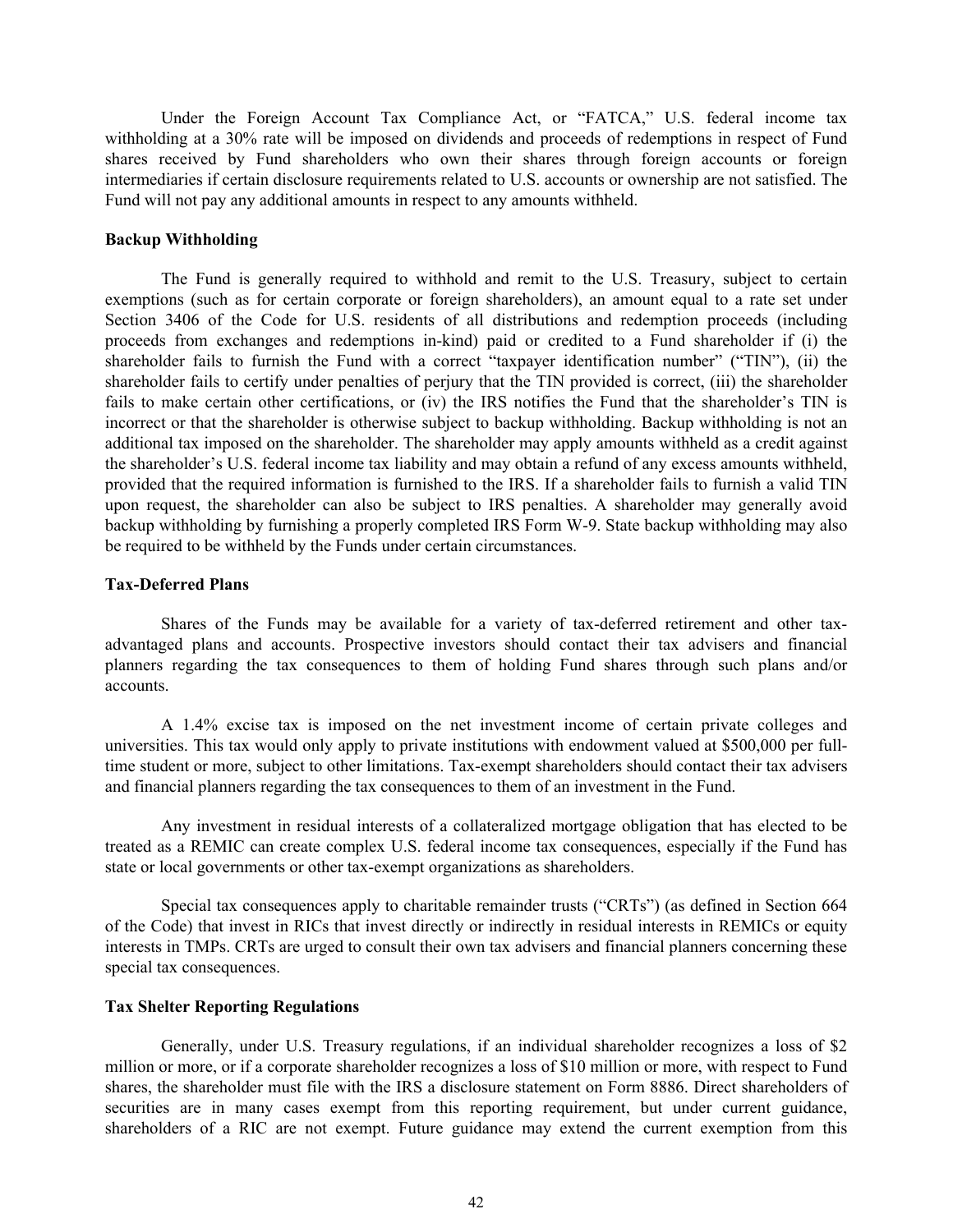Under the Foreign Account Tax Compliance Act, or "FATCA," U.S. federal income tax withholding at a 30% rate will be imposed on dividends and proceeds of redemptions in respect of Fund shares received by Fund shareholders who own their shares through foreign accounts or foreign intermediaries if certain disclosure requirements related to U.S. accounts or ownership are not satisfied. The Fund will not pay any additional amounts in respect to any amounts withheld.

**Backup Withholding**

The Fund is generally required to withhold and remit to the U.S. Treasury, subject to certain exemptions (such as for certain corporate or foreign shareholders), an amount equal to a rate set under Section 3406 of the Code for U.S. residents of all distributions and redemption proceeds (including proceeds from exchanges and redemptions in-kind) paid or credited to a Fund shareholder if (i) the shareholder fails to furnish the Fund with a correct "taxpayer identification number" ("TIN"), (ii) the shareholder fails to certify under penalties of perjury that the TIN provided is correct, (iii) the shareholder fails to make certain other certifications, or (iv) the IRS notifies the Fund that the shareholder's TIN is incorrect or that the shareholder is otherwise subject to backup withholding. Backup withholding is not an additional tax imposed on the shareholder. The shareholder may apply amounts withheld as a credit against the shareholder's U.S. federal income tax liability and may obtain a refund of any excess amounts withheld, provided that the required information is furnished to the IRS. If a shareholder fails to furnish a valid TIN upon request, the shareholder can also be subject to IRS penalties. A shareholder may generally avoid backup withholding by furnishing a properly completed IRS Form W-9. State backup withholding may also be required to be withheld by the Funds under certain circumstances.

**Tax-Deferred Plans**

Shares of the Funds may be available for a variety of tax-deferred retirement and other tax-advantaged plans and accounts. Prospective investors should contact their tax advisers and financial planners regarding the tax consequences to them of holding Fund shares through such plans and/or accounts.

A 1.4% excise tax is imposed on the net investment income of certain private colleges and universities. This tax would only apply to private institutions with endowment valued at $500,000 per full-time student or more, subject to other limitations. Tax-exempt shareholders should contact their tax advisers and financial planners regarding the tax consequences to them of an investment in the Fund.

Any investment in residual interests of a collateralized mortgage obligation that has elected to be treated as a REMIC can create complex U.S. federal income tax consequences, especially if the Fund has state or local governments or other tax-exempt organizations as shareholders.

Special tax consequences apply to charitable remainder trusts ("CRTs") (as defined in Section 664 of the Code) that invest in RICs that invest directly or indirectly in residual interests in REMICs or equity interests in TMPs. CRTs are urged to consult their own tax advisers and financial planners concerning these special tax consequences.

**Tax Shelter Reporting Regulations**

Generally, under U.S. Treasury regulations, if an individual shareholder recognizes a loss of $2 million or more, or if a corporate shareholder recognizes a loss of $10 million or more, with respect to Fund shares, the shareholder must file with the IRS a disclosure statement on Form 8886. Direct shareholders of securities are in many cases exempt from this reporting requirement, but under current guidance, shareholders of a RIC are not exempt. Future guidance may extend the current exemption from this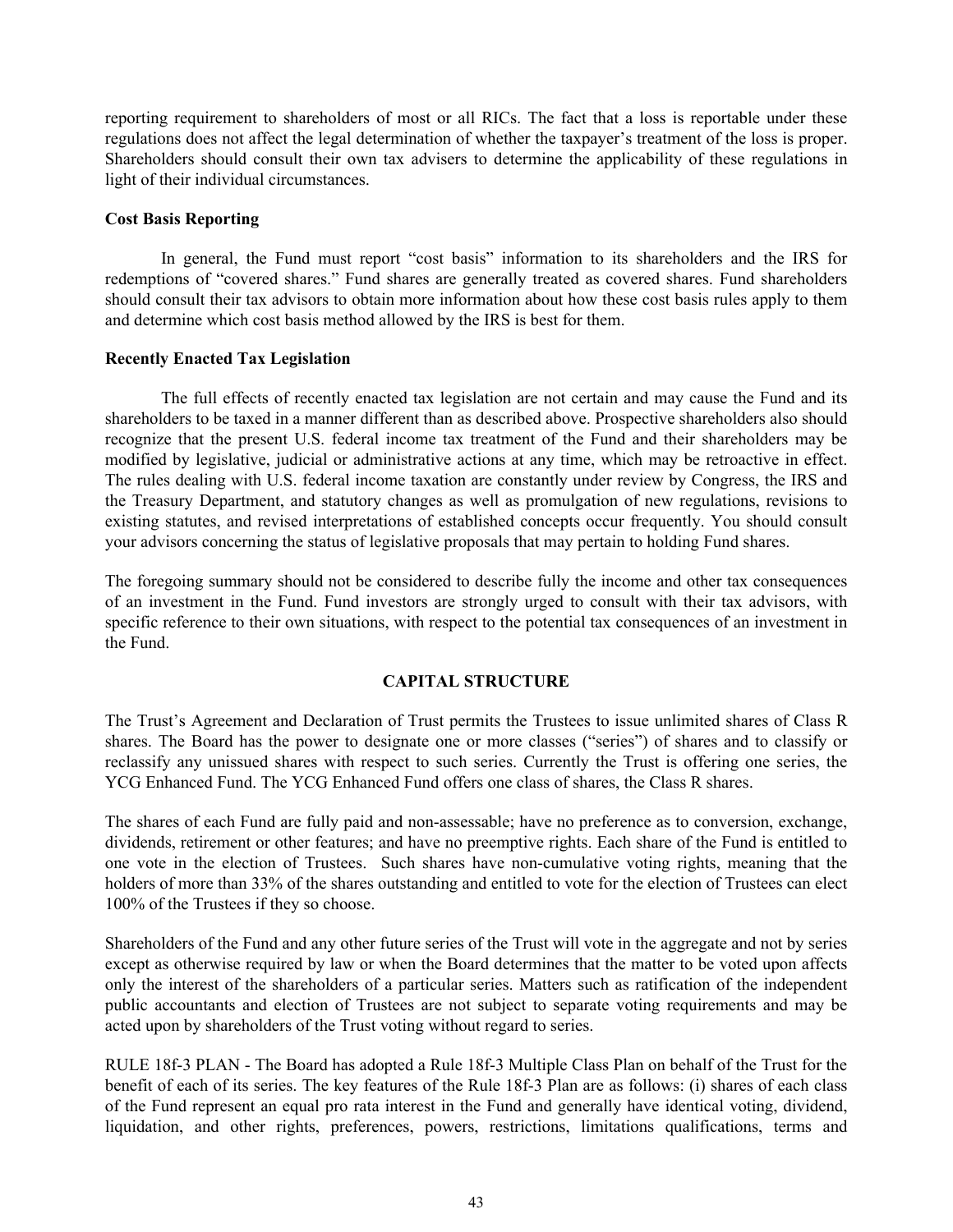reporting requirement to shareholders of most or all RICs. The fact that a loss is reportable under these regulations does not affect the legal determination of whether the taxpayer's treatment of the loss is proper. Shareholders should consult their own tax advisers to determine the applicability of these regulations in light of their individual circumstances.

**Cost Basis Reporting**

In general, the Fund must report "cost basis" information to its shareholders and the IRS for redemptions of "covered shares." Fund shares are generally treated as covered shares. Fund shareholders should consult their tax advisors to obtain more information about how these cost basis rules apply to them and determine which cost basis method allowed by the IRS is best for them.

**Recently Enacted Tax Legislation**

The full effects of recently enacted tax legislation are not certain and may cause the Fund and its shareholders to be taxed in a manner different than as described above. Prospective shareholders also should recognize that the present U.S. federal income tax treatment of the Fund and their shareholders may be modified by legislative, judicial or administrative actions at any time, which may be retroactive in effect. The rules dealing with U.S. federal income taxation are constantly under review by Congress, the IRS and the Treasury Department, and statutory changes as well as promulgation of new regulations, revisions to existing statutes, and revised interpretations of established concepts occur frequently. You should consult your advisors concerning the status of legislative proposals that may pertain to holding Fund shares.

The foregoing summary should not be considered to describe fully the income and other tax consequences of an investment in the Fund. Fund investors are strongly urged to consult with their tax advisors, with specific reference to their own situations, with respect to the potential tax consequences of an investment in the Fund.

## CAPITAL STRUCTURE

The Trust's Agreement and Declaration of Trust permits the Trustees to issue unlimited shares of Class R shares. The Board has the power to designate one or more classes ("series") of shares and to classify or reclassify any unissued shares with respect to such series. Currently the Trust is offering one series, the YCG Enhanced Fund. The YCG Enhanced Fund offers one class of shares, the Class R shares.

The shares of each Fund are fully paid and non-assessable; have no preference as to conversion, exchange, dividends, retirement or other features; and have no preemptive rights. Each share of the Fund is entitled to one vote in the election of Trustees. Such shares have non-cumulative voting rights, meaning that the holders of more than 33% of the shares outstanding and entitled to vote for the election of Trustees can elect 100% of the Trustees if they so choose.

Shareholders of the Fund and any other future series of the Trust will vote in the aggregate and not by series except as otherwise required by law or when the Board determines that the matter to be voted upon affects only the interest of the shareholders of a particular series. Matters such as ratification of the independent public accountants and election of Trustees are not subject to separate voting requirements and may be acted upon by shareholders of the Trust voting without regard to series.

RULE 18f-3 PLAN - The Board has adopted a Rule 18f-3 Multiple Class Plan on behalf of the Trust for the benefit of each of its series. The key features of the Rule 18f-3 Plan are as follows: (i) shares of each class of the Fund represent an equal pro rata interest in the Fund and generally have identical voting, dividend, liquidation, and other rights, preferences, powers, restrictions, limitations qualifications, terms and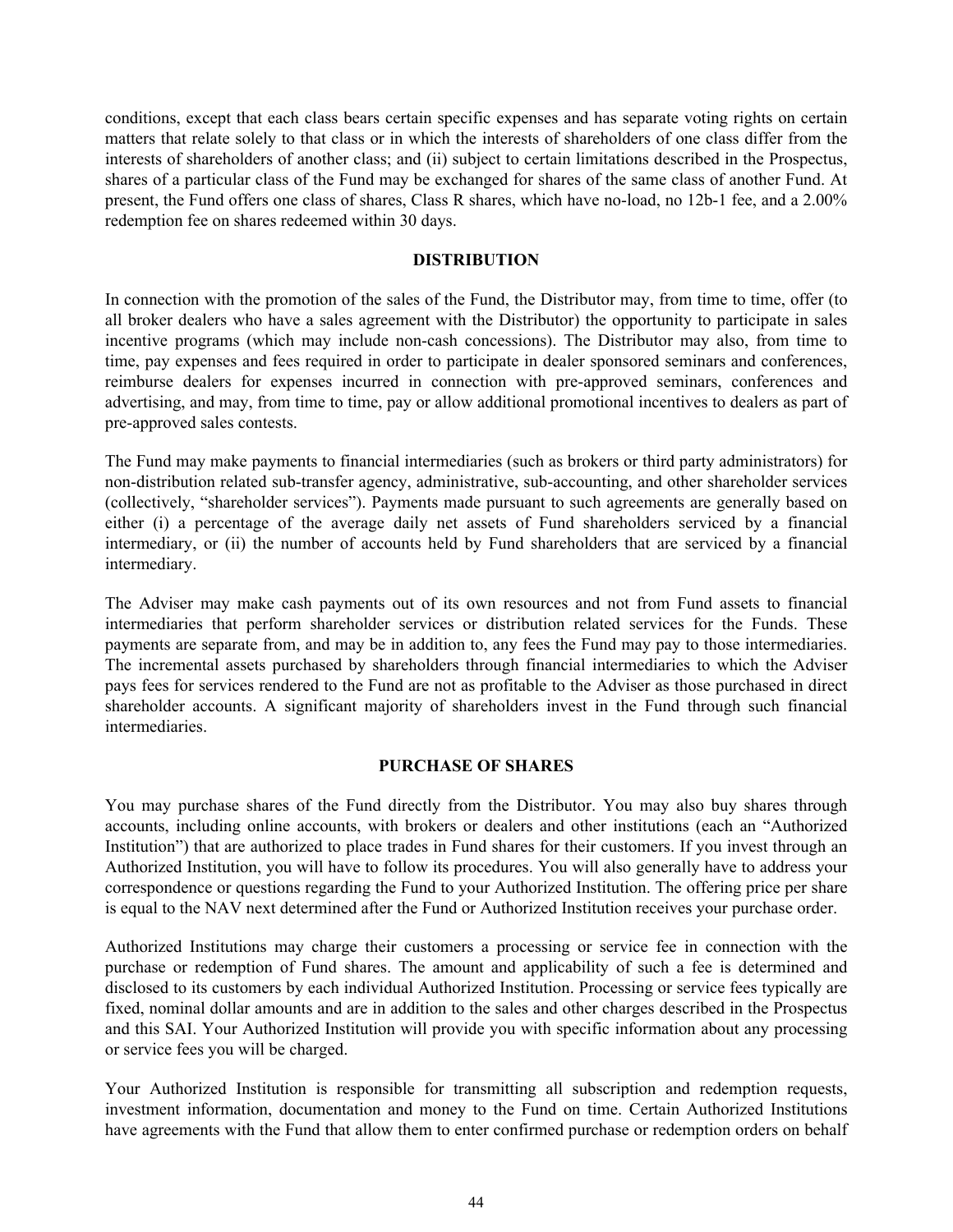conditions, except that each class bears certain specific expenses and has separate voting rights on certain matters that relate solely to that class or in which the interests of shareholders of one class differ from the interests of shareholders of another class; and (ii) subject to certain limitations described in the Prospectus, shares of a particular class of the Fund may be exchanged for shares of the same class of another Fund. At present, the Fund offers one class of shares, Class R shares, which have no-load, no 12b-1 fee, and a 2.00% redemption fee on shares redeemed within 30 days.

## DISTRIBUTION

In connection with the promotion of the sales of the Fund, the Distributor may, from time to time, offer (to all broker dealers who have a sales agreement with the Distributor) the opportunity to participate in sales incentive programs (which may include non-cash concessions). The Distributor may also, from time to time, pay expenses and fees required in order to participate in dealer sponsored seminars and conferences, reimburse dealers for expenses incurred in connection with pre-approved seminars, conferences and advertising, and may, from time to time, pay or allow additional promotional incentives to dealers as part of pre-approved sales contests.

The Fund may make payments to financial intermediaries (such as brokers or third party administrators) for non-distribution related sub-transfer agency, administrative, sub-accounting, and other shareholder services (collectively, "shareholder services"). Payments made pursuant to such agreements are generally based on either (i) a percentage of the average daily net assets of Fund shareholders serviced by a financial intermediary, or (ii) the number of accounts held by Fund shareholders that are serviced by a financial intermediary.

The Adviser may make cash payments out of its own resources and not from Fund assets to financial intermediaries that perform shareholder services or distribution related services for the Funds. These payments are separate from, and may be in addition to, any fees the Fund may pay to those intermediaries. The incremental assets purchased by shareholders through financial intermediaries to which the Adviser pays fees for services rendered to the Fund are not as profitable to the Adviser as those purchased in direct shareholder accounts. A significant majority of shareholders invest in the Fund through such financial intermediaries.

## PURCHASE OF SHARES

You may purchase shares of the Fund directly from the Distributor. You may also buy shares through accounts, including online accounts, with brokers or dealers and other institutions (each an "Authorized Institution") that are authorized to place trades in Fund shares for their customers. If you invest through an Authorized Institution, you will have to follow its procedures. You will also generally have to address your correspondence or questions regarding the Fund to your Authorized Institution. The offering price per share is equal to the NAV next determined after the Fund or Authorized Institution receives your purchase order.

Authorized Institutions may charge their customers a processing or service fee in connection with the purchase or redemption of Fund shares. The amount and applicability of such a fee is determined and disclosed to its customers by each individual Authorized Institution. Processing or service fees typically are fixed, nominal dollar amounts and are in addition to the sales and other charges described in the Prospectus and this SAI. Your Authorized Institution will provide you with specific information about any processing or service fees you will be charged.

Your Authorized Institution is responsible for transmitting all subscription and redemption requests, investment information, documentation and money to the Fund on time. Certain Authorized Institutions have agreements with the Fund that allow them to enter confirmed purchase or redemption orders on behalf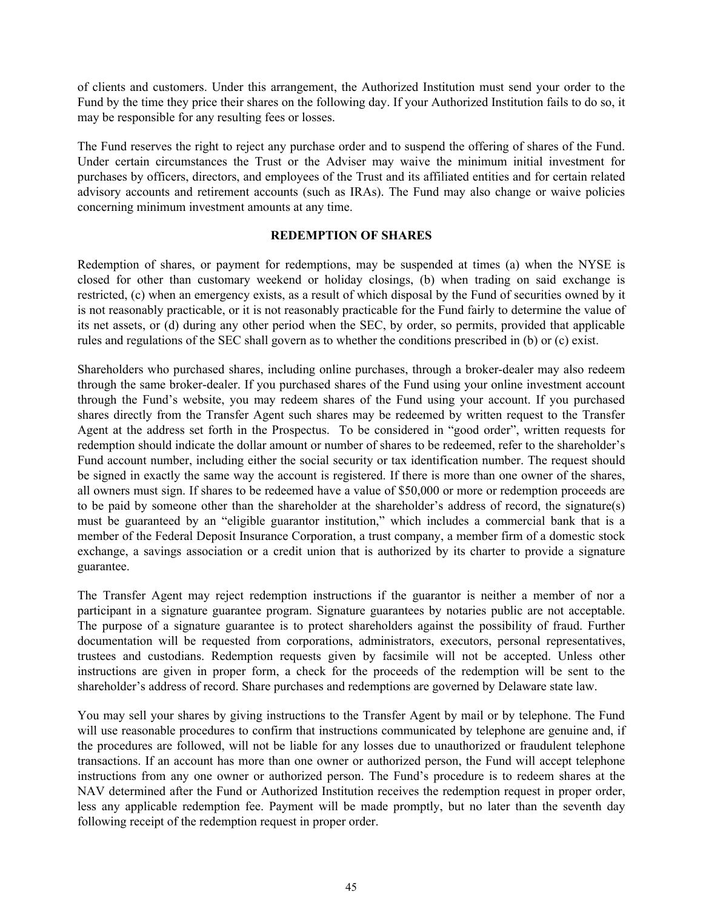of clients and customers. Under this arrangement, the Authorized Institution must send your order to the Fund by the time they price their shares on the following day. If your Authorized Institution fails to do so, it may be responsible for any resulting fees or losses.

The Fund reserves the right to reject any purchase order and to suspend the offering of shares of the Fund. Under certain circumstances the Trust or the Adviser may waive the minimum initial investment for purchases by officers, directors, and employees of the Trust and its affiliated entities and for certain related advisory accounts and retirement accounts (such as IRAs). The Fund may also change or waive policies concerning minimum investment amounts at any time.

## REDEMPTION OF SHARES

Redemption of shares, or payment for redemptions, may be suspended at times (a) when the NYSE is closed for other than customary weekend or holiday closings, (b) when trading on said exchange is restricted, (c) when an emergency exists, as a result of which disposal by the Fund of securities owned by it is not reasonably practicable, or it is not reasonably practicable for the Fund fairly to determine the value of its net assets, or (d) during any other period when the SEC, by order, so permits, provided that applicable rules and regulations of the SEC shall govern as to whether the conditions prescribed in (b) or (c) exist.

Shareholders who purchased shares, including online purchases, through a broker-dealer may also redeem through the same broker-dealer. If you purchased shares of the Fund using your online investment account through the Fund's website, you may redeem shares of the Fund using your account. If you purchased shares directly from the Transfer Agent such shares may be redeemed by written request to the Transfer Agent at the address set forth in the Prospectus. To be considered in "good order", written requests for redemption should indicate the dollar amount or number of shares to be redeemed, refer to the shareholder's Fund account number, including either the social security or tax identification number. The request should be signed in exactly the same way the account is registered. If there is more than one owner of the shares, all owners must sign. If shares to be redeemed have a value of $50,000 or more or redemption proceeds are to be paid by someone other than the shareholder at the shareholder's address of record, the signature(s) must be guaranteed by an "eligible guarantor institution," which includes a commercial bank that is a member of the Federal Deposit Insurance Corporation, a trust company, a member firm of a domestic stock exchange, a savings association or a credit union that is authorized by its charter to provide a signature guarantee.

The Transfer Agent may reject redemption instructions if the guarantor is neither a member of nor a participant in a signature guarantee program. Signature guarantees by notaries public are not acceptable. The purpose of a signature guarantee is to protect shareholders against the possibility of fraud. Further documentation will be requested from corporations, administrators, executors, personal representatives, trustees and custodians. Redemption requests given by facsimile will not be accepted. Unless other instructions are given in proper form, a check for the proceeds of the redemption will be sent to the shareholder's address of record. Share purchases and redemptions are governed by Delaware state law.

You may sell your shares by giving instructions to the Transfer Agent by mail or by telephone. The Fund will use reasonable procedures to confirm that instructions communicated by telephone are genuine and, if the procedures are followed, will not be liable for any losses due to unauthorized or fraudulent telephone transactions. If an account has more than one owner or authorized person, the Fund will accept telephone instructions from any one owner or authorized person. The Fund's procedure is to redeem shares at the NAV determined after the Fund or Authorized Institution receives the redemption request in proper order, less any applicable redemption fee. Payment will be made promptly, but no later than the seventh day following receipt of the redemption request in proper order.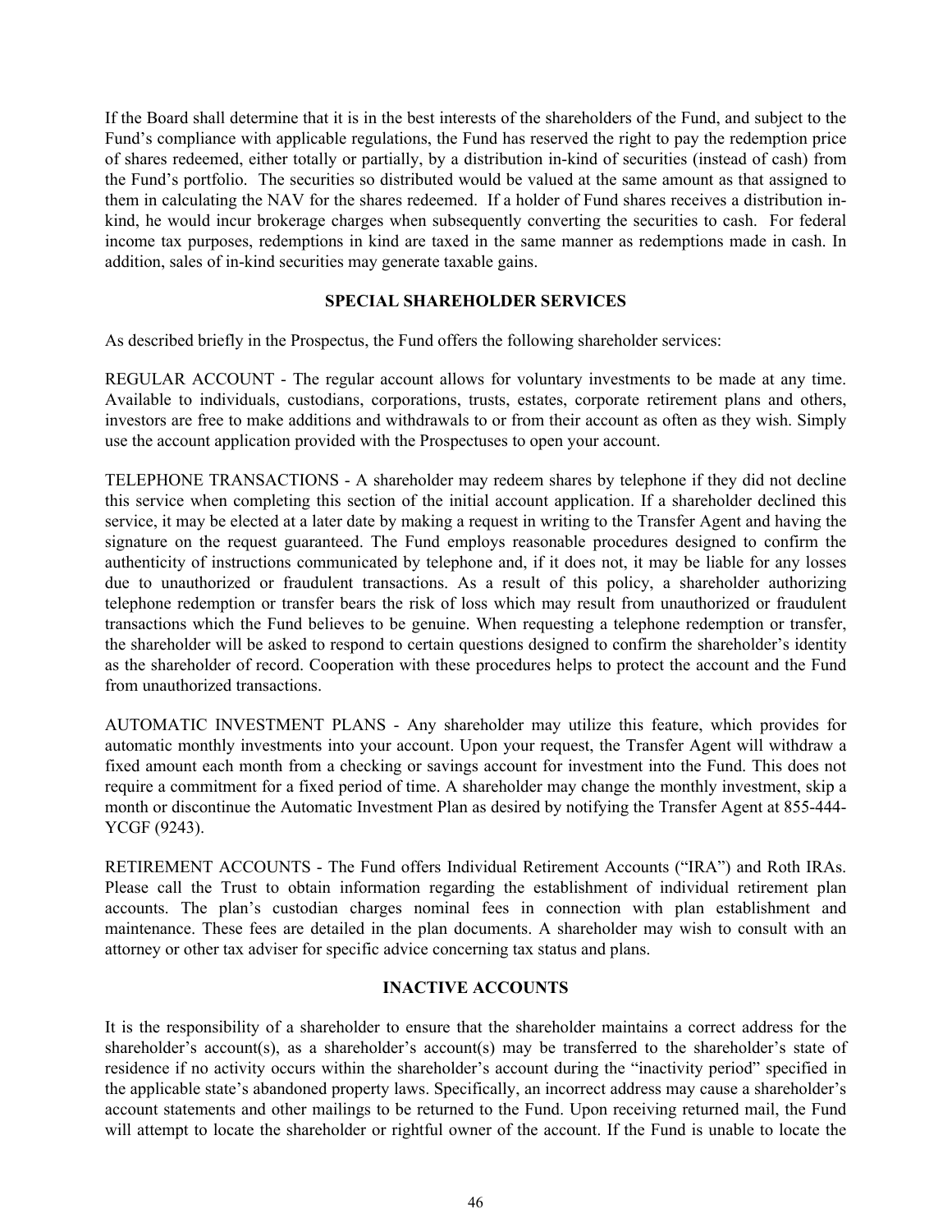If the Board shall determine that it is in the best interests of the shareholders of the Fund, and subject to the Fund's compliance with applicable regulations, the Fund has reserved the right to pay the redemption price of shares redeemed, either totally or partially, by a distribution in-kind of securities (instead of cash) from the Fund's portfolio. The securities so distributed would be valued at the same amount as that assigned to them in calculating the NAV for the shares redeemed. If a holder of Fund shares receives a distribution in-kind, he would incur brokerage charges when subsequently converting the securities to cash. For federal income tax purposes, redemptions in kind are taxed in the same manner as redemptions made in cash. In addition, sales of in-kind securities may generate taxable gains.

## SPECIAL SHAREHOLDER SERVICES

As described briefly in the Prospectus, the Fund offers the following shareholder services:

REGULAR ACCOUNT - The regular account allows for voluntary investments to be made at any time. Available to individuals, custodians, corporations, trusts, estates, corporate retirement plans and others, investors are free to make additions and withdrawals to or from their account as often as they wish. Simply use the account application provided with the Prospectuses to open your account.

TELEPHONE TRANSACTIONS - A shareholder may redeem shares by telephone if they did not decline this service when completing this section of the initial account application. If a shareholder declined this service, it may be elected at a later date by making a request in writing to the Transfer Agent and having the signature on the request guaranteed. The Fund employs reasonable procedures designed to confirm the authenticity of instructions communicated by telephone and, if it does not, it may be liable for any losses due to unauthorized or fraudulent transactions. As a result of this policy, a shareholder authorizing telephone redemption or transfer bears the risk of loss which may result from unauthorized or fraudulent transactions which the Fund believes to be genuine. When requesting a telephone redemption or transfer, the shareholder will be asked to respond to certain questions designed to confirm the shareholder's identity as the shareholder of record. Cooperation with these procedures helps to protect the account and the Fund from unauthorized transactions.

AUTOMATIC INVESTMENT PLANS - Any shareholder may utilize this feature, which provides for automatic monthly investments into your account. Upon your request, the Transfer Agent will withdraw a fixed amount each month from a checking or savings account for investment into the Fund. This does not require a commitment for a fixed period of time. A shareholder may change the monthly investment, skip a month or discontinue the Automatic Investment Plan as desired by notifying the Transfer Agent at 855-444-YCGF (9243).

RETIREMENT ACCOUNTS - The Fund offers Individual Retirement Accounts ("IRA") and Roth IRAs. Please call the Trust to obtain information regarding the establishment of individual retirement plan accounts. The plan's custodian charges nominal fees in connection with plan establishment and maintenance. These fees are detailed in the plan documents. A shareholder may wish to consult with an attorney or other tax adviser for specific advice concerning tax status and plans.

## INACTIVE ACCOUNTS

It is the responsibility of a shareholder to ensure that the shareholder maintains a correct address for the shareholder's account(s), as a shareholder's account(s) may be transferred to the shareholder's state of residence if no activity occurs within the shareholder's account during the "inactivity period" specified in the applicable state's abandoned property laws. Specifically, an incorrect address may cause a shareholder's account statements and other mailings to be returned to the Fund. Upon receiving returned mail, the Fund will attempt to locate the shareholder or rightful owner of the account. If the Fund is unable to locate the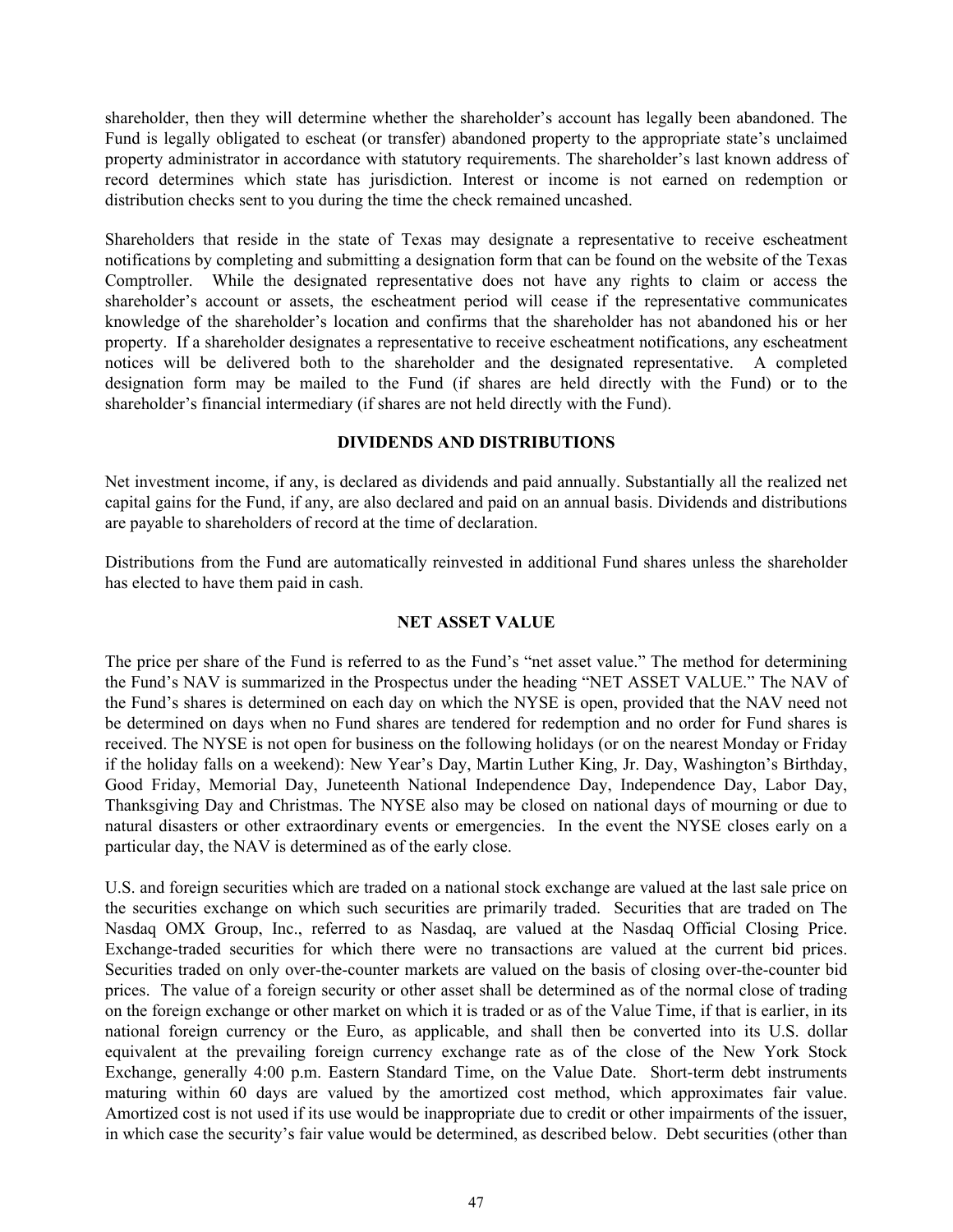shareholder, then they will determine whether the shareholder's account has legally been abandoned. The Fund is legally obligated to escheat (or transfer) abandoned property to the appropriate state's unclaimed property administrator in accordance with statutory requirements. The shareholder's last known address of record determines which state has jurisdiction. Interest or income is not earned on redemption or distribution checks sent to you during the time the check remained uncashed.

Shareholders that reside in the state of Texas may designate a representative to receive escheatment notifications by completing and submitting a designation form that can be found on the website of the Texas Comptroller. While the designated representative does not have any rights to claim or access the shareholder's account or assets, the escheatment period will cease if the representative communicates knowledge of the shareholder's location and confirms that the shareholder has not abandoned his or her property. If a shareholder designates a representative to receive escheatment notifications, any escheatment notices will be delivered both to the shareholder and the designated representative. A completed designation form may be mailed to the Fund (if shares are held directly with the Fund) or to the shareholder's financial intermediary (if shares are not held directly with the Fund).

## DIVIDENDS AND DISTRIBUTIONS

Net investment income, if any, is declared as dividends and paid annually. Substantially all the realized net capital gains for the Fund, if any, are also declared and paid on an annual basis. Dividends and distributions are payable to shareholders of record at the time of declaration.

Distributions from the Fund are automatically reinvested in additional Fund shares unless the shareholder has elected to have them paid in cash.

## NET ASSET VALUE

The price per share of the Fund is referred to as the Fund's "net asset value." The method for determining the Fund's NAV is summarized in the Prospectus under the heading "NET ASSET VALUE." The NAV of the Fund's shares is determined on each day on which the NYSE is open, provided that the NAV need not be determined on days when no Fund shares are tendered for redemption and no order for Fund shares is received. The NYSE is not open for business on the following holidays (or on the nearest Monday or Friday if the holiday falls on a weekend): New Year's Day, Martin Luther King, Jr. Day, Washington's Birthday, Good Friday, Memorial Day, Juneteenth National Independence Day, Independence Day, Labor Day, Thanksgiving Day and Christmas. The NYSE also may be closed on national days of mourning or due to natural disasters or other extraordinary events or emergencies. In the event the NYSE closes early on a particular day, the NAV is determined as of the early close.

U.S. and foreign securities which are traded on a national stock exchange are valued at the last sale price on the securities exchange on which such securities are primarily traded. Securities that are traded on The Nasdaq OMX Group, Inc., referred to as Nasdaq, are valued at the Nasdaq Official Closing Price. Exchange-traded securities for which there were no transactions are valued at the current bid prices. Securities traded on only over-the-counter markets are valued on the basis of closing over-the-counter bid prices. The value of a foreign security or other asset shall be determined as of the normal close of trading on the foreign exchange or other market on which it is traded or as of the Value Time, if that is earlier, in its national foreign currency or the Euro, as applicable, and shall then be converted into its U.S. dollar equivalent at the prevailing foreign currency exchange rate as of the close of the New York Stock Exchange, generally 4:00 p.m. Eastern Standard Time, on the Value Date. Short-term debt instruments maturing within 60 days are valued by the amortized cost method, which approximates fair value. Amortized cost is not used if its use would be inappropriate due to credit or other impairments of the issuer, in which case the security's fair value would be determined, as described below. Debt securities (other than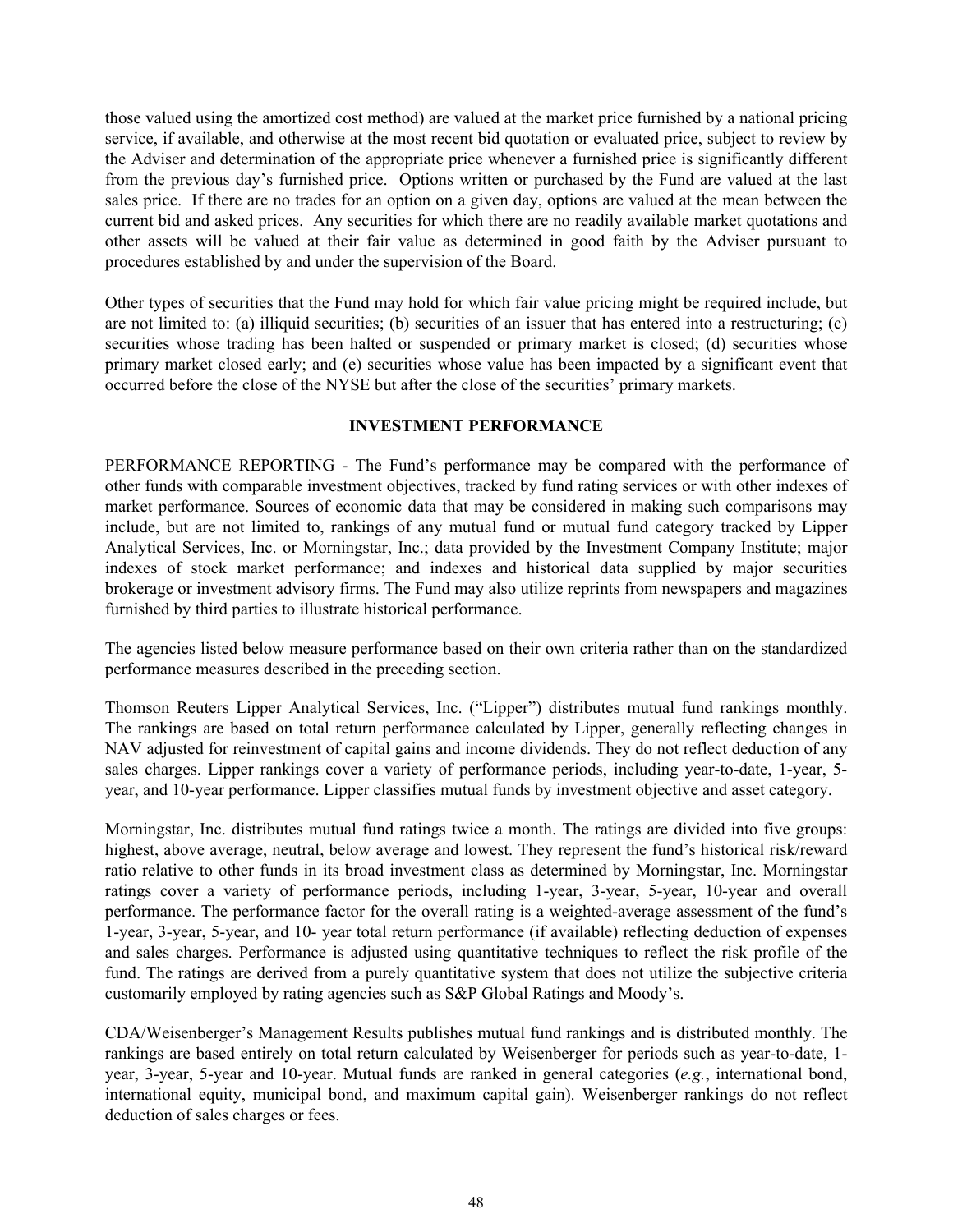those valued using the amortized cost method) are valued at the market price furnished by a national pricing service, if available, and otherwise at the most recent bid quotation or evaluated price, subject to review by the Adviser and determination of the appropriate price whenever a furnished price is significantly different from the previous day's furnished price. Options written or purchased by the Fund are valued at the last sales price. If there are no trades for an option on a given day, options are valued at the mean between the current bid and asked prices. Any securities for which there are no readily available market quotations and other assets will be valued at their fair value as determined in good faith by the Adviser pursuant to procedures established by and under the supervision of the Board.

Other types of securities that the Fund may hold for which fair value pricing might be required include, but are not limited to: (a) illiquid securities; (b) securities of an issuer that has entered into a restructuring; (c) securities whose trading has been halted or suspended or primary market is closed; (d) securities whose primary market closed early; and (e) securities whose value has been impacted by a significant event that occurred before the close of the NYSE but after the close of the securities' primary markets.

## INVESTMENT PERFORMANCE

PERFORMANCE REPORTING - The Fund's performance may be compared with the performance of other funds with comparable investment objectives, tracked by fund rating services or with other indexes of market performance. Sources of economic data that may be considered in making such comparisons may include, but are not limited to, rankings of any mutual fund or mutual fund category tracked by Lipper Analytical Services, Inc. or Morningstar, Inc.; data provided by the Investment Company Institute; major indexes of stock market performance; and indexes and historical data supplied by major securities brokerage or investment advisory firms. The Fund may also utilize reprints from newspapers and magazines furnished by third parties to illustrate historical performance.

The agencies listed below measure performance based on their own criteria rather than on the standardized performance measures described in the preceding section.

Thomson Reuters Lipper Analytical Services, Inc. ("Lipper") distributes mutual fund rankings monthly. The rankings are based on total return performance calculated by Lipper, generally reflecting changes in NAV adjusted for reinvestment of capital gains and income dividends. They do not reflect deduction of any sales charges. Lipper rankings cover a variety of performance periods, including year-to-date, 1-year, 5-year, and 10-year performance. Lipper classifies mutual funds by investment objective and asset category.

Morningstar, Inc. distributes mutual fund ratings twice a month. The ratings are divided into five groups: highest, above average, neutral, below average and lowest. They represent the fund's historical risk/reward ratio relative to other funds in its broad investment class as determined by Morningstar, Inc. Morningstar ratings cover a variety of performance periods, including 1-year, 3-year, 5-year, 10-year and overall performance. The performance factor for the overall rating is a weighted-average assessment of the fund's 1-year, 3-year, 5-year, and 10- year total return performance (if available) reflecting deduction of expenses and sales charges. Performance is adjusted using quantitative techniques to reflect the risk profile of the fund. The ratings are derived from a purely quantitative system that does not utilize the subjective criteria customarily employed by rating agencies such as S&P Global Ratings and Moody's.

CDA/Weisenberger's Management Results publishes mutual fund rankings and is distributed monthly. The rankings are based entirely on total return calculated by Weisenberger for periods such as year-to-date, 1-year, 3-year, 5-year and 10-year. Mutual funds are ranked in general categories (*e.g.*, international bond, international equity, municipal bond, and maximum capital gain). Weisenberger rankings do not reflect deduction of sales charges or fees.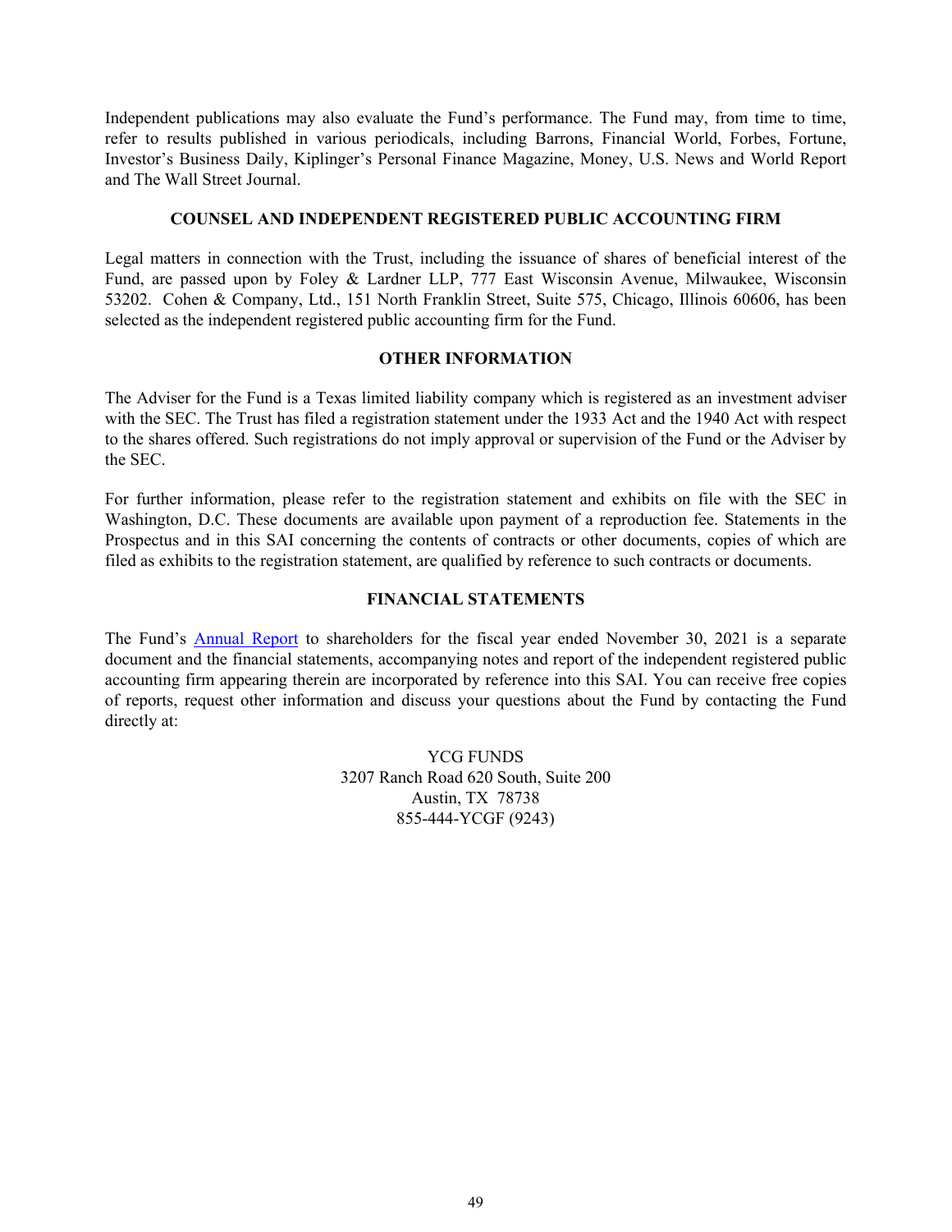Independent publications may also evaluate the Fund's performance. The Fund may, from time to time, refer to results published in various periodicals, including Barrons, Financial World, Forbes, Fortune, Investor's Business Daily, Kiplinger's Personal Finance Magazine, Money, U.S. News and World Report and The Wall Street Journal.

## COUNSEL AND INDEPENDENT REGISTERED PUBLIC ACCOUNTING FIRM

Legal matters in connection with the Trust, including the issuance of shares of beneficial interest of the Fund, are passed upon by Foley & Lardner LLP, 777 East Wisconsin Avenue, Milwaukee, Wisconsin 53202. Cohen & Company, Ltd., 151 North Franklin Street, Suite 575, Chicago, Illinois 60606, has been selected as the independent registered public accounting firm for the Fund.

## OTHER INFORMATION

The Adviser for the Fund is a Texas limited liability company which is registered as an investment adviser with the SEC. The Trust has filed a registration statement under the 1933 Act and the 1940 Act with respect to the shares offered. Such registrations do not imply approval or supervision of the Fund or the Adviser by the SEC.

For further information, please refer to the registration statement and exhibits on file with the SEC in Washington, D.C. These documents are available upon payment of a reproduction fee. Statements in the Prospectus and in this SAI concerning the contents of contracts or other documents, copies of which are filed as exhibits to the registration statement, are qualified by reference to such contracts or documents.

## FINANCIAL STATEMENTS

The Fund's Annual Report to shareholders for the fiscal year ended November 30, 2021 is a separate document and the financial statements, accompanying notes and report of the independent registered public accounting firm appearing therein are incorporated by reference into this SAI. You can receive free copies of reports, request other information and discuss your questions about the Fund by contacting the Fund directly at:

YCG FUNDS
3207 Ranch Road 620 South, Suite 200
Austin, TX 78738
855-444-YCGF (9243)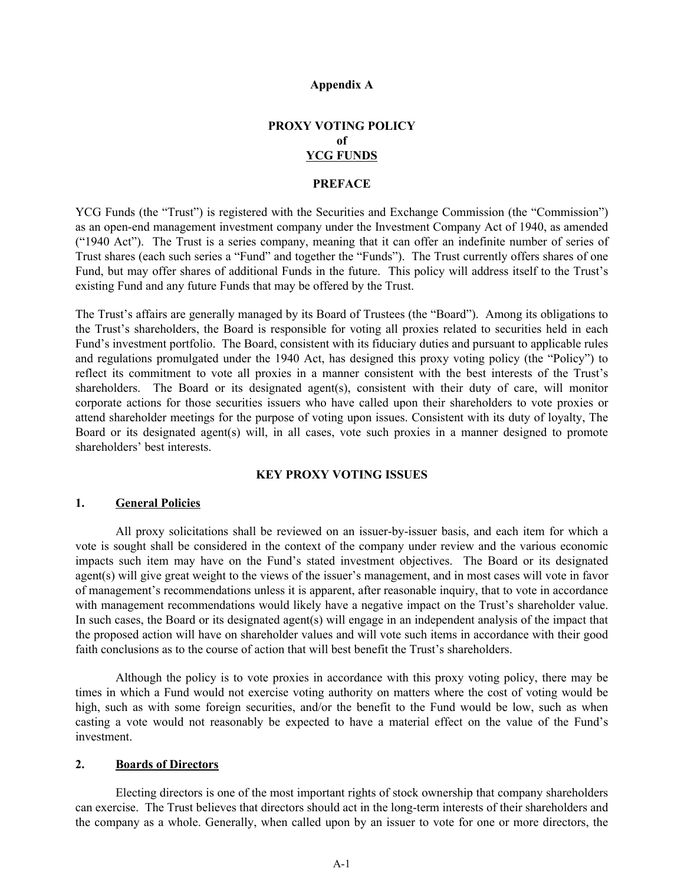**Appendix A**

**PROXY VOTING POLICY**
**of**
**YCG FUNDS**

**PREFACE**

YCG Funds (the "Trust") is registered with the Securities and Exchange Commission (the "Commission") as an open-end management investment company under the Investment Company Act of 1940, as amended ("1940 Act"). The Trust is a series company, meaning that it can offer an indefinite number of series of Trust shares (each such series a "Fund" and together the "Funds"). The Trust currently offers shares of one Fund, but may offer shares of additional Funds in the future. This policy will address itself to the Trust's existing Fund and any future Funds that may be offered by the Trust.

The Trust's affairs are generally managed by its Board of Trustees (the "Board"). Among its obligations to the Trust's shareholders, the Board is responsible for voting all proxies related to securities held in each Fund's investment portfolio. The Board, consistent with its fiduciary duties and pursuant to applicable rules and regulations promulgated under the 1940 Act, has designed this proxy voting policy (the "Policy") to reflect its commitment to vote all proxies in a manner consistent with the best interests of the Trust's shareholders. The Board or its designated agent(s), consistent with their duty of care, will monitor corporate actions for those securities issuers who have called upon their shareholders to vote proxies or attend shareholder meetings for the purpose of voting upon issues. Consistent with its duty of loyalty, The Board or its designated agent(s) will, in all cases, vote such proxies in a manner designed to promote shareholders' best interests.

**KEY PROXY VOTING ISSUES**

**1. General Policies**

All proxy solicitations shall be reviewed on an issuer-by-issuer basis, and each item for which a vote is sought shall be considered in the context of the company under review and the various economic impacts such item may have on the Fund's stated investment objectives. The Board or its designated agent(s) will give great weight to the views of the issuer's management, and in most cases will vote in favor of management's recommendations unless it is apparent, after reasonable inquiry, that to vote in accordance with management recommendations would likely have a negative impact on the Trust's shareholder value. In such cases, the Board or its designated agent(s) will engage in an independent analysis of the impact that the proposed action will have on shareholder values and will vote such items in accordance with their good faith conclusions as to the course of action that will best benefit the Trust's shareholders.

Although the policy is to vote proxies in accordance with this proxy voting policy, there may be times in which a Fund would not exercise voting authority on matters where the cost of voting would be high, such as with some foreign securities, and/or the benefit to the Fund would be low, such as when casting a vote would not reasonably be expected to have a material effect on the value of the Fund's investment.

**2. Boards of Directors**

Electing directors is one of the most important rights of stock ownership that company shareholders can exercise. The Trust believes that directors should act in the long-term interests of their shareholders and the company as a whole. Generally, when called upon by an issuer to vote for one or more directors, the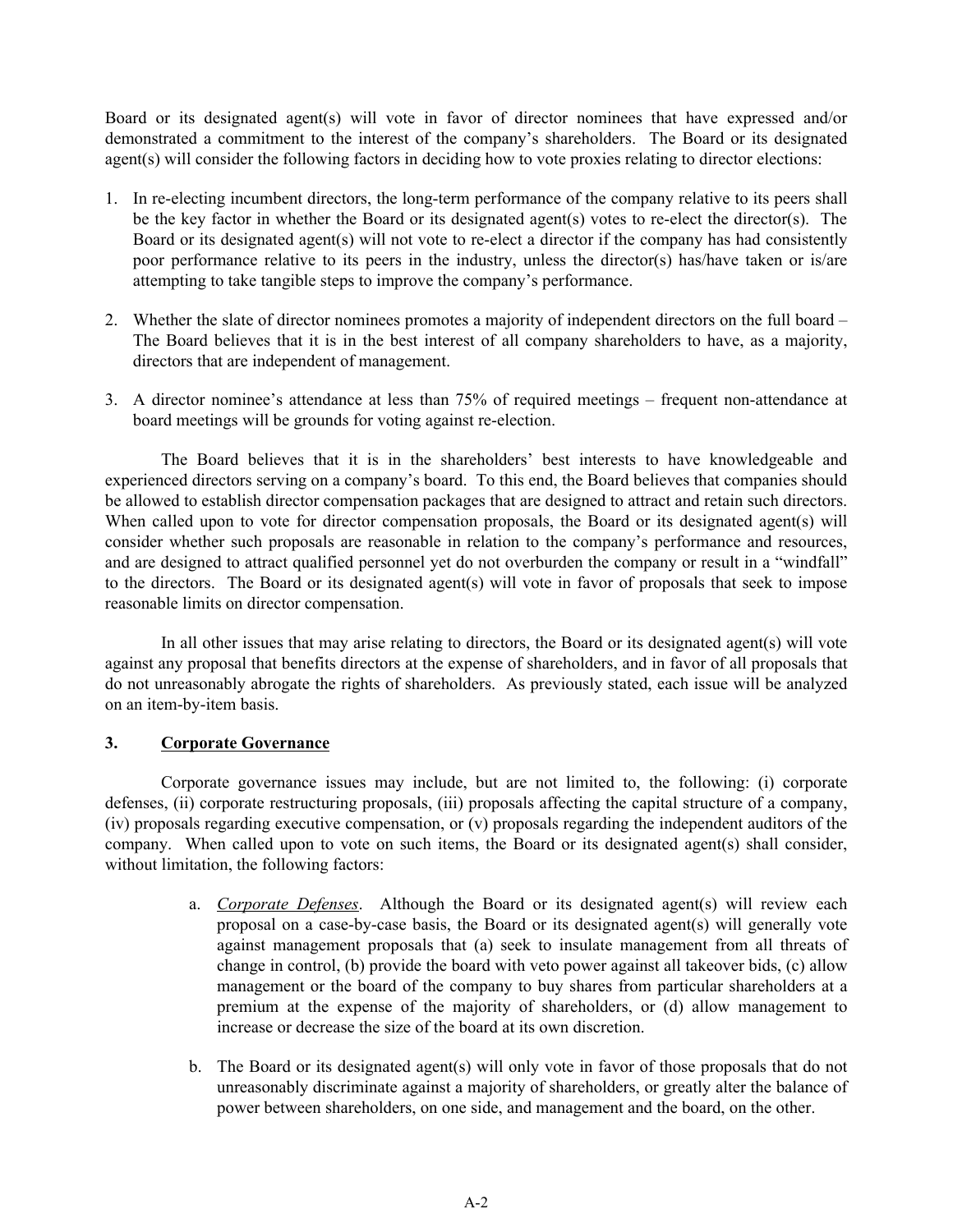Board or its designated agent(s) will vote in favor of director nominees that have expressed and/or demonstrated a commitment to the interest of the company's shareholders. The Board or its designated agent(s) will consider the following factors in deciding how to vote proxies relating to director elections:

1. In re-electing incumbent directors, the long-term performance of the company relative to its peers shall be the key factor in whether the Board or its designated agent(s) votes to re-elect the director(s). The Board or its designated agent(s) will not vote to re-elect a director if the company has had consistently poor performance relative to its peers in the industry, unless the director(s) has/have taken or is/are attempting to take tangible steps to improve the company's performance.

2. Whether the slate of director nominees promotes a majority of independent directors on the full board – The Board believes that it is in the best interest of all company shareholders to have, as a majority, directors that are independent of management.

3. A director nominee's attendance at less than 75% of required meetings – frequent non-attendance at board meetings will be grounds for voting against re-election.

The Board believes that it is in the shareholders' best interests to have knowledgeable and experienced directors serving on a company's board. To this end, the Board believes that companies should be allowed to establish director compensation packages that are designed to attract and retain such directors. When called upon to vote for director compensation proposals, the Board or its designated agent(s) will consider whether such proposals are reasonable in relation to the company's performance and resources, and are designed to attract qualified personnel yet do not overburden the company or result in a "windfall" to the directors. The Board or its designated agent(s) will vote in favor of proposals that seek to impose reasonable limits on director compensation.

In all other issues that may arise relating to directors, the Board or its designated agent(s) will vote against any proposal that benefits directors at the expense of shareholders, and in favor of all proposals that do not unreasonably abrogate the rights of shareholders. As previously stated, each issue will be analyzed on an item-by-item basis.

### 3. Corporate Governance

Corporate governance issues may include, but are not limited to, the following: (i) corporate defenses, (ii) corporate restructuring proposals, (iii) proposals affecting the capital structure of a company, (iv) proposals regarding executive compensation, or (v) proposals regarding the independent auditors of the company. When called upon to vote on such items, the Board or its designated agent(s) shall consider, without limitation, the following factors:

a. *Corporate Defenses*. Although the Board or its designated agent(s) will review each proposal on a case-by-case basis, the Board or its designated agent(s) will generally vote against management proposals that (a) seek to insulate management from all threats of change in control, (b) provide the board with veto power against all takeover bids, (c) allow management or the board of the company to buy shares from particular shareholders at a premium at the expense of the majority of shareholders, or (d) allow management to increase or decrease the size of the board at its own discretion.

b. The Board or its designated agent(s) will only vote in favor of those proposals that do not unreasonably discriminate against a majority of shareholders, or greatly alter the balance of power between shareholders, on one side, and management and the board, on the other.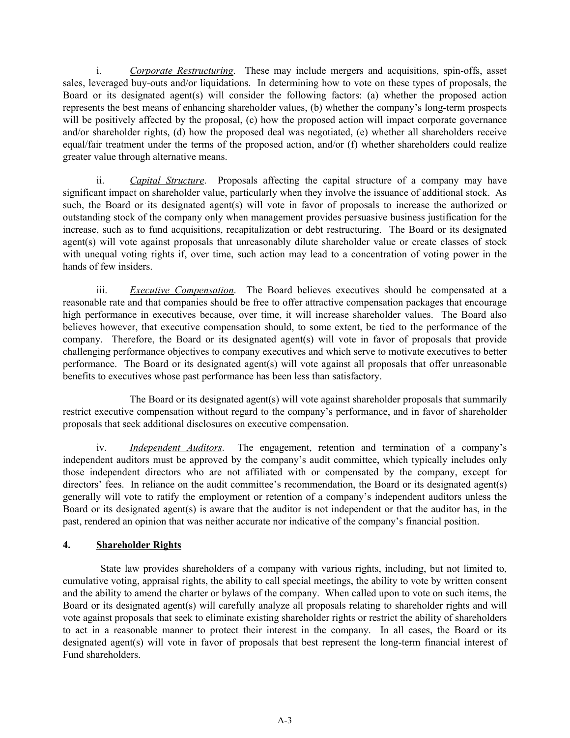i. *Corporate Restructuring*. These may include mergers and acquisitions, spin-offs, asset sales, leveraged buy-outs and/or liquidations. In determining how to vote on these types of proposals, the Board or its designated agent(s) will consider the following factors: (a) whether the proposed action represents the best means of enhancing shareholder values, (b) whether the company's long-term prospects will be positively affected by the proposal, (c) how the proposed action will impact corporate governance and/or shareholder rights, (d) how the proposed deal was negotiated, (e) whether all shareholders receive equal/fair treatment under the terms of the proposed action, and/or (f) whether shareholders could realize greater value through alternative means.

ii. *Capital Structure*. Proposals affecting the capital structure of a company may have significant impact on shareholder value, particularly when they involve the issuance of additional stock. As such, the Board or its designated agent(s) will vote in favor of proposals to increase the authorized or outstanding stock of the company only when management provides persuasive business justification for the increase, such as to fund acquisitions, recapitalization or debt restructuring. The Board or its designated agent(s) will vote against proposals that unreasonably dilute shareholder value or create classes of stock with unequal voting rights if, over time, such action may lead to a concentration of voting power in the hands of few insiders.

iii. *Executive Compensation*. The Board believes executives should be compensated at a reasonable rate and that companies should be free to offer attractive compensation packages that encourage high performance in executives because, over time, it will increase shareholder values. The Board also believes however, that executive compensation should, to some extent, be tied to the performance of the company. Therefore, the Board or its designated agent(s) will vote in favor of proposals that provide challenging performance objectives to company executives and which serve to motivate executives to better performance. The Board or its designated agent(s) will vote against all proposals that offer unreasonable benefits to executives whose past performance has been less than satisfactory.

The Board or its designated agent(s) will vote against shareholder proposals that summarily restrict executive compensation without regard to the company's performance, and in favor of shareholder proposals that seek additional disclosures on executive compensation.

iv. *Independent Auditors*. The engagement, retention and termination of a company's independent auditors must be approved by the company's audit committee, which typically includes only those independent directors who are not affiliated with or compensated by the company, except for directors' fees. In reliance on the audit committee's recommendation, the Board or its designated agent(s) generally will vote to ratify the employment or retention of a company's independent auditors unless the Board or its designated agent(s) is aware that the auditor is not independent or that the auditor has, in the past, rendered an opinion that was neither accurate nor indicative of the company's financial position.

**4. Shareholder Rights**

State law provides shareholders of a company with various rights, including, but not limited to, cumulative voting, appraisal rights, the ability to call special meetings, the ability to vote by written consent and the ability to amend the charter or bylaws of the company. When called upon to vote on such items, the Board or its designated agent(s) will carefully analyze all proposals relating to shareholder rights and will vote against proposals that seek to eliminate existing shareholder rights or restrict the ability of shareholders to act in a reasonable manner to protect their interest in the company. In all cases, the Board or its designated agent(s) will vote in favor of proposals that best represent the long-term financial interest of Fund shareholders.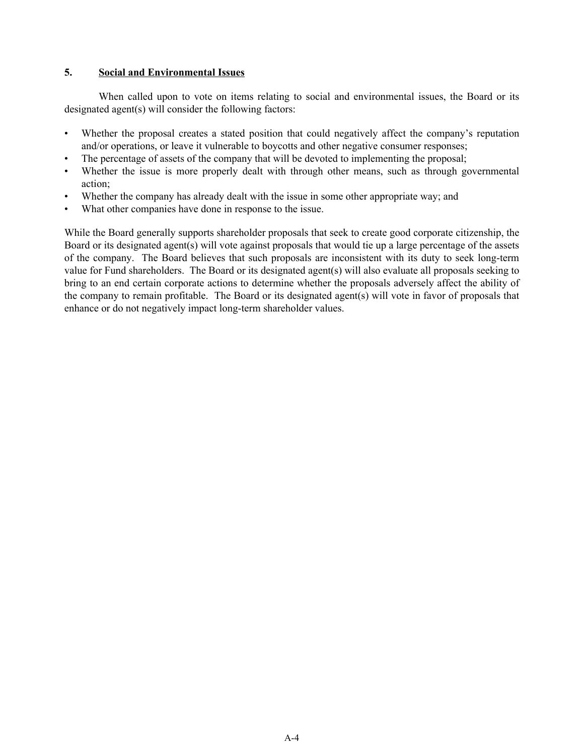## 5. Social and Environmental Issues

When called upon to vote on items relating to social and environmental issues, the Board or its designated agent(s) will consider the following factors:

- Whether the proposal creates a stated position that could negatively affect the company's reputation and/or operations, or leave it vulnerable to boycotts and other negative consumer responses;
- The percentage of assets of the company that will be devoted to implementing the proposal;
- Whether the issue is more properly dealt with through other means, such as through governmental action;
- Whether the company has already dealt with the issue in some other appropriate way; and
- What other companies have done in response to the issue.

While the Board generally supports shareholder proposals that seek to create good corporate citizenship, the Board or its designated agent(s) will vote against proposals that would tie up a large percentage of the assets of the company. The Board believes that such proposals are inconsistent with its duty to seek long-term value for Fund shareholders. The Board or its designated agent(s) will also evaluate all proposals seeking to bring to an end certain corporate actions to determine whether the proposals adversely affect the ability of the company to remain profitable. The Board or its designated agent(s) will vote in favor of proposals that enhance or do not negatively impact long-term shareholder values.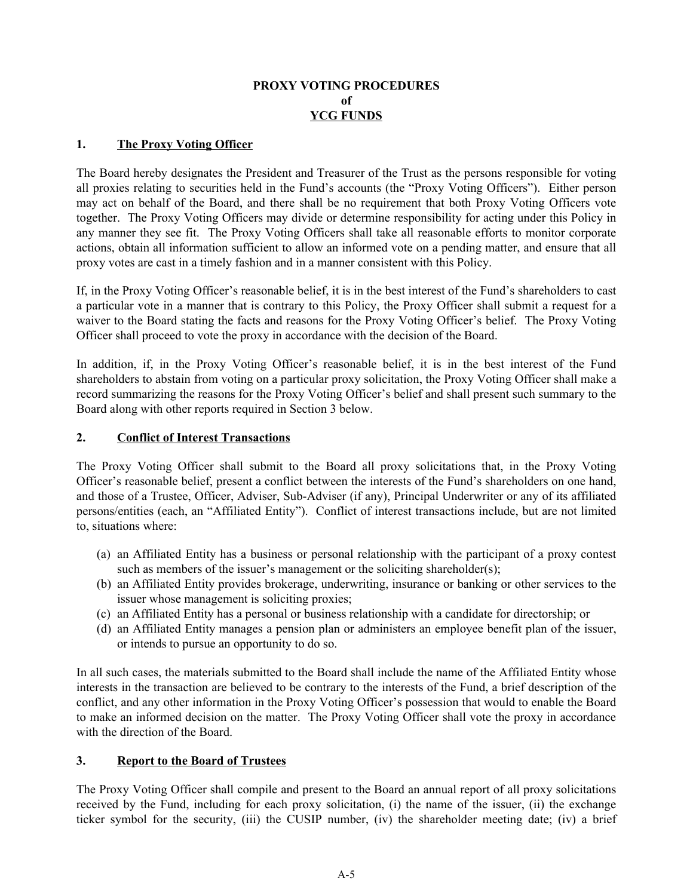# PROXY VOTING PROCEDURES
# of
# YCG FUNDS

## 1. The Proxy Voting Officer

The Board hereby designates the President and Treasurer of the Trust as the persons responsible for voting all proxies relating to securities held in the Fund's accounts (the "Proxy Voting Officers"). Either person may act on behalf of the Board, and there shall be no requirement that both Proxy Voting Officers vote together. The Proxy Voting Officers may divide or determine responsibility for acting under this Policy in any manner they see fit. The Proxy Voting Officers shall take all reasonable efforts to monitor corporate actions, obtain all information sufficient to allow an informed vote on a pending matter, and ensure that all proxy votes are cast in a timely fashion and in a manner consistent with this Policy.

If, in the Proxy Voting Officer's reasonable belief, it is in the best interest of the Fund's shareholders to cast a particular vote in a manner that is contrary to this Policy, the Proxy Officer shall submit a request for a waiver to the Board stating the facts and reasons for the Proxy Voting Officer's belief. The Proxy Voting Officer shall proceed to vote the proxy in accordance with the decision of the Board.

In addition, if, in the Proxy Voting Officer's reasonable belief, it is in the best interest of the Fund shareholders to abstain from voting on a particular proxy solicitation, the Proxy Voting Officer shall make a record summarizing the reasons for the Proxy Voting Officer's belief and shall present such summary to the Board along with other reports required in Section 3 below.

## 2. Conflict of Interest Transactions

The Proxy Voting Officer shall submit to the Board all proxy solicitations that, in the Proxy Voting Officer's reasonable belief, present a conflict between the interests of the Fund's shareholders on one hand, and those of a Trustee, Officer, Adviser, Sub-Adviser (if any), Principal Underwriter or any of its affiliated persons/entities (each, an "Affiliated Entity"). Conflict of interest transactions include, but are not limited to, situations where:

(a) an Affiliated Entity has a business or personal relationship with the participant of a proxy contest such as members of the issuer's management or the soliciting shareholder(s);
(b) an Affiliated Entity provides brokerage, underwriting, insurance or banking or other services to the issuer whose management is soliciting proxies;
(c) an Affiliated Entity has a personal or business relationship with a candidate for directorship; or
(d) an Affiliated Entity manages a pension plan or administers an employee benefit plan of the issuer, or intends to pursue an opportunity to do so.

In all such cases, the materials submitted to the Board shall include the name of the Affiliated Entity whose interests in the transaction are believed to be contrary to the interests of the Fund, a brief description of the conflict, and any other information in the Proxy Voting Officer's possession that would to enable the Board to make an informed decision on the matter. The Proxy Voting Officer shall vote the proxy in accordance with the direction of the Board.

## 3. Report to the Board of Trustees

The Proxy Voting Officer shall compile and present to the Board an annual report of all proxy solicitations received by the Fund, including for each proxy solicitation, (i) the name of the issuer, (ii) the exchange ticker symbol for the security, (iii) the CUSIP number, (iv) the shareholder meeting date; (iv) a brief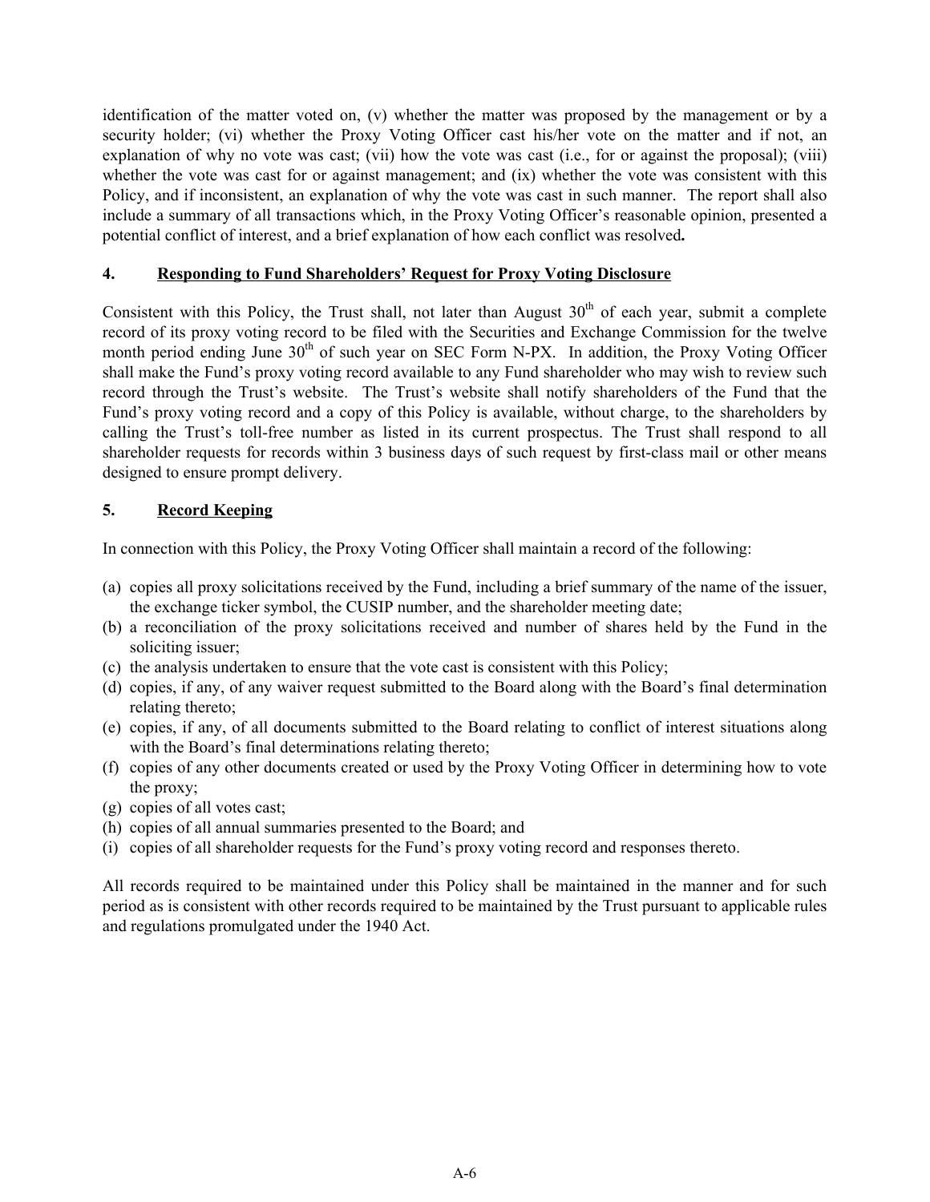identification of the matter voted on, (v) whether the matter was proposed by the management or by a security holder; (vi) whether the Proxy Voting Officer cast his/her vote on the matter and if not, an explanation of why no vote was cast; (vii) how the vote was cast (i.e., for or against the proposal); (viii) whether the vote was cast for or against management; and (ix) whether the vote was consistent with this Policy, and if inconsistent, an explanation of why the vote was cast in such manner. The report shall also include a summary of all transactions which, in the Proxy Voting Officer's reasonable opinion, presented a potential conflict of interest, and a brief explanation of how each conflict was resolved**.**

## 4. Responding to Fund Shareholders' Request for Proxy Voting Disclosure

Consistent with this Policy, the Trust shall, not later than August 30th of each year, submit a complete record of its proxy voting record to be filed with the Securities and Exchange Commission for the twelve month period ending June 30th of such year on SEC Form N-PX. In addition, the Proxy Voting Officer shall make the Fund's proxy voting record available to any Fund shareholder who may wish to review such record through the Trust's website. The Trust's website shall notify shareholders of the Fund that the Fund's proxy voting record and a copy of this Policy is available, without charge, to the shareholders by calling the Trust's toll-free number as listed in its current prospectus. The Trust shall respond to all shareholder requests for records within 3 business days of such request by first-class mail or other means designed to ensure prompt delivery.

## 5. Record Keeping

In connection with this Policy, the Proxy Voting Officer shall maintain a record of the following:

(a) copies all proxy solicitations received by the Fund, including a brief summary of the name of the issuer, the exchange ticker symbol, the CUSIP number, and the shareholder meeting date;
(b) a reconciliation of the proxy solicitations received and number of shares held by the Fund in the soliciting issuer;
(c) the analysis undertaken to ensure that the vote cast is consistent with this Policy;
(d) copies, if any, of any waiver request submitted to the Board along with the Board's final determination relating thereto;
(e) copies, if any, of all documents submitted to the Board relating to conflict of interest situations along with the Board's final determinations relating thereto;
(f) copies of any other documents created or used by the Proxy Voting Officer in determining how to vote the proxy;
(g) copies of all votes cast;
(h) copies of all annual summaries presented to the Board; and
(i) copies of all shareholder requests for the Fund's proxy voting record and responses thereto.

All records required to be maintained under this Policy shall be maintained in the manner and for such period as is consistent with other records required to be maintained by the Trust pursuant to applicable rules and regulations promulgated under the 1940 Act.